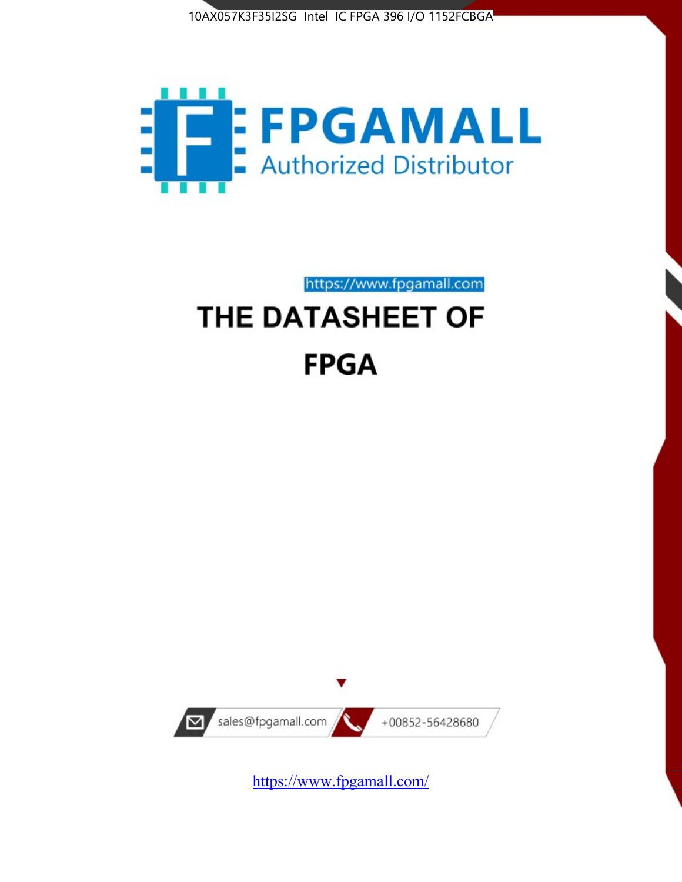10AX057K3F35I2SG Intel IC FPGA 396 I/O 1152FCBGA

FPGAMALL

Authorized Distributor

https://www.fpgamall.com

# THE DATASHEET OF

# FPGA

sales@fpgamall.com

+00852-56428680

https://www.fpgamall.com/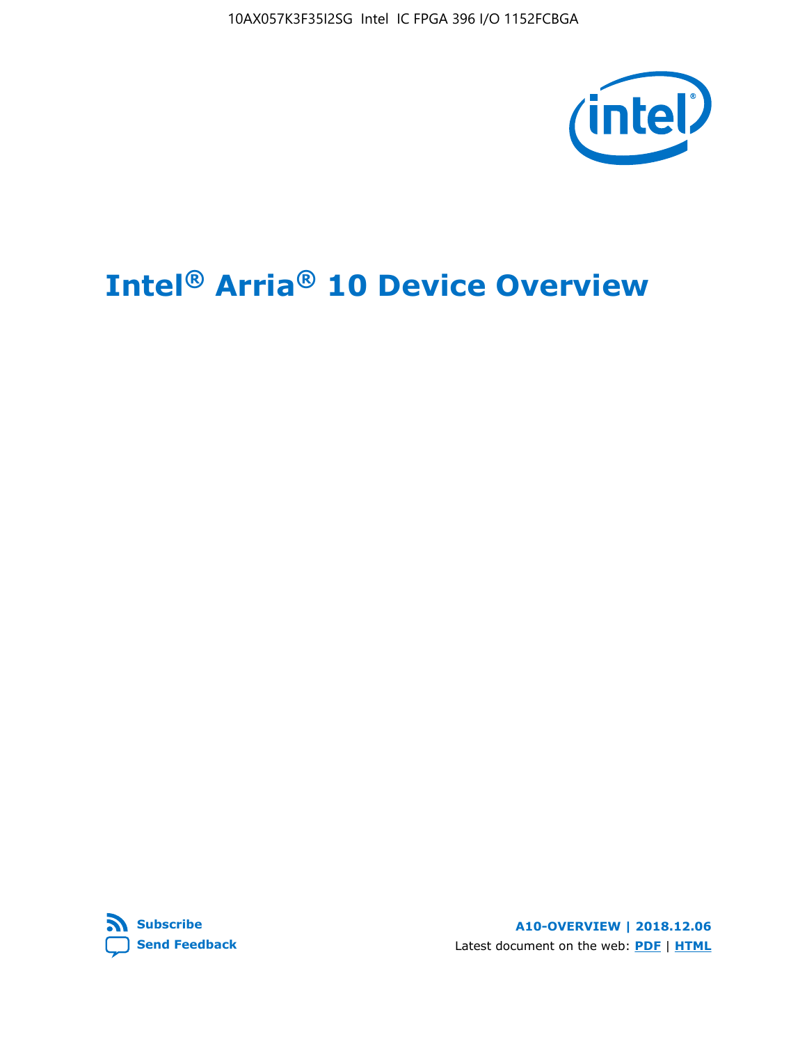10AX057K3F35I2SG Intel IC FPGA 396 I/O 1152FCBGA

# Intel® Arria® 10 Device Overview

Subscribe

Send Feedback

**A10-OVERVIEW | 2018.12.06**

Latest document on the web: **PDF** | **HTML**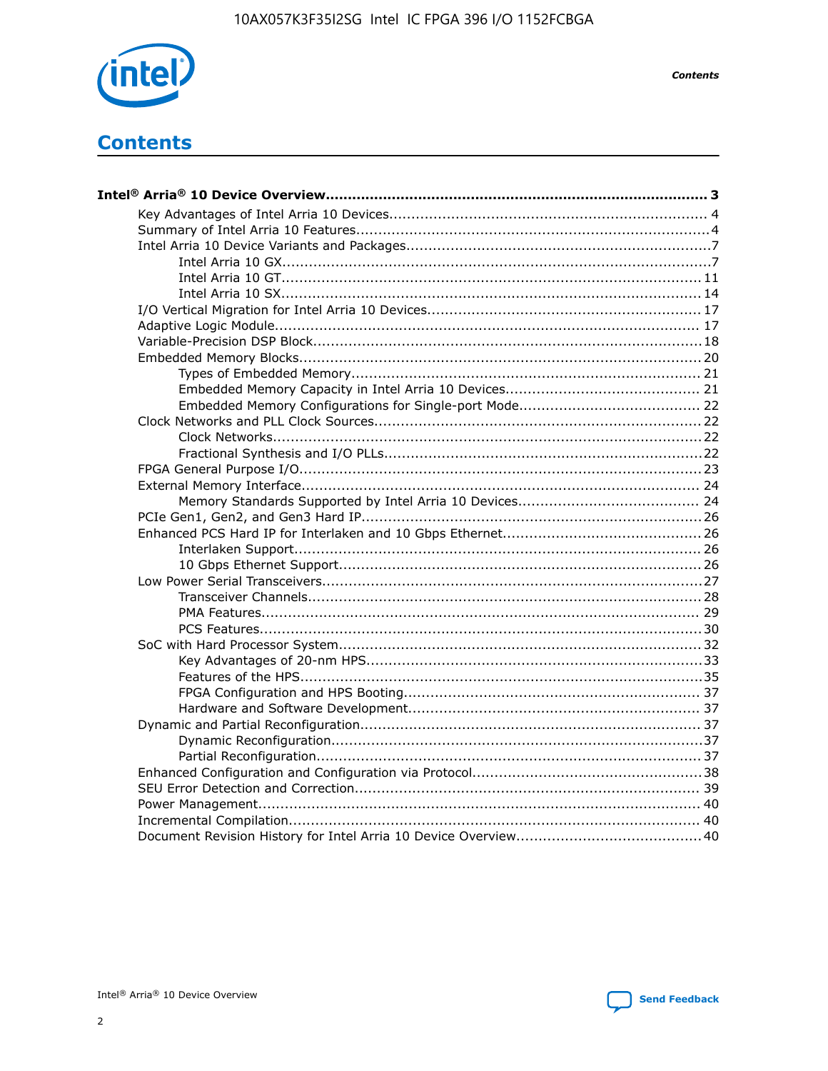# Contents

**Intel® Arria® 10 Device Overview...................................................................................... 3**

- Key Advantages of Intel Arria 10 Devices........................................................................ 4
- Summary of Intel Arria 10 Features................................................................................4
- Intel Arria 10 Device Variants and Packages.....................................................................7
    - Intel Arria 10 GX.................................................................................................7
    - Intel Arria 10 GT............................................................................................... 11
    - Intel Arria 10 SX............................................................................................... 14
- I/O Vertical Migration for Intel Arria 10 Devices.............................................................. 17
- Adaptive Logic Module................................................................................................ 17
- Variable-Precision DSP Block........................................................................................18
- Embedded Memory Blocks........................................................................................... 20
    - Types of Embedded Memory............................................................................... 21
    - Embedded Memory Capacity in Intel Arria 10 Devices............................................ 21
    - Embedded Memory Configurations for Single-port Mode......................................... 22
- Clock Networks and PLL Clock Sources.........................................................................22
    - Clock Networks.................................................................................................22
    - Fractional Synthesis and I/O PLLs........................................................................22
- FPGA General Purpose I/O.......................................................................................... 23
- External Memory Interface.......................................................................................... 24
    - Memory Standards Supported by Intel Arria 10 Devices......................................... 24
- PCIe Gen1, Gen2, and Gen3 Hard IP.............................................................................26
- Enhanced PCS Hard IP for Interlaken and 10 Gbps Ethernet.............................................26
    - Interlaken Support............................................................................................ 26
    - 10 Gbps Ethernet Support.................................................................................. 26
- Low Power Serial Transceivers.....................................................................................27
    - Transceiver Channels.........................................................................................28
    - PMA Features................................................................................................... 29
    - PCS Features....................................................................................................30
- SoC with Hard Processor System..................................................................................32
    - Key Advantages of 20-nm HPS............................................................................33
    - Features of the HPS...........................................................................................35
    - FPGA Configuration and HPS Booting................................................................... 37
    - Hardware and Software Development.................................................................. 37
- Dynamic and Partial Reconfiguration.............................................................................37
    - Dynamic Reconfiguration....................................................................................37
    - Partial Reconfiguration.......................................................................................37
- Enhanced Configuration and Configuration via Protocol....................................................38
- SEU Error Detection and Correction.............................................................................. 39
- Power Management.................................................................................................... 40
- Incremental Compilation............................................................................................. 40
- Document Revision History for Intel Arria 10 Device Overview..........................................40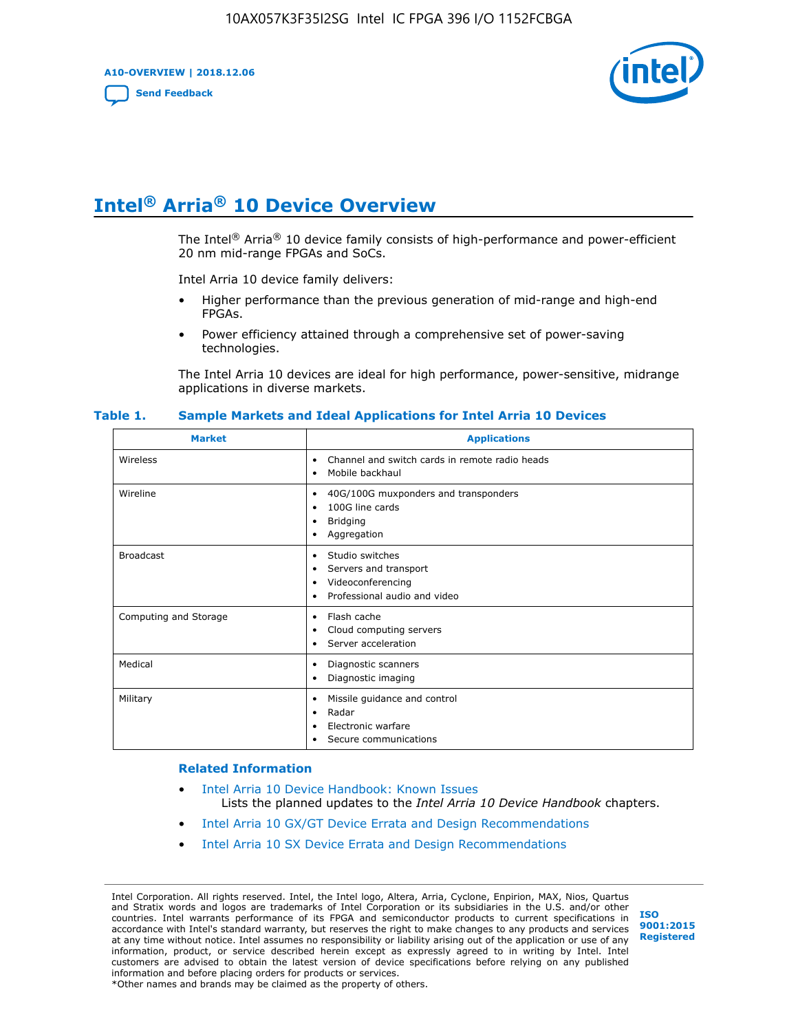# Intel® Arria® 10 Device Overview

The Intel® Arria® 10 device family consists of high-performance and power-efficient 20 nm mid-range FPGAs and SoCs.

Intel Arria 10 device family delivers:

- Higher performance than the previous generation of mid-range and high-end FPGAs.
- Power efficiency attained through a comprehensive set of power-saving technologies.

The Intel Arria 10 devices are ideal for high performance, power-sensitive, midrange applications in diverse markets.

**Table 1. Sample Markets and Ideal Applications for Intel Arria 10 Devices**

| Market | Applications |
|---|---|
| Wireless | • Channel and switch cards in remote radio heads<br>• Mobile backhaul |
| Wireline | • 40G/100G muxponders and transponders<br>• 100G line cards<br>• Bridging<br>• Aggregation |
| Broadcast | • Studio switches<br>• Servers and transport<br>• Videoconferencing<br>• Professional audio and video |
| Computing and Storage | • Flash cache<br>• Cloud computing servers<br>• Server acceleration |
| Medical | • Diagnostic scanners<br>• Diagnostic imaging |
| Military | • Missile guidance and control<br>• Radar<br>• Electronic warfare<br>• Secure communications |

## Related Information

- Intel Arria 10 Device Handbook: Known Issues
  Lists the planned updates to the *Intel Arria 10 Device Handbook* chapters.
- Intel Arria 10 GX/GT Device Errata and Design Recommendations
- Intel Arria 10 SX Device Errata and Design Recommendations

Intel Corporation. All rights reserved. Intel, the Intel logo, Altera, Arria, Cyclone, Enpirion, MAX, Nios, Quartus and Stratix words and logos are trademarks of Intel Corporation or its subsidiaries in the U.S. and/or other countries. Intel warrants performance of its FPGA and semiconductor products to current specifications in accordance with Intel's standard warranty, but reserves the right to make changes to any products and services at any time without notice. Intel assumes no responsibility or liability arising out of the application or use of any information, product, or service described herein except as expressly agreed to in writing by Intel. Intel customers are advised to obtain the latest version of device specifications before relying on any published information and before placing orders for products or services.
*Other names and brands may be claimed as the property of others.

ISO 9001:2015 Registered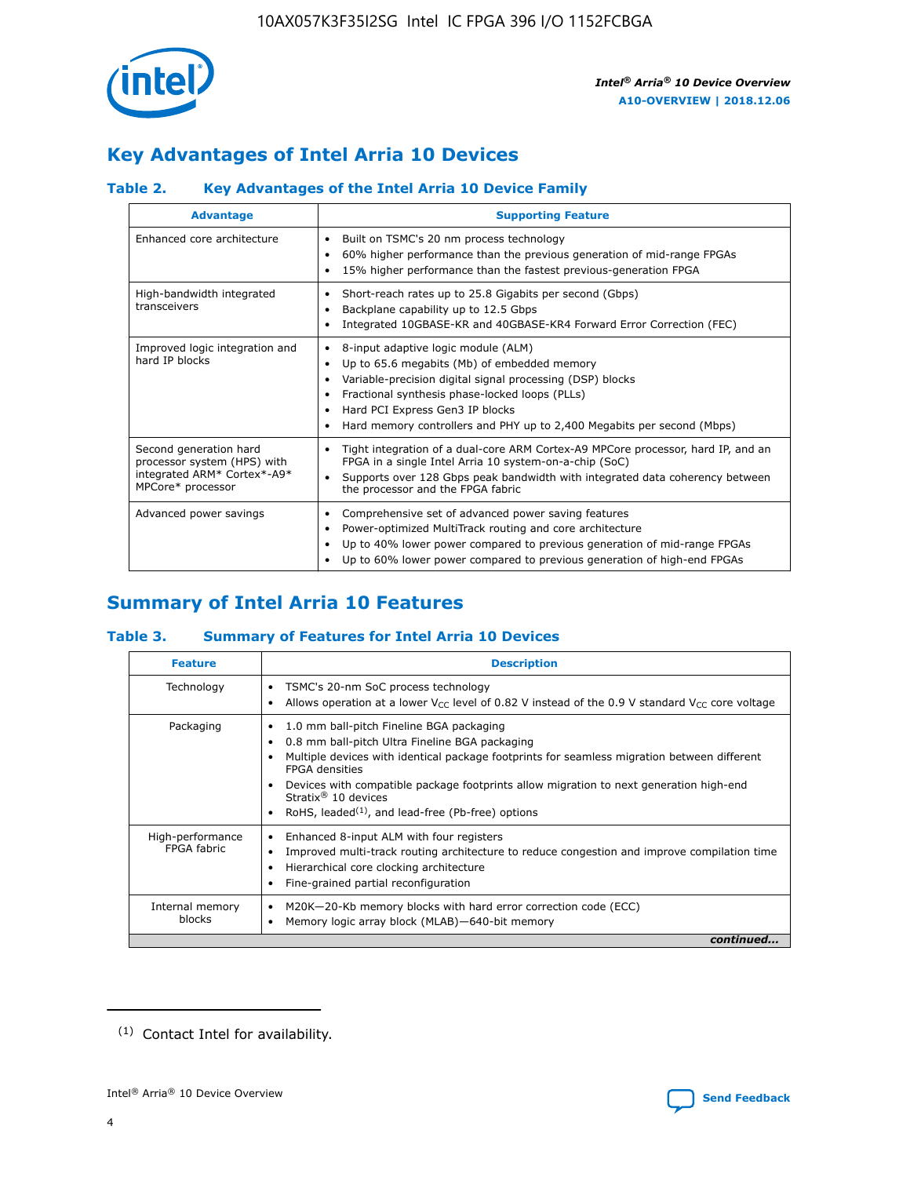## Key Advantages of Intel Arria 10 Devices

### Table 2. Key Advantages of the Intel Arria 10 Device Family

| Advantage | Supporting Feature |
|---|---|
| Enhanced core architecture | • Built on TSMC's 20 nm process technology<br>• 60% higher performance than the previous generation of mid-range FPGAs<br>• 15% higher performance than the fastest previous-generation FPGA |
| High-bandwidth integrated transceivers | • Short-reach rates up to 25.8 Gigabits per second (Gbps)<br>• Backplane capability up to 12.5 Gbps<br>• Integrated 10GBASE-KR and 40GBASE-KR4 Forward Error Correction (FEC) |
| Improved logic integration and hard IP blocks | • 8-input adaptive logic module (ALM)<br>• Up to 65.6 megabits (Mb) of embedded memory<br>• Variable-precision digital signal processing (DSP) blocks<br>• Fractional synthesis phase-locked loops (PLLs)<br>• Hard PCI Express Gen3 IP blocks<br>• Hard memory controllers and PHY up to 2,400 Megabits per second (Mbps) |
| Second generation hard processor system (HPS) with integrated ARM* Cortex*-A9* MPCore* processor | • Tight integration of a dual-core ARM Cortex-A9 MPCore processor, hard IP, and an FPGA in a single Intel Arria 10 system-on-a-chip (SoC)<br>• Supports over 128 Gbps peak bandwidth with integrated data coherency between the processor and the FPGA fabric |
| Advanced power savings | • Comprehensive set of advanced power saving features<br>• Power-optimized MultiTrack routing and core architecture<br>• Up to 40% lower power compared to previous generation of mid-range FPGAs<br>• Up to 60% lower power compared to previous generation of high-end FPGAs |

## Summary of Intel Arria 10 Features

### Table 3. Summary of Features for Intel Arria 10 Devices

| Feature | Description |
|---|---|
| Technology | • TSMC's 20-nm SoC process technology<br>• Allows operation at a lower $V_{CC}$ level of 0.82 V instead of the 0.9 V standard $V_{CC}$ core voltage |
| Packaging | • 1.0 mm ball-pitch Fineline BGA packaging<br>• 0.8 mm ball-pitch Ultra Fineline BGA packaging<br>• Multiple devices with identical package footprints for seamless migration between different FPGA densities<br>• Devices with compatible package footprints allow migration to next generation high-end Stratix® 10 devices<br>• RoHS, leaded[(1)], and lead-free (Pb-free) options |
| High-performance FPGA fabric | • Enhanced 8-input ALM with four registers<br>• Improved multi-track routing architecture to reduce congestion and improve compilation time<br>• Hierarchical core clocking architecture<br>• Fine-grained partial reconfiguration |
| Internal memory blocks | • M20K—20-Kb memory blocks with hard error correction code (ECC)<br>• Memory logic array block (MLAB)—640-bit memory |

*continued...*

(1) Contact Intel for availability.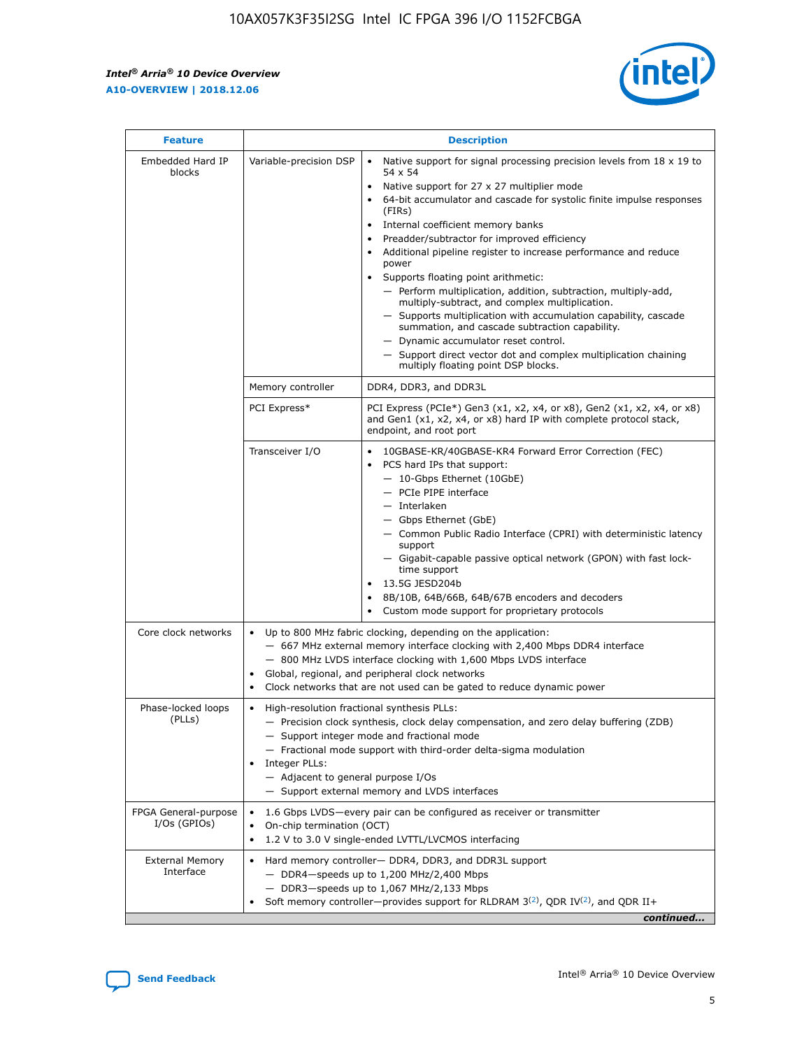| Feature | Description | |
|---|---|---|
| Embedded Hard IP blocks | Variable-precision DSP | • Native support for signal processing precision levels from 18 x 19 to 54 x 54<br>• Native support for 27 x 27 multiplier mode<br>• 64-bit accumulator and cascade for systolic finite impulse responses (FIRs)<br>• Internal coefficient memory banks<br>• Preadder/subtractor for improved efficiency<br>• Additional pipeline register to increase performance and reduce power<br>• Supports floating point arithmetic:<br>— Perform multiplication, addition, subtraction, multiply-add, multiply-subtract, and complex multiplication.<br>— Supports multiplication with accumulation capability, cascade summation, and cascade subtraction capability.<br>— Dynamic accumulator reset control.<br>— Support direct vector dot and complex multiplication chaining multiply floating point DSP blocks. |
| | Memory controller | DDR4, DDR3, and DDR3L |
| | PCI Express* | PCI Express (PCIe*) Gen3 (x1, x2, x4, or x8), Gen2 (x1, x2, x4, or x8) and Gen1 (x1, x2, x4, or x8) hard IP with complete protocol stack, endpoint, and root port |
| | Transceiver I/O | • 10GBASE-KR/40GBASE-KR4 Forward Error Correction (FEC)<br>• PCS hard IPs that support:<br>— 10-Gbps Ethernet (10GbE)<br>— PCIe PIPE interface<br>— Interlaken<br>— Gbps Ethernet (GbE)<br>— Common Public Radio Interface (CPRI) with deterministic latency support<br>— Gigabit-capable passive optical network (GPON) with fast lock-time support<br>• 13.5G JESD204b<br>• 8B/10B, 64B/66B, 64B/67B encoders and decoders<br>• Custom mode support for proprietary protocols |
| Core clock networks | • Up to 800 MHz fabric clocking, depending on the application:<br>— 667 MHz external memory interface clocking with 2,400 Mbps DDR4 interface<br>— 800 MHz LVDS interface clocking with 1,600 Mbps LVDS interface<br>• Global, regional, and peripheral clock networks<br>• Clock networks that are not used can be gated to reduce dynamic power | |
| Phase-locked loops (PLLs) | • High-resolution fractional synthesis PLLs:<br>— Precision clock synthesis, clock delay compensation, and zero delay buffering (ZDB)<br>— Support integer mode and fractional mode<br>— Fractional mode support with third-order delta-sigma modulation<br>• Integer PLLs:<br>— Adjacent to general purpose I/Os<br>— Support external memory and LVDS interfaces | |
| FPGA General-purpose I/Os (GPIOs) | • 1.6 Gbps LVDS—every pair can be configured as receiver or transmitter<br>• On-chip termination (OCT)<br>• 1.2 V to 3.0 V single-ended LVTTL/LVCMOS interfacing | |
| External Memory Interface | • Hard memory controller— DDR4, DDR3, and DDR3L support<br>— DDR4—speeds up to 1,200 MHz/2,400 Mbps<br>— DDR3—speeds up to 1,067 MHz/2,133 Mbps<br>• Soft memory controller—provides support for RLDRAM 3[(2)], QDR IV[(2)], and QDR II+ | |

*continued...*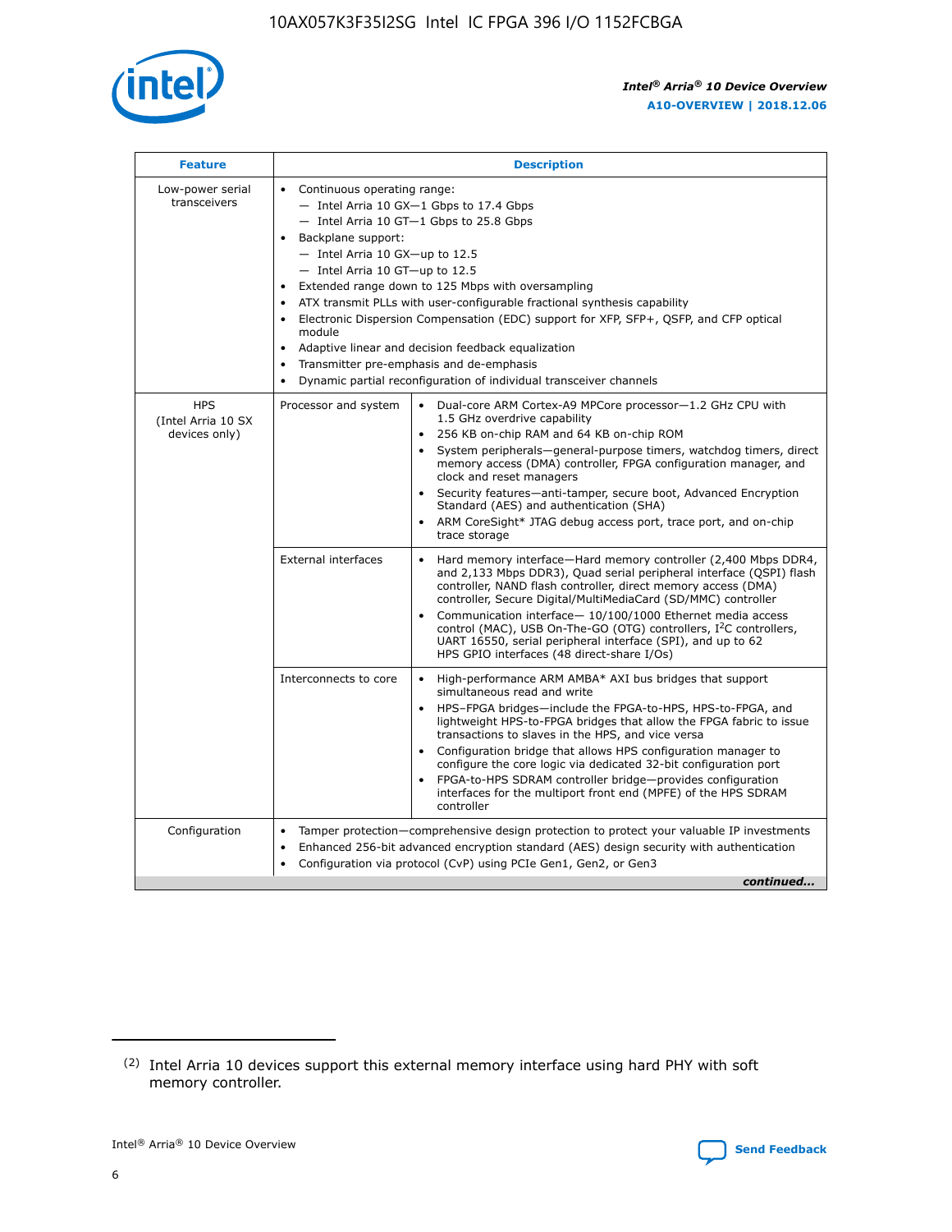| Feature | Description | |
|---|---|---|
| Low-power serial transceivers | • Continuous operating range:<br>— Intel Arria 10 GX—1 Gbps to 17.4 Gbps<br>— Intel Arria 10 GT—1 Gbps to 25.8 Gbps<br>• Backplane support:<br>— Intel Arria 10 GX—up to 12.5<br>— Intel Arria 10 GT—up to 12.5<br>• Extended range down to 125 Mbps with oversampling<br>• ATX transmit PLLs with user-configurable fractional synthesis capability<br>• Electronic Dispersion Compensation (EDC) support for XFP, SFP+, QSFP, and CFP optical module<br>• Adaptive linear and decision feedback equalization<br>• Transmitter pre-emphasis and de-emphasis<br>• Dynamic partial reconfiguration of individual transceiver channels | |
| HPS (Intel Arria 10 SX devices only) | Processor and system | • Dual-core ARM Cortex-A9 MPCore processor—1.2 GHz CPU with 1.5 GHz overdrive capability<br>• 256 KB on-chip RAM and 64 KB on-chip ROM<br>• System peripherals—general-purpose timers, watchdog timers, direct memory access (DMA) controller, FPGA configuration manager, and clock and reset managers<br>• Security features—anti-tamper, secure boot, Advanced Encryption Standard (AES) and authentication (SHA)<br>• ARM CoreSight* JTAG debug access port, trace port, and on-chip trace storage |
| | External interfaces | • Hard memory interface—Hard memory controller (2,400 Mbps DDR4, and 2,133 Mbps DDR3), Quad serial peripheral interface (QSPI) flash controller, NAND flash controller, direct memory access (DMA) controller, Secure Digital/MultiMediaCard (SD/MMC) controller<br>• Communication interface— 10/100/1000 Ethernet media access control (MAC), USB On-The-GO (OTG) controllers, I²C controllers, UART 16550, serial peripheral interface (SPI), and up to 62 HPS GPIO interfaces (48 direct-share I/Os) |
| | Interconnects to core | • High-performance ARM AMBA* AXI bus bridges that support simultaneous read and write<br>• HPS–FPGA bridges—include the FPGA-to-HPS, HPS-to-FPGA, and lightweight HPS-to-FPGA bridges that allow the FPGA fabric to issue transactions to slaves in the HPS, and vice versa<br>• Configuration bridge that allows HPS configuration manager to configure the core logic via dedicated 32-bit configuration port<br>• FPGA-to-HPS SDRAM controller bridge—provides configuration interfaces for the multiport front end (MPFE) of the HPS SDRAM controller |
| Configuration | • Tamper protection—comprehensive design protection to protect your valuable IP investments<br>• Enhanced 256-bit advanced encryption standard (AES) design security with authentication<br>• Configuration via protocol (CvP) using PCIe Gen1, Gen2, or Gen3 | |

*continued...*

(2) Intel Arria 10 devices support this external memory interface using hard PHY with soft memory controller.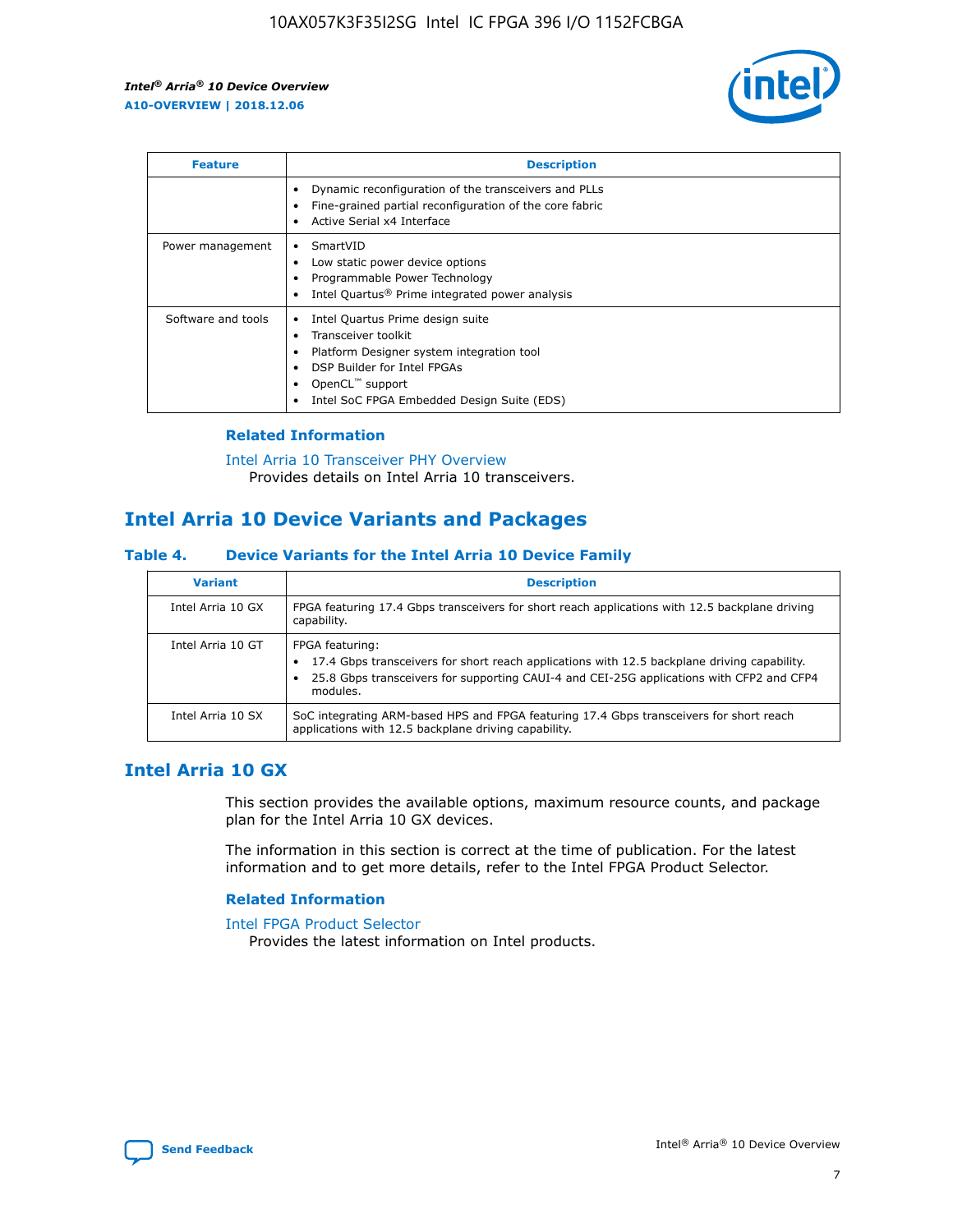| Feature | Description |
| --- | --- |
| | • Dynamic reconfiguration of the transceivers and PLLs<br>• Fine-grained partial reconfiguration of the core fabric<br>• Active Serial x4 Interface |
| Power management | • SmartVID<br>• Low static power device options<br>• Programmable Power Technology<br>• Intel Quartus® Prime integrated power analysis |
| Software and tools | • Intel Quartus Prime design suite<br>• Transceiver toolkit<br>• Platform Designer system integration tool<br>• DSP Builder for Intel FPGAs<br>• OpenCL™ support<br>• Intel SoC FPGA Embedded Design Suite (EDS) |

### Related Information

Intel Arria 10 Transceiver PHY Overview
Provides details on Intel Arria 10 transceivers.

## Intel Arria 10 Device Variants and Packages

### Table 4. Device Variants for the Intel Arria 10 Device Family

| Variant | Description |
| --- | --- |
| Intel Arria 10 GX | FPGA featuring 17.4 Gbps transceivers for short reach applications with 12.5 backplane driving capability. |
| Intel Arria 10 GT | FPGA featuring:<br>• 17.4 Gbps transceivers for short reach applications with 12.5 backplane driving capability.<br>• 25.8 Gbps transceivers for supporting CAUI-4 and CEI-25G applications with CFP2 and CFP4 modules. |
| Intel Arria 10 SX | SoC integrating ARM-based HPS and FPGA featuring 17.4 Gbps transceivers for short reach applications with 12.5 backplane driving capability. |

## Intel Arria 10 GX

This section provides the available options, maximum resource counts, and package plan for the Intel Arria 10 GX devices.

The information in this section is correct at the time of publication. For the latest information and to get more details, refer to the Intel FPGA Product Selector.

### Related Information

Intel FPGA Product Selector
Provides the latest information on Intel products.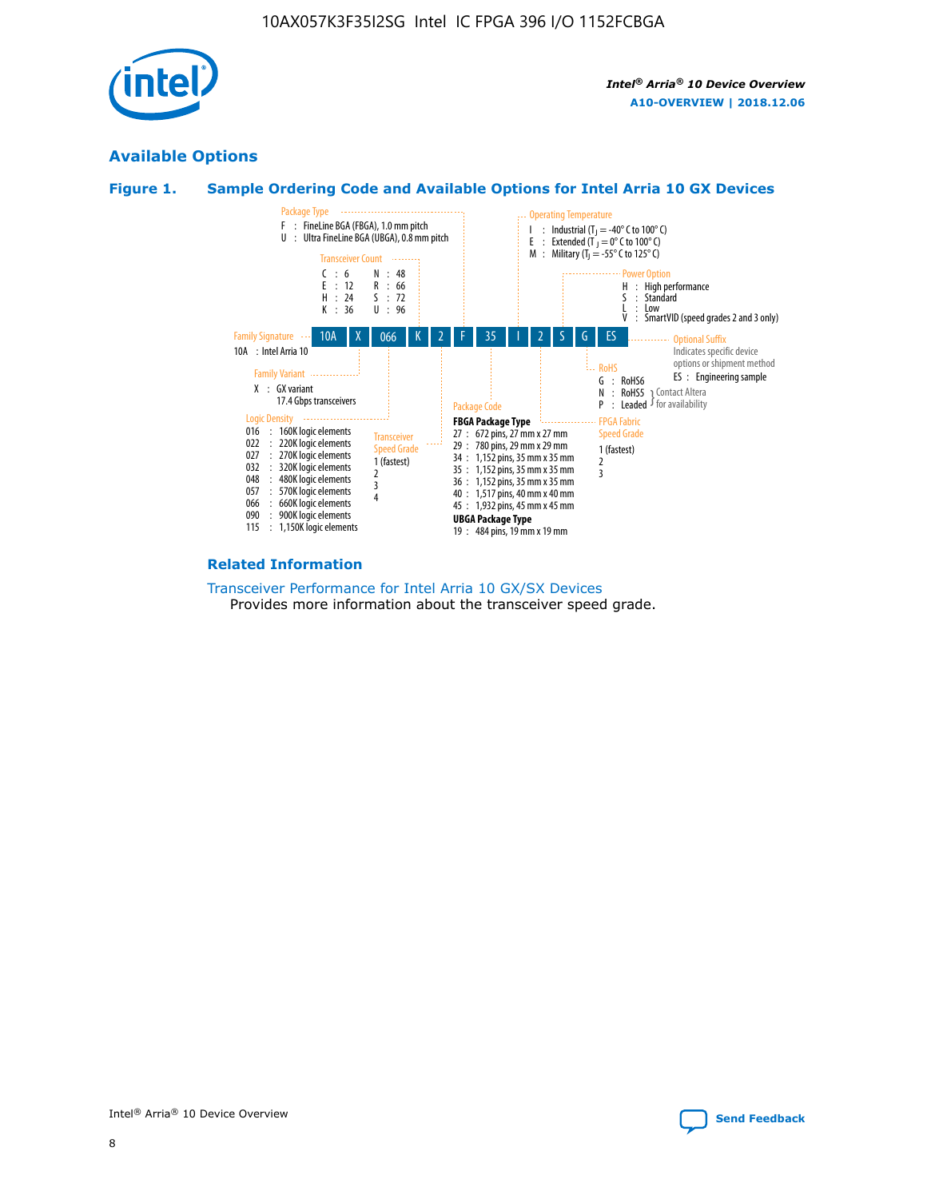## Available Options

### Figure 1. Sample Ordering Code and Available Options for Intel Arria 10 GX Devices

**Ordering code:** 10A | X | 066 | K | 2 | F | 35 | I | 2 | S | G | ES

**Family Signature**
- 10A : Intel Arria 10

**Family Variant**
- X : GX variant 17.4 Gbps transceivers

**Logic Density**
- 016 : 160K logic elements
- 022 : 220K logic elements
- 027 : 270K logic elements
- 032 : 320K logic elements
- 048 : 480K logic elements
- 057 : 570K logic elements
- 066 : 660K logic elements
- 090 : 900K logic elements
- 115 : 1,150K logic elements

**Transceiver Count**
- C : 6
- E : 12
- H : 24
- K : 36
- N : 48
- R : 66
- S : 72
- U : 96

**Transceiver Speed Grade**
- 1 (fastest)
- 2
- 3
- 4

**Package Type**
- F : FineLine BGA (FBGA), 1.0 mm pitch
- U : Ultra FineLine BGA (UBGA), 0.8 mm pitch

**Package Code**

FBGA Package Type
- 27 : 672 pins, 27 mm x 27 mm
- 29 : 780 pins, 29 mm x 29 mm
- 34 : 1,152 pins, 35 mm x 35 mm
- 35 : 1,152 pins, 35 mm x 35 mm
- 36 : 1,152 pins, 35 mm x 35 mm
- 40 : 1,517 pins, 40 mm x 40 mm
- 45 : 1,932 pins, 45 mm x 45 mm

UBGA Package Type
- 19 : 484 pins, 19 mm x 19 mm

**Operating Temperature**
- I : Industrial ($T_J$ = -40° C to 100° C)
- E : Extended ($T_J$ = 0° C to 100° C)
- M : Military ($T_J$ = -55° C to 125° C)

**FPGA Fabric Speed Grade**
- 1 (fastest)
- 2
- 3

**Power Option**
- H : High performance
- S : Standard
- L : Low
- V : SmartVID (speed grades 2 and 3 only)

**RoHS**
- G : RoHS6
- N : RoHS5 (Contact Altera for availability)
- P : Leaded (Contact Altera for availability)

**Optional Suffix**

Indicates specific device options or shipment method
- ES : Engineering sample

#### Related Information

Transceiver Performance for Intel Arria 10 GX/SX Devices
Provides more information about the transceiver speed grade.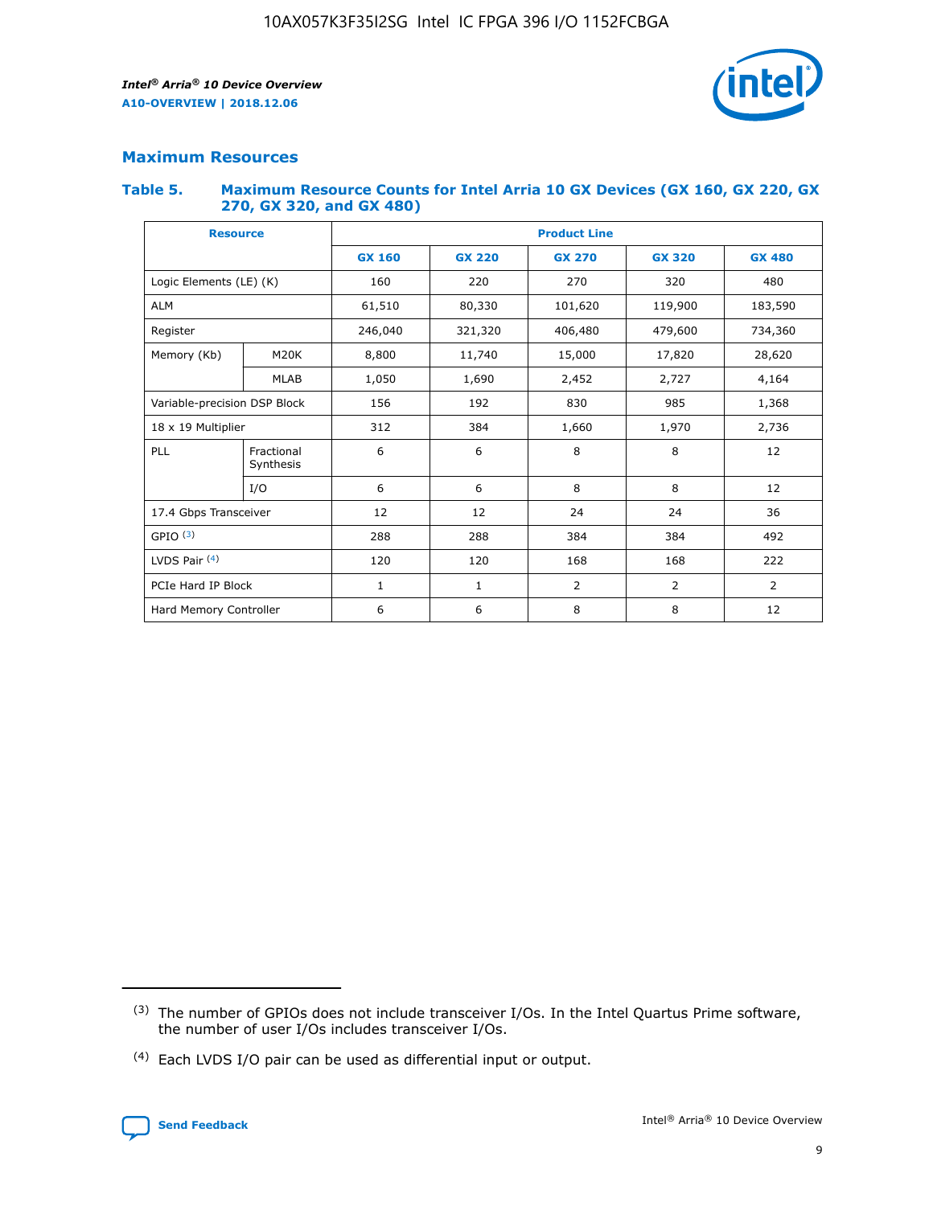## Maximum Resources

### Table 5. Maximum Resource Counts for Intel Arria 10 GX Devices (GX 160, GX 220, GX 270, GX 320, and GX 480)

| Resource | | Product Line | | | | |
|---|---|---|---|---|---|---|
| | | GX 160 | GX 220 | GX 270 | GX 320 | GX 480 |
| Logic Elements (LE) (K) | | 160 | 220 | 270 | 320 | 480 |
| ALM | | 61,510 | 80,330 | 101,620 | 119,900 | 183,590 |
| Register | | 246,040 | 321,320 | 406,480 | 479,600 | 734,360 |
| Memory (Kb) | M20K | 8,800 | 11,740 | 15,000 | 17,820 | 28,620 |
| | MLAB | 1,050 | 1,690 | 2,452 | 2,727 | 4,164 |
| Variable-precision DSP Block | | 156 | 192 | 830 | 985 | 1,368 |
| 18 x 19 Multiplier | | 312 | 384 | 1,660 | 1,970 | 2,736 |
| PLL | Fractional Synthesis | 6 | 6 | 8 | 8 | 12 |
| | I/O | 6 | 6 | 8 | 8 | 12 |
| 17.4 Gbps Transceiver | | 12 | 12 | 24 | 24 | 36 |
| GPIO [(3)] | | 288 | 288 | 384 | 384 | 492 |
| LVDS Pair [(4)] | | 120 | 120 | 168 | 168 | 222 |
| PCIe Hard IP Block | | 1 | 1 | 2 | 2 | 2 |
| Hard Memory Controller | | 6 | 6 | 8 | 8 | 12 |

(3) The number of GPIOs does not include transceiver I/Os. In the Intel Quartus Prime software, the number of user I/Os includes transceiver I/Os.

(4) Each LVDS I/O pair can be used as differential input or output.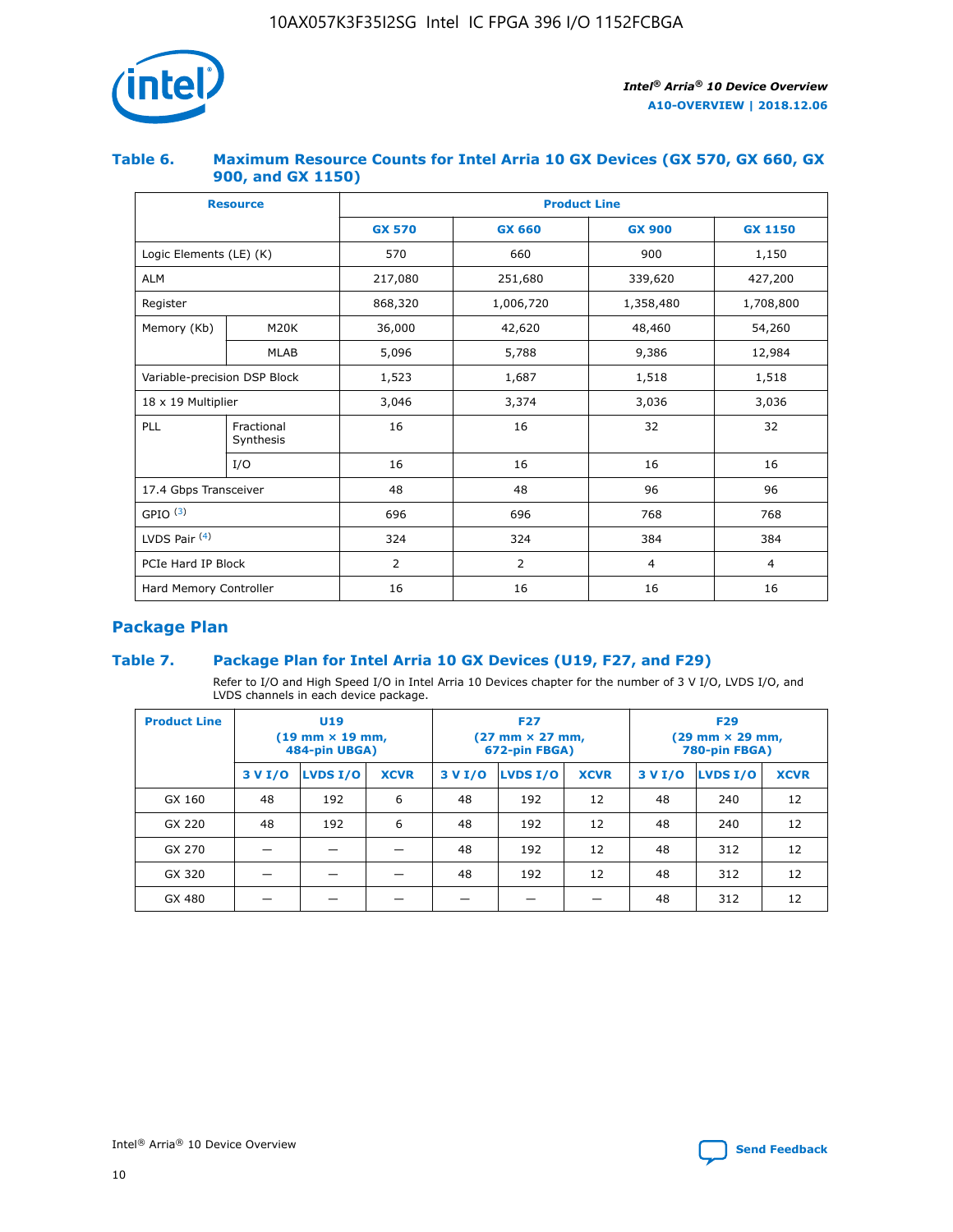### Table 6. Maximum Resource Counts for Intel Arria 10 GX Devices (GX 570, GX 660, GX 900, and GX 1150)

| Resource | | Product Line | | | |
|---|---|---|---|---|---|
| | | GX 570 | GX 660 | GX 900 | GX 1150 |
| Logic Elements (LE) (K) | | 570 | 660 | 900 | 1,150 |
| ALM | | 217,080 | 251,680 | 339,620 | 427,200 |
| Register | | 868,320 | 1,006,720 | 1,358,480 | 1,708,800 |
| Memory (Kb) | M20K | 36,000 | 42,620 | 48,460 | 54,260 |
| | MLAB | 5,096 | 5,788 | 9,386 | 12,984 |
| Variable-precision DSP Block | | 1,523 | 1,687 | 1,518 | 1,518 |
| 18 x 19 Multiplier | | 3,046 | 3,374 | 3,036 | 3,036 |
| PLL | Fractional Synthesis | 16 | 16 | 32 | 32 |
| | I/O | 16 | 16 | 16 | 16 |
| 17.4 Gbps Transceiver | | 48 | 48 | 96 | 96 |
| GPIO [(3)] | | 696 | 696 | 768 | 768 |
| LVDS Pair [(4)] | | 324 | 324 | 384 | 384 |
| PCIe Hard IP Block | | 2 | 2 | 4 | 4 |
| Hard Memory Controller | | 16 | 16 | 16 | 16 |

## Package Plan

### Table 7. Package Plan for Intel Arria 10 GX Devices (U19, F27, and F29)

Refer to I/O and High Speed I/O in Intel Arria 10 Devices chapter for the number of 3 V I/O, LVDS I/O, and LVDS channels in each device package.

| Product Line | U19 (19 mm × 19 mm, 484-pin UBGA) | | | F27 (27 mm × 27 mm, 672-pin FBGA) | | | F29 (29 mm × 29 mm, 780-pin FBGA) | | |
|---|---|---|---|---|---|---|---|---|---|
| | 3 V I/O | LVDS I/O | XCVR | 3 V I/O | LVDS I/O | XCVR | 3 V I/O | LVDS I/O | XCVR |
| GX 160 | 48 | 192 | 6 | 48 | 192 | 12 | 48 | 240 | 12 |
| GX 220 | 48 | 192 | 6 | 48 | 192 | 12 | 48 | 240 | 12 |
| GX 270 | — | — | — | 48 | 192 | 12 | 48 | 312 | 12 |
| GX 320 | — | — | — | 48 | 192 | 12 | 48 | 312 | 12 |
| GX 480 | — | — | — | — | — | — | 48 | 312 | 12 |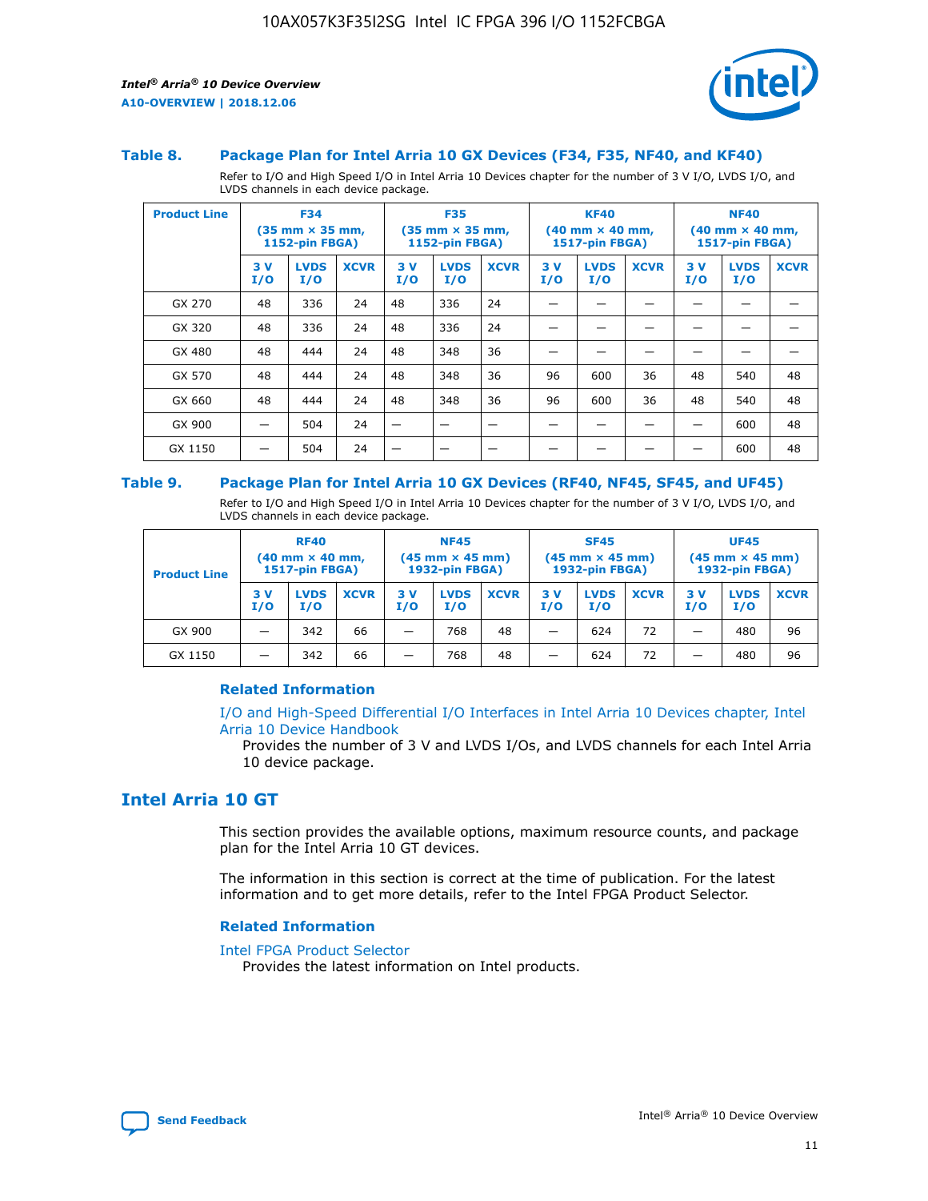### Table 8. Package Plan for Intel Arria 10 GX Devices (F34, F35, NF40, and KF40)

Refer to I/O and High Speed I/O in Intel Arria 10 Devices chapter for the number of 3 V I/O, LVDS I/O, and LVDS channels in each device package.

| Product Line | F34 (35 mm × 35 mm, 1152-pin FBGA) | | | F35 (35 mm × 35 mm, 1152-pin FBGA) | | | KF40 (40 mm × 40 mm, 1517-pin FBGA) | | | NF40 (40 mm × 40 mm, 1517-pin FBGA) | | |
|---|---|---|---|---|---|---|---|---|---|---|---|---|
| | 3 V I/O | LVDS I/O | XCVR | 3 V I/O | LVDS I/O | XCVR | 3 V I/O | LVDS I/O | XCVR | 3 V I/O | LVDS I/O | XCVR |
| GX 270 | 48 | 336 | 24 | 48 | 336 | 24 | — | — | — | — | — | — |
| GX 320 | 48 | 336 | 24 | 48 | 336 | 24 | — | — | — | — | — | — |
| GX 480 | 48 | 444 | 24 | 48 | 348 | 36 | — | — | — | — | — | — |
| GX 570 | 48 | 444 | 24 | 48 | 348 | 36 | 96 | 600 | 36 | 48 | 540 | 48 |
| GX 660 | 48 | 444 | 24 | 48 | 348 | 36 | 96 | 600 | 36 | 48 | 540 | 48 |
| GX 900 | — | 504 | 24 | — | — | — | — | — | — | — | 600 | 48 |
| GX 1150 | — | 504 | 24 | — | — | — | — | — | — | — | 600 | 48 |

### Table 9. Package Plan for Intel Arria 10 GX Devices (RF40, NF45, SF45, and UF45)

Refer to I/O and High Speed I/O in Intel Arria 10 Devices chapter for the number of 3 V I/O, LVDS I/O, and LVDS channels in each device package.

| Product Line | RF40 (40 mm × 40 mm, 1517-pin FBGA) | | | NF45 (45 mm × 45 mm) 1932-pin FBGA) | | | SF45 (45 mm × 45 mm) 1932-pin FBGA) | | | UF45 (45 mm × 45 mm) 1932-pin FBGA) | | |
|---|---|---|---|---|---|---|---|---|---|---|---|---|
| | 3 V I/O | LVDS I/O | XCVR | 3 V I/O | LVDS I/O | XCVR | 3 V I/O | LVDS I/O | XCVR | 3 V I/O | LVDS I/O | XCVR |
| GX 900 | — | 342 | 66 | — | 768 | 48 | — | 624 | 72 | — | 480 | 96 |
| GX 1150 | — | 342 | 66 | — | 768 | 48 | — | 624 | 72 | — | 480 | 96 |

#### Related Information

I/O and High-Speed Differential I/O Interfaces in Intel Arria 10 Devices chapter, Intel Arria 10 Device Handbook

Provides the number of 3 V and LVDS I/Os, and LVDS channels for each Intel Arria 10 device package.

## Intel Arria 10 GT

This section provides the available options, maximum resource counts, and package plan for the Intel Arria 10 GT devices.

The information in this section is correct at the time of publication. For the latest information and to get more details, refer to the Intel FPGA Product Selector.

#### Related Information

Intel FPGA Product Selector

Provides the latest information on Intel products.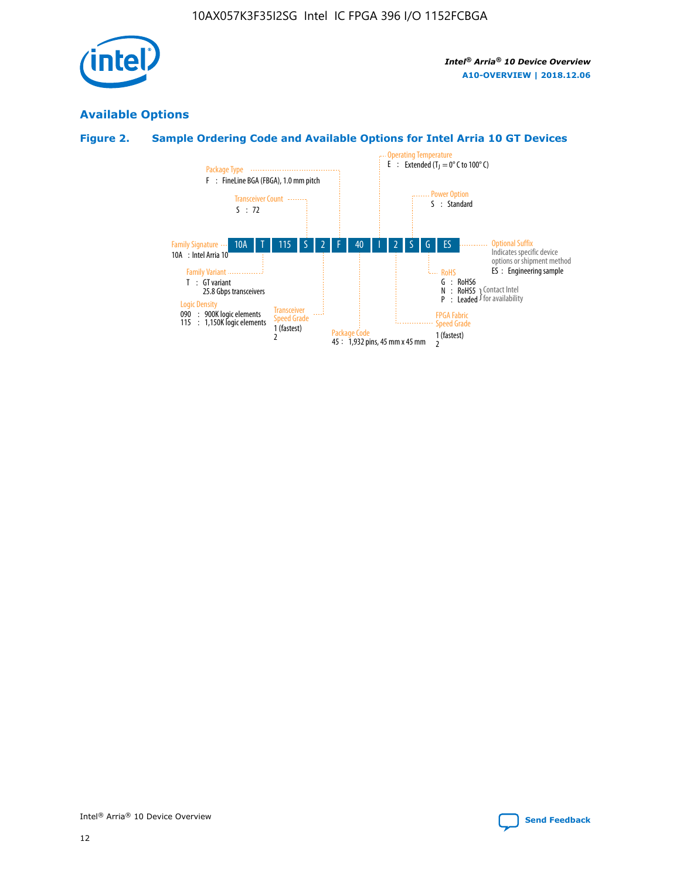## Available Options

### Figure 2. Sample Ordering Code and Available Options for Intel Arria 10 GT Devices

| 10A | T | 115 | S | 2 | F | 40 | I | 2 | S | G | ES |
|---|---|---|---|---|---|---|---|---|---|---|---|

**Family Signature**
10A : Intel Arria 10

**Family Variant**
T : GT variant
25.8 Gbps transceivers

**Logic Density**
090 : 900K logic elements
115 : 1,150K logic elements

**Transceiver Count**
S : 72

**Transceiver Speed Grade**
1 (fastest)
2

**Package Type**
F : FineLine BGA (FBGA), 1.0 mm pitch

**Package Code**
45 : 1,932 pins, 45 mm x 45 mm

**Operating Temperature**
E : Extended ($T_J$ = 0° C to 100° C)

**FPGA Fabric Speed Grade**
1 (fastest)
2

**Power Option**
S : Standard

**RoHS**
G : RoHS6
N : RoHS5 } Contact Intel for availability
P : Leaded } Contact Intel for availability

**Optional Suffix**
Indicates specific device options or shipment method
ES : Engineering sample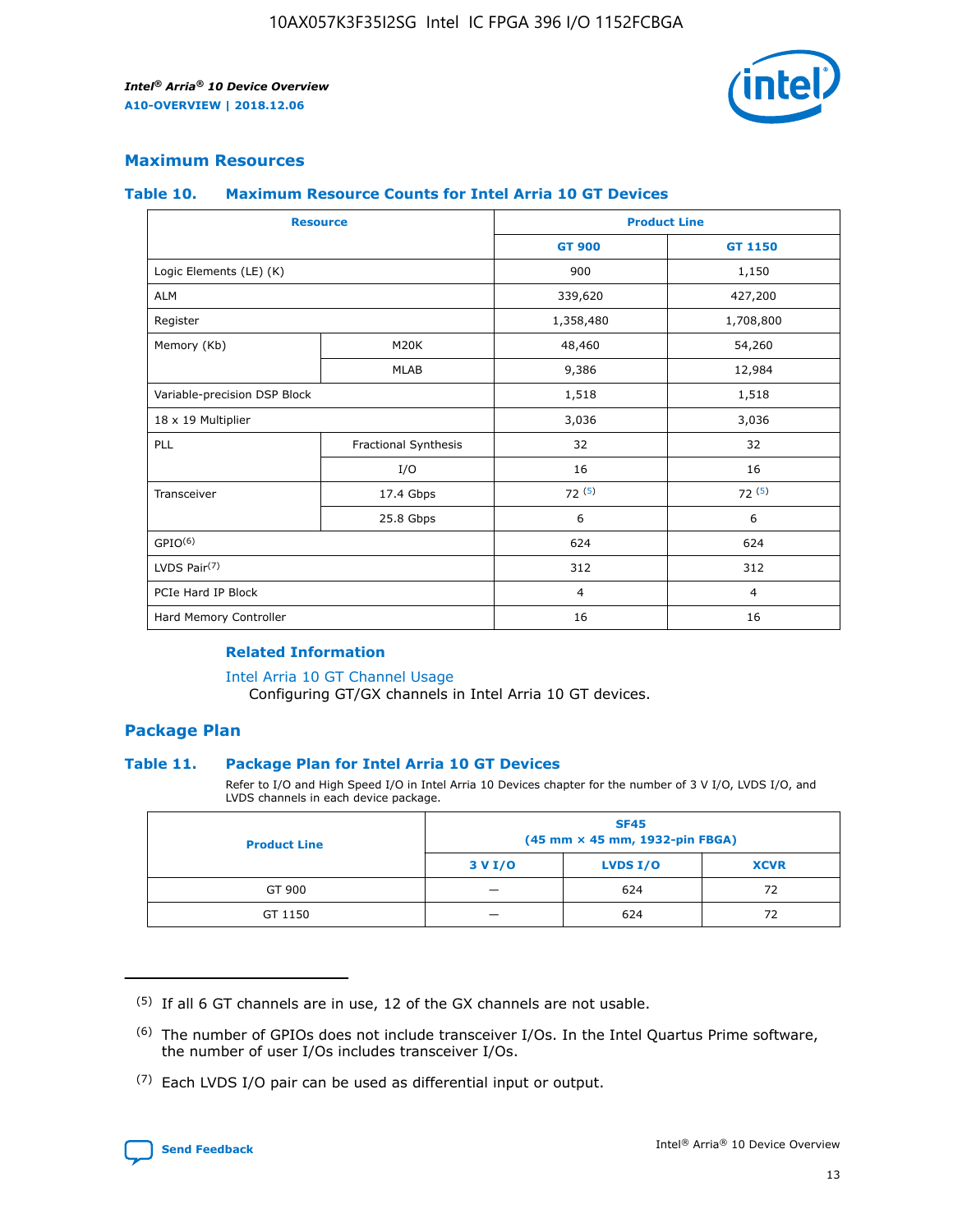## Maximum Resources

### Table 10. Maximum Resource Counts for Intel Arria 10 GT Devices

| Resource | | Product Line | |
|---|---|---|---|
| | | GT 900 | GT 1150 |
| Logic Elements (LE) (K) | | 900 | 1,150 |
| ALM | | 339,620 | 427,200 |
| Register | | 1,358,480 | 1,708,800 |
| Memory (Kb) | M20K | 48,460 | 54,260 |
| | MLAB | 9,386 | 12,984 |
| Variable-precision DSP Block | | 1,518 | 1,518 |
| 18 x 19 Multiplier | | 3,036 | 3,036 |
| PLL | Fractional Synthesis | 32 | 32 |
| | I/O | 16 | 16 |
| Transceiver | 17.4 Gbps | 72 (5) | 72 (5) |
| | 25.8 Gbps | 6 | 6 |
| GPIO(6) | | 624 | 624 |
| LVDS Pair(7) | | 312 | 312 |
| PCIe Hard IP Block | | 4 | 4 |
| Hard Memory Controller | | 16 | 16 |

#### Related Information

Intel Arria 10 GT Channel Usage
Configuring GT/GX channels in Intel Arria 10 GT devices.

## Package Plan

### Table 11. Package Plan for Intel Arria 10 GT Devices

Refer to I/O and High Speed I/O in Intel Arria 10 Devices chapter for the number of 3 V I/O, LVDS I/O, and LVDS channels in each device package.

| Product Line | SF45 (45 mm × 45 mm, 1932-pin FBGA) | | |
|---|---|---|---|
| | 3 V I/O | LVDS I/O | XCVR |
| GT 900 | — | 624 | 72 |
| GT 1150 | — | 624 | 72 |

(5) If all 6 GT channels are in use, 12 of the GX channels are not usable.

(6) The number of GPIOs does not include transceiver I/Os. In the Intel Quartus Prime software, the number of user I/Os includes transceiver I/Os.

(7) Each LVDS I/O pair can be used as differential input or output.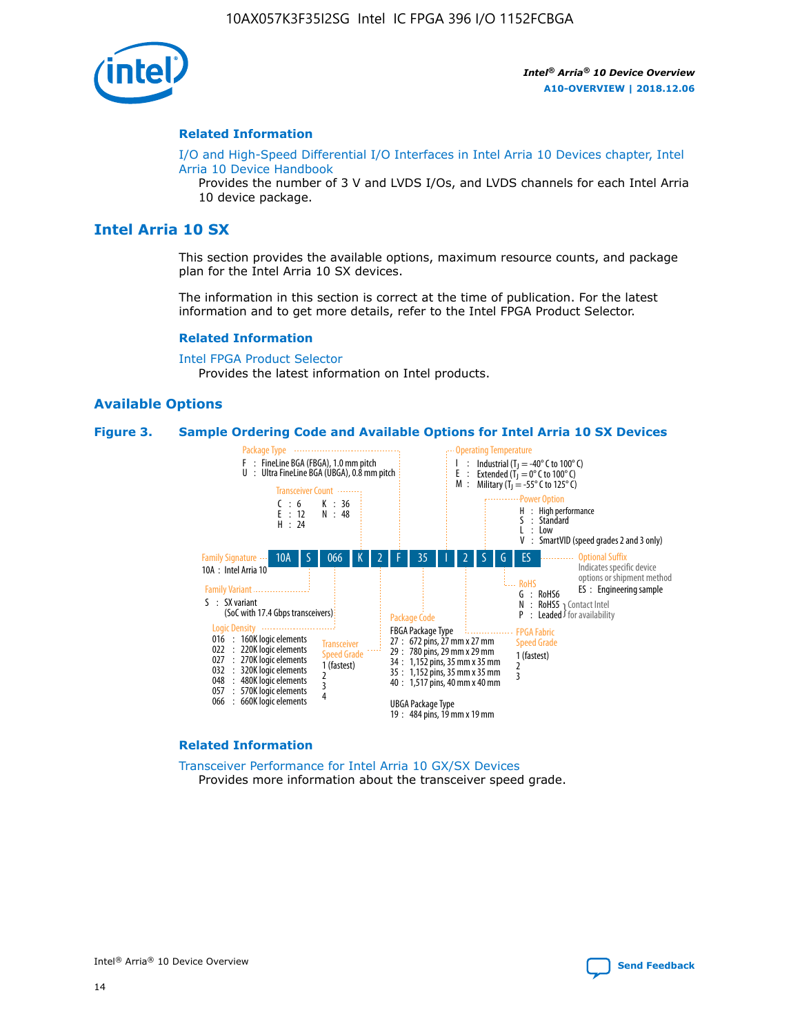#### Related Information

I/O and High-Speed Differential I/O Interfaces in Intel Arria 10 Devices chapter, Intel Arria 10 Device Handbook
Provides the number of 3 V and LVDS I/Os, and LVDS channels for each Intel Arria 10 device package.

## Intel Arria 10 SX

This section provides the available options, maximum resource counts, and package plan for the Intel Arria 10 SX devices.

The information in this section is correct at the time of publication. For the latest information and to get more details, refer to the Intel FPGA Product Selector.

#### Related Information

Intel FPGA Product Selector
Provides the latest information on Intel products.

### Available Options

**Figure 3. Sample Ordering Code and Available Options for Intel Arria 10 SX Devices**

Sample ordering code: 10A S 066 K 2 F 35 I 2 S G ES

- Family Signature
  - 10A : Intel Arria 10
- Family Variant
  - S : SX variant (SoC with 17.4 Gbps transceivers)
- Logic Density
  - 016 : 160K logic elements
  - 022 : 220K logic elements
  - 027 : 270K logic elements
  - 032 : 320K logic elements
  - 048 : 480K logic elements
  - 057 : 570K logic elements
  - 066 : 660K logic elements
- Transceiver Count
  - C : 6
  - E : 12
  - H : 24
  - K : 36
  - N : 48
- Transceiver Speed Grade
  - 1 (fastest)
  - 2
  - 3
  - 4
- Package Type
  - F : FineLine BGA (FBGA), 1.0 mm pitch
  - U : Ultra FineLine BGA (UBGA), 0.8 mm pitch
- Package Code
  - FBGA Package Type
    - 27 : 672 pins, 27 mm x 27 mm
    - 29 : 780 pins, 29 mm x 29 mm
    - 34 : 1,152 pins, 35 mm x 35 mm
    - 35 : 1,152 pins, 35 mm x 35 mm
    - 40 : 1,517 pins, 40 mm x 40 mm
  - UBGA Package Type
    - 19 : 484 pins, 19 mm x 19 mm
- Operating Temperature
  - I : Industrial ($T_J$ = -40° C to 100° C)
  - E : Extended ($T_J$ = 0° C to 100° C)
  - M : Military ($T_J$ = -55° C to 125° C)
- FPGA Fabric Speed Grade
  - 1 (fastest)
  - 2
  - 3
- Power Option
  - H : High performance
  - S : Standard
  - L : Low
  - V : SmartVID (speed grades 2 and 3 only)
- RoHS
  - G : RoHS6
  - N : RoHS5 (Contact Intel for availability)
  - P : Leaded (Contact Intel for availability)
- Optional Suffix
  - Indicates specific device options or shipment method
  - ES : Engineering sample

#### Related Information

Transceiver Performance for Intel Arria 10 GX/SX Devices
Provides more information about the transceiver speed grade.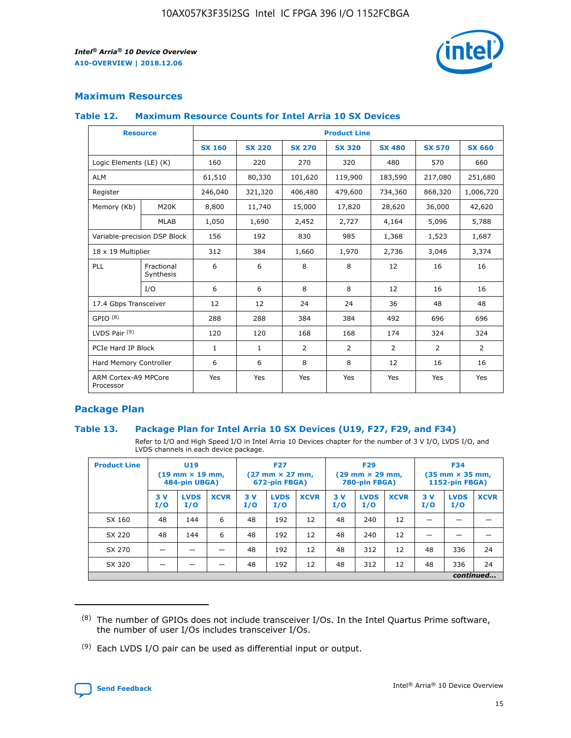## Maximum Resources

### Table 12. Maximum Resource Counts for Intel Arria 10 SX Devices

| Resource | | Product Line | | | | | | |
|---|---|---|---|---|---|---|---|---|
| | | SX 160 | SX 220 | SX 270 | SX 320 | SX 480 | SX 570 | SX 660 |
| Logic Elements (LE) (K) | | 160 | 220 | 270 | 320 | 480 | 570 | 660 |
| ALM | | 61,510 | 80,330 | 101,620 | 119,900 | 183,590 | 217,080 | 251,680 |
| Register | | 246,040 | 321,320 | 406,480 | 479,600 | 734,360 | 868,320 | 1,006,720 |
| Memory (Kb) | M20K | 8,800 | 11,740 | 15,000 | 17,820 | 28,620 | 36,000 | 42,620 |
| | MLAB | 1,050 | 1,690 | 2,452 | 2,727 | 4,164 | 5,096 | 5,788 |
| Variable-precision DSP Block | | 156 | 192 | 830 | 985 | 1,368 | 1,523 | 1,687 |
| 18 x 19 Multiplier | | 312 | 384 | 1,660 | 1,970 | 2,736 | 3,046 | 3,374 |
| PLL | Fractional Synthesis | 6 | 6 | 8 | 8 | 12 | 16 | 16 |
| | I/O | 6 | 6 | 8 | 8 | 12 | 16 | 16 |
| 17.4 Gbps Transceiver | | 12 | 12 | 24 | 24 | 36 | 48 | 48 |
| GPIO [8] | | 288 | 288 | 384 | 384 | 492 | 696 | 696 |
| LVDS Pair [9] | | 120 | 120 | 168 | 168 | 174 | 324 | 324 |
| PCIe Hard IP Block | | 1 | 1 | 2 | 2 | 2 | 2 | 2 |
| Hard Memory Controller | | 6 | 6 | 8 | 8 | 12 | 16 | 16 |
| ARM Cortex-A9 MPCore Processor | | Yes | Yes | Yes | Yes | Yes | Yes | Yes |

## Package Plan

### Table 13. Package Plan for Intel Arria 10 SX Devices (U19, F27, F29, and F34)

Refer to I/O and High Speed I/O in Intel Arria 10 Devices chapter for the number of 3 V I/O, LVDS I/O, and LVDS channels in each device package.

| Product Line | U19 (19 mm × 19 mm, 484-pin UBGA) | | | F27 (27 mm × 27 mm, 672-pin FBGA) | | | F29 (29 mm × 29 mm, 780-pin FBGA) | | | F34 (35 mm × 35 mm, 1152-pin FBGA) | | |
|---|---|---|---|---|---|---|---|---|---|---|---|---|
| | 3 V I/O | LVDS I/O | XCVR | 3 V I/O | LVDS I/O | XCVR | 3 V I/O | LVDS I/O | XCVR | 3 V I/O | LVDS I/O | XCVR |
| SX 160 | 48 | 144 | 6 | 48 | 192 | 12 | 48 | 240 | 12 | — | — | — |
| SX 220 | 48 | 144 | 6 | 48 | 192 | 12 | 48 | 240 | 12 | — | — | — |
| SX 270 | — | — | — | 48 | 192 | 12 | 48 | 312 | 12 | 48 | 336 | 24 |
| SX 320 | — | — | — | 48 | 192 | 12 | 48 | 312 | 12 | 48 | 336 | 24 |

*continued...*

(8) The number of GPIOs does not include transceiver I/Os. In the Intel Quartus Prime software, the number of user I/Os includes transceiver I/Os.

(9) Each LVDS I/O pair can be used as differential input or output.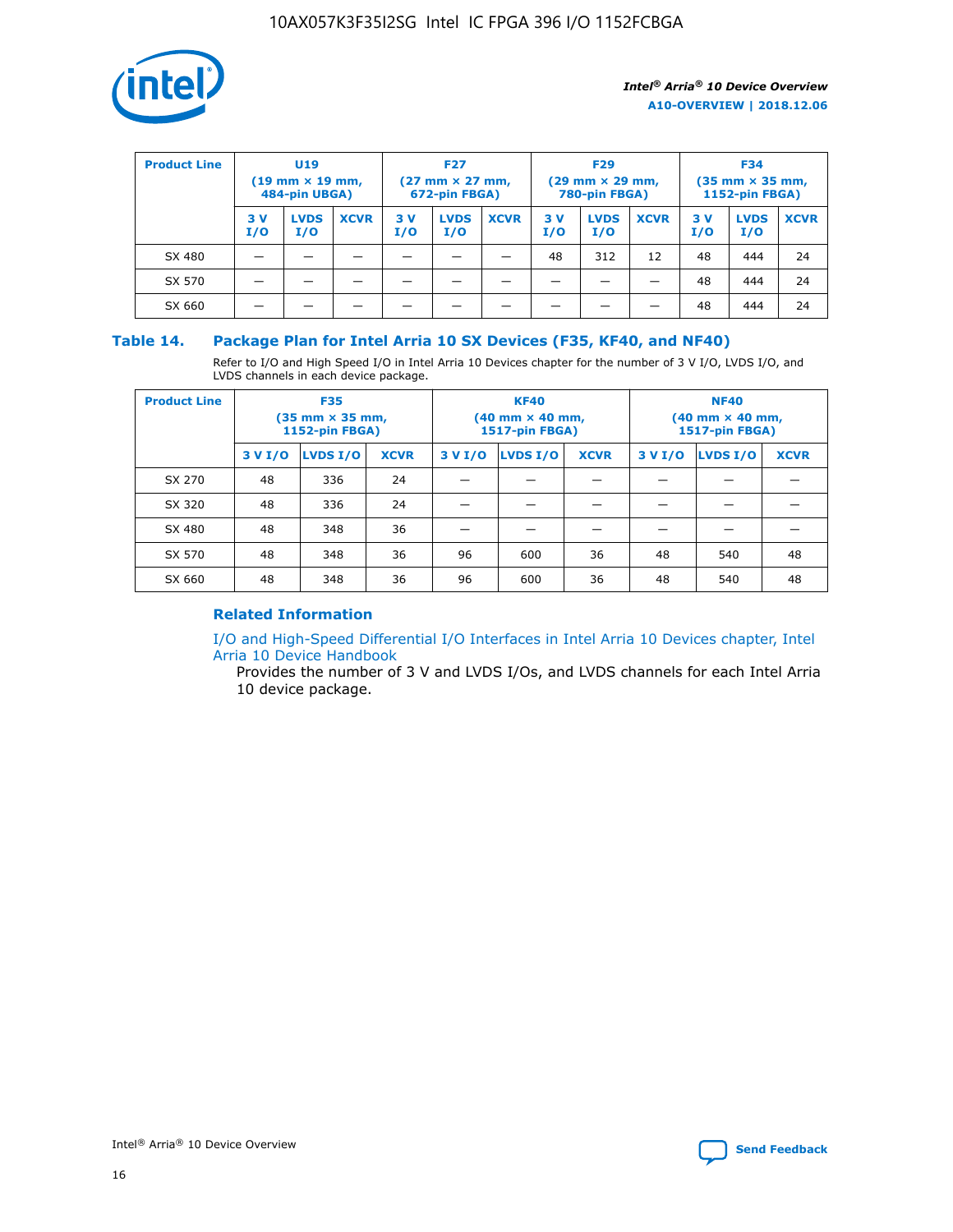| Product Line | U19 (19 mm × 19 mm, 484-pin UBGA) | | | F27 (27 mm × 27 mm, 672-pin FBGA) | | | F29 (29 mm × 29 mm, 780-pin FBGA) | | | F34 (35 mm × 35 mm, 1152-pin FBGA) | | |
|---|---|---|---|---|---|---|---|---|---|---|---|---|
| | 3 V I/O | LVDS I/O | XCVR | 3 V I/O | LVDS I/O | XCVR | 3 V I/O | LVDS I/O | XCVR | 3 V I/O | LVDS I/O | XCVR |
| SX 480 | — | — | — | — | — | — | 48 | 312 | 12 | 48 | 444 | 24 |
| SX 570 | — | — | — | — | — | — | — | — | — | 48 | 444 | 24 |
| SX 660 | — | — | — | — | — | — | — | — | — | 48 | 444 | 24 |

## Table 14. Package Plan for Intel Arria 10 SX Devices (F35, KF40, and NF40)

Refer to I/O and High Speed I/O in Intel Arria 10 Devices chapter for the number of 3 V I/O, LVDS I/O, and LVDS channels in each device package.

| Product Line | F35 (35 mm × 35 mm, 1152-pin FBGA) | | | KF40 (40 mm × 40 mm, 1517-pin FBGA) | | | NF40 (40 mm × 40 mm, 1517-pin FBGA) | | |
|---|---|---|---|---|---|---|---|---|---|
| | 3 V I/O | LVDS I/O | XCVR | 3 V I/O | LVDS I/O | XCVR | 3 V I/O | LVDS I/O | XCVR |
| SX 270 | 48 | 336 | 24 | — | — | — | — | — | — |
| SX 320 | 48 | 336 | 24 | — | — | — | — | — | — |
| SX 480 | 48 | 348 | 36 | — | — | — | — | — | — |
| SX 570 | 48 | 348 | 36 | 96 | 600 | 36 | 48 | 540 | 48 |
| SX 660 | 48 | 348 | 36 | 96 | 600 | 36 | 48 | 540 | 48 |

### Related Information

I/O and High-Speed Differential I/O Interfaces in Intel Arria 10 Devices chapter, Intel Arria 10 Device Handbook

Provides the number of 3 V and LVDS I/Os, and LVDS channels for each Intel Arria 10 device package.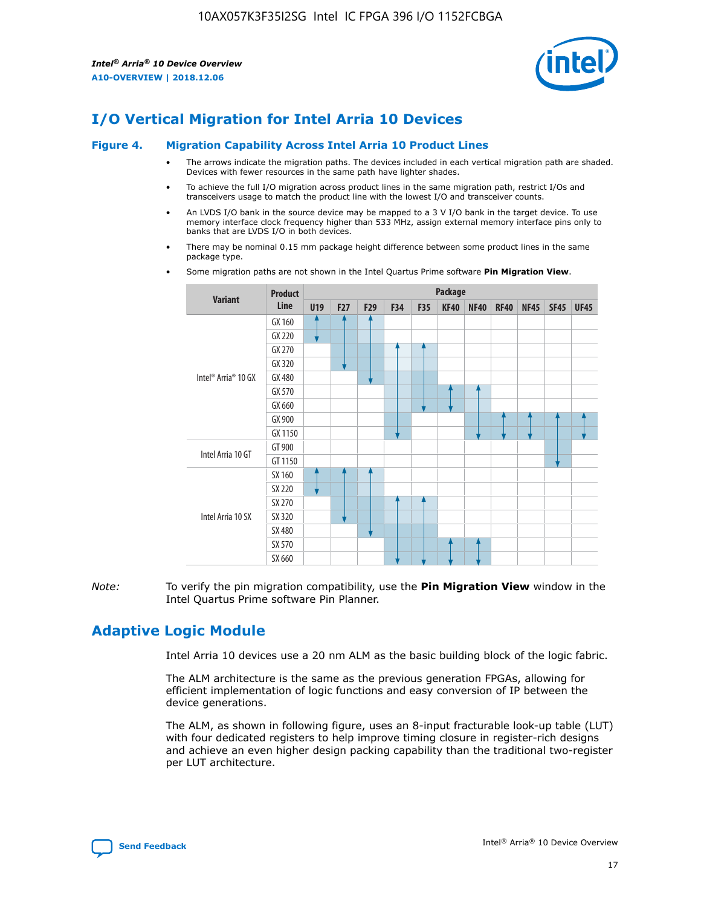# I/O Vertical Migration for Intel Arria 10 Devices

**Figure 4. Migration Capability Across Intel Arria 10 Product Lines**

- The arrows indicate the migration paths. The devices included in each vertical migration path are shaded. Devices with fewer resources in the same path have lighter shades.
- To achieve the full I/O migration across product lines in the same migration path, restrict I/Os and transceivers usage to match the product line with the lowest I/O and transceiver counts.
- An LVDS I/O bank in the source device may be mapped to a 3 V I/O bank in the target device. To use memory interface clock frequency higher than 533 MHz, assign external memory interface pins only to banks that are LVDS I/O in both devices.
- There may be nominal 0.15 mm package height difference between some product lines in the same package type.
- Some migration paths are not shown in the Intel Quartus Prime software **Pin Migration View**.

| Variant | Product Line | Package | | | | | | | | | | |
|---|---|---|---|---|---|---|---|---|---|---|---|---|
| | | U19 | F27 | F29 | F34 | F35 | KF40 | NF40 | RF40 | NF45 | SF45 | UF45 |
| Intel® Arria® 10 GX | GX 160 | | | | | | | | | | | |
| | GX 220 | | | | | | | | | | | |
| | GX 270 | | | | | | | | | | | |
| | GX 320 | | | | | | | | | | | |
| | GX 480 | | | | | | | | | | | |
| | GX 570 | | | | | | | | | | | |
| | GX 660 | | | | | | | | | | | |
| | GX 900 | | | | | | | | | | | |
| | GX 1150 | | | | | | | | | | | |
| Intel Arria 10 GT | GT 900 | | | | | | | | | | | |
| | GT 1150 | | | | | | | | | | | |
| Intel Arria 10 SX | SX 160 | | | | | | | | | | | |
| | SX 220 | | | | | | | | | | | |
| | SX 270 | | | | | | | | | | | |
| | SX 320 | | | | | | | | | | | |
| | SX 480 | | | | | | | | | | | |
| | SX 570 | | | | | | | | | | | |
| | SX 660 | | | | | | | | | | | |

*Note:* To verify the pin migration compatibility, use the **Pin Migration View** window in the Intel Quartus Prime software Pin Planner.

# Adaptive Logic Module

Intel Arria 10 devices use a 20 nm ALM as the basic building block of the logic fabric.

The ALM architecture is the same as the previous generation FPGAs, allowing for efficient implementation of logic functions and easy conversion of IP between the device generations.

The ALM, as shown in following figure, uses an 8-input fracturable look-up table (LUT) with four dedicated registers to help improve timing closure in register-rich designs and achieve an even higher design packing capability than the traditional two-register per LUT architecture.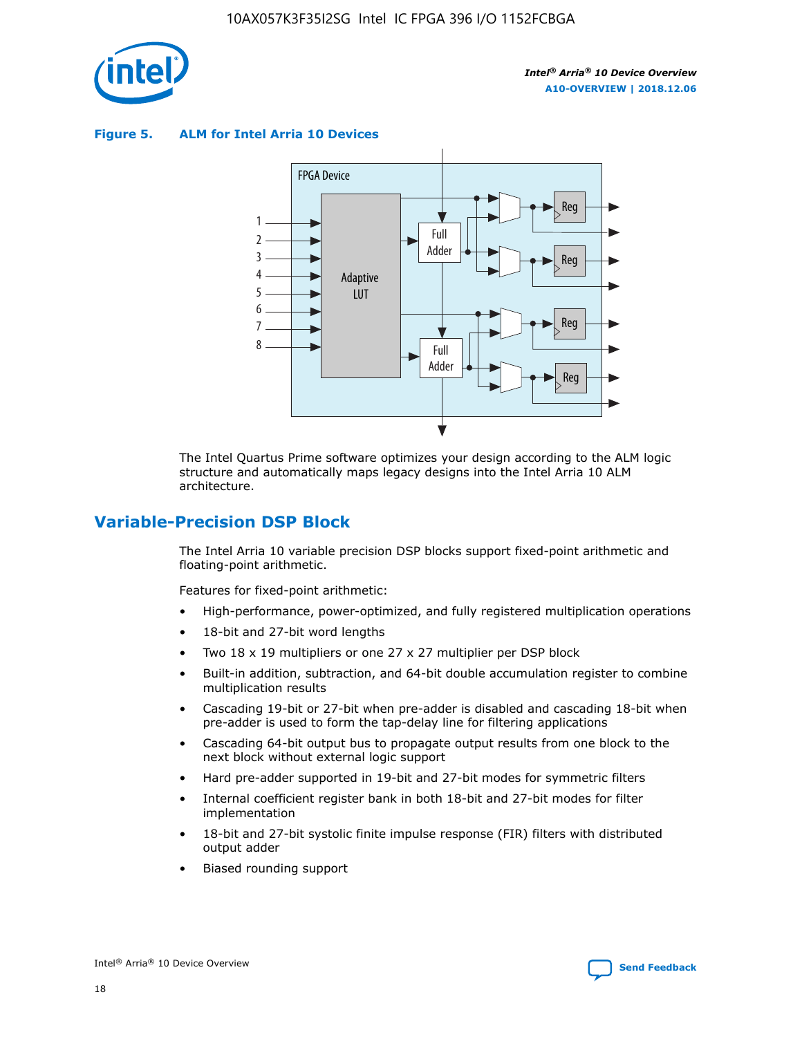**Figure 5. ALM for Intel Arria 10 Devices**

The Intel Quartus Prime software optimizes your design according to the ALM logic structure and automatically maps legacy designs into the Intel Arria 10 ALM architecture.

## Variable-Precision DSP Block

The Intel Arria 10 variable precision DSP blocks support fixed-point arithmetic and floating-point arithmetic.

Features for fixed-point arithmetic:

- High-performance, power-optimized, and fully registered multiplication operations
- 18-bit and 27-bit word lengths
- Two 18 x 19 multipliers or one 27 x 27 multiplier per DSP block
- Built-in addition, subtraction, and 64-bit double accumulation register to combine multiplication results
- Cascading 19-bit or 27-bit when pre-adder is disabled and cascading 18-bit when pre-adder is used to form the tap-delay line for filtering applications
- Cascading 64-bit output bus to propagate output results from one block to the next block without external logic support
- Hard pre-adder supported in 19-bit and 27-bit modes for symmetric filters
- Internal coefficient register bank in both 18-bit and 27-bit modes for filter implementation
- 18-bit and 27-bit systolic finite impulse response (FIR) filters with distributed output adder
- Biased rounding support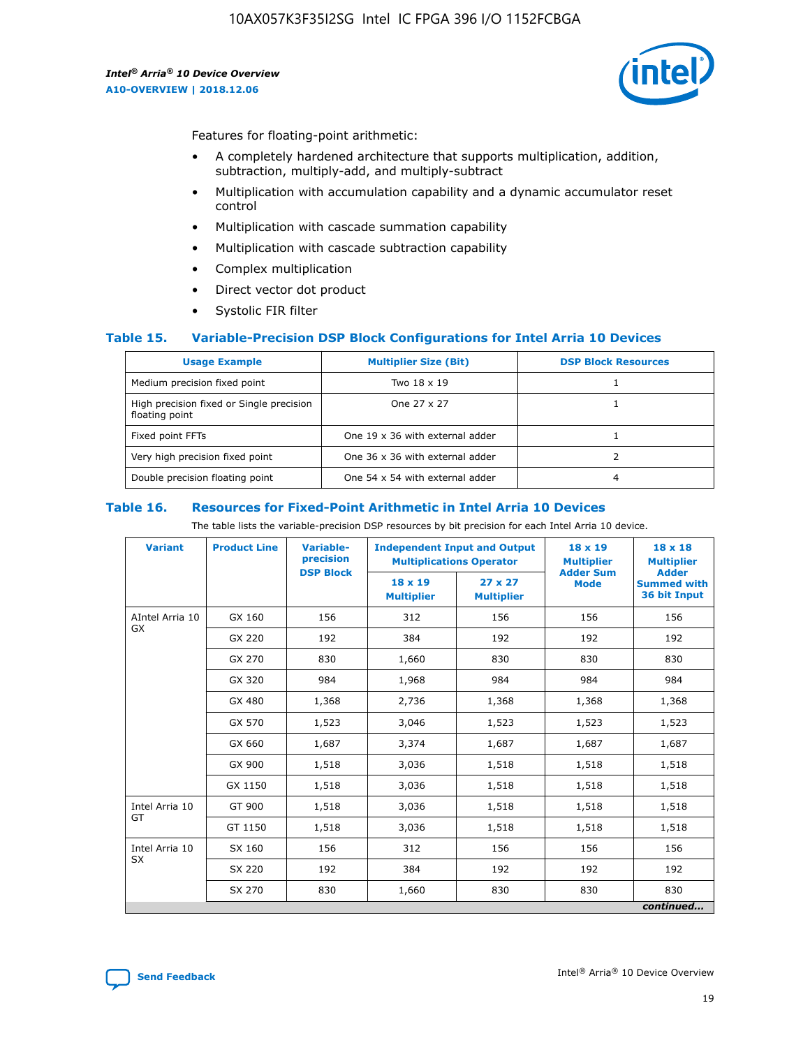Features for floating-point arithmetic:

- A completely hardened architecture that supports multiplication, addition, subtraction, multiply-add, and multiply-subtract
- Multiplication with accumulation capability and a dynamic accumulator reset control
- Multiplication with cascade summation capability
- Multiplication with cascade subtraction capability
- Complex multiplication
- Direct vector dot product
- Systolic FIR filter

### Table 15. Variable-Precision DSP Block Configurations for Intel Arria 10 Devices

| Usage Example | Multiplier Size (Bit) | DSP Block Resources |
|---|---|---|
| Medium precision fixed point | Two 18 x 19 | 1 |
| High precision fixed or Single precision floating point | One 27 x 27 | 1 |
| Fixed point FFTs | One 19 x 36 with external adder | 1 |
| Very high precision fixed point | One 36 x 36 with external adder | 2 |
| Double precision floating point | One 54 x 54 with external adder | 4 |

### Table 16. Resources for Fixed-Point Arithmetic in Intel Arria 10 Devices

The table lists the variable-precision DSP resources by bit precision for each Intel Arria 10 device.

| Variant | Product Line | Variable-precision DSP Block | Independent Input and Output Multiplications Operator | | 18 x 19 Multiplier Adder Sum Mode | 18 x 18 Multiplier Adder Summed with 36 bit Input |
|---|---|---|---|---|---|---|
| | | | 18 x 19 Multiplier | 27 x 27 Multiplier | | |
| AIntel Arria 10 GX | GX 160 | 156 | 312 | 156 | 156 | 156 |
| | GX 220 | 192 | 384 | 192 | 192 | 192 |
| | GX 270 | 830 | 1,660 | 830 | 830 | 830 |
| | GX 320 | 984 | 1,968 | 984 | 984 | 984 |
| | GX 480 | 1,368 | 2,736 | 1,368 | 1,368 | 1,368 |
| | GX 570 | 1,523 | 3,046 | 1,523 | 1,523 | 1,523 |
| | GX 660 | 1,687 | 3,374 | 1,687 | 1,687 | 1,687 |
| | GX 900 | 1,518 | 3,036 | 1,518 | 1,518 | 1,518 |
| | GX 1150 | 1,518 | 3,036 | 1,518 | 1,518 | 1,518 |
| Intel Arria 10 GT | GT 900 | 1,518 | 3,036 | 1,518 | 1,518 | 1,518 |
| | GT 1150 | 1,518 | 3,036 | 1,518 | 1,518 | 1,518 |
| Intel Arria 10 SX | SX 160 | 156 | 312 | 156 | 156 | 156 |
| | SX 220 | 192 | 384 | 192 | 192 | 192 |
| | SX 270 | 830 | 1,660 | 830 | 830 | 830 |

*continued...*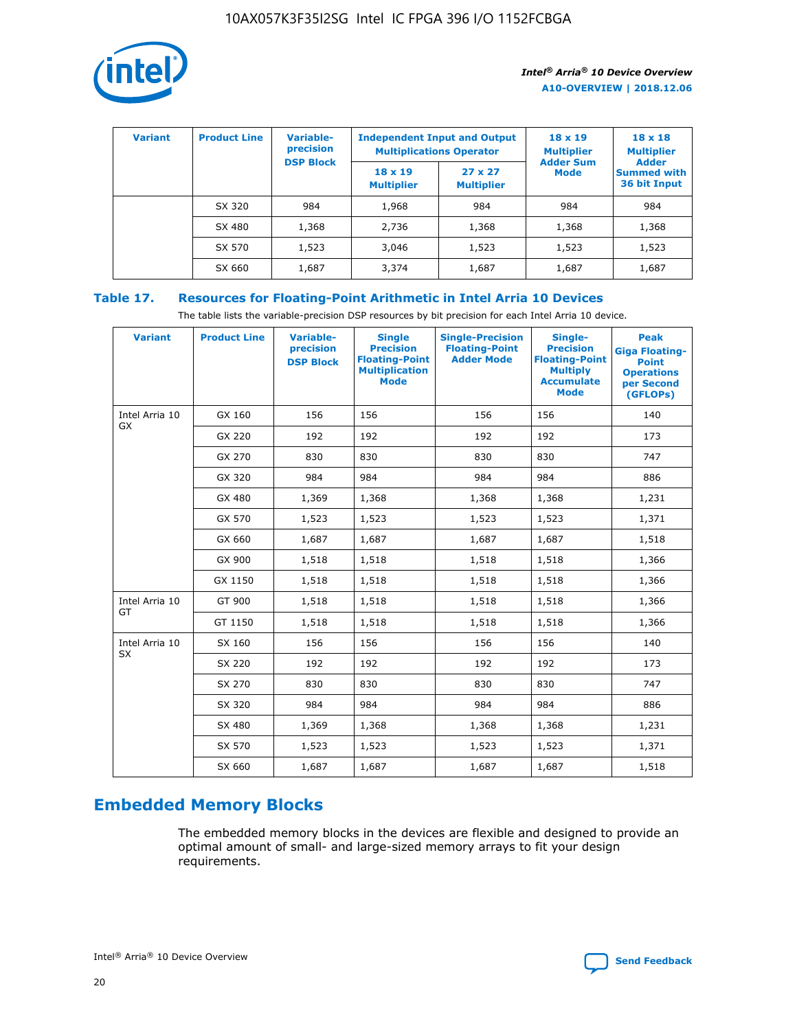| Variant | Product Line | Variable-precision DSP Block | Independent Input and Output Multiplications Operator | | 18 x 19 Multiplier Adder Sum Mode | 18 x 18 Multiplier Adder Summed with 36 bit Input |
|---|---|---|---|---|---|---|
| | | | 18 x 19 Multiplier | 27 x 27 Multiplier | | |
| | SX 320 | 984 | 1,968 | 984 | 984 | 984 |
| | SX 480 | 1,368 | 2,736 | 1,368 | 1,368 | 1,368 |
| | SX 570 | 1,523 | 3,046 | 1,523 | 1,523 | 1,523 |
| | SX 660 | 1,687 | 3,374 | 1,687 | 1,687 | 1,687 |

## Table 17. Resources for Floating-Point Arithmetic in Intel Arria 10 Devices

The table lists the variable-precision DSP resources by bit precision for each Intel Arria 10 device.

| Variant | Product Line | Variable-precision DSP Block | Single Precision Floating-Point Multiplication Mode | Single-Precision Floating-Point Adder Mode | Single-Precision Floating-Point Multiply Accumulate Mode | Peak Giga Floating-Point Operations per Second (GFLOPs) |
|---|---|---|---|---|---|---|
| Intel Arria 10 GX | GX 160 | 156 | 156 | 156 | 156 | 140 |
| | GX 220 | 192 | 192 | 192 | 192 | 173 |
| | GX 270 | 830 | 830 | 830 | 830 | 747 |
| | GX 320 | 984 | 984 | 984 | 984 | 886 |
| | GX 480 | 1,369 | 1,368 | 1,368 | 1,368 | 1,231 |
| | GX 570 | 1,523 | 1,523 | 1,523 | 1,523 | 1,371 |
| | GX 660 | 1,687 | 1,687 | 1,687 | 1,687 | 1,518 |
| | GX 900 | 1,518 | 1,518 | 1,518 | 1,518 | 1,366 |
| | GX 1150 | 1,518 | 1,518 | 1,518 | 1,518 | 1,366 |
| Intel Arria 10 GT | GT 900 | 1,518 | 1,518 | 1,518 | 1,518 | 1,366 |
| | GT 1150 | 1,518 | 1,518 | 1,518 | 1,518 | 1,366 |
| Intel Arria 10 SX | SX 160 | 156 | 156 | 156 | 156 | 140 |
| | SX 220 | 192 | 192 | 192 | 192 | 173 |
| | SX 270 | 830 | 830 | 830 | 830 | 747 |
| | SX 320 | 984 | 984 | 984 | 984 | 886 |
| | SX 480 | 1,369 | 1,368 | 1,368 | 1,368 | 1,231 |
| | SX 570 | 1,523 | 1,523 | 1,523 | 1,523 | 1,371 |
| | SX 660 | 1,687 | 1,687 | 1,687 | 1,687 | 1,518 |

# Embedded Memory Blocks

The embedded memory blocks in the devices are flexible and designed to provide an optimal amount of small- and large-sized memory arrays to fit your design requirements.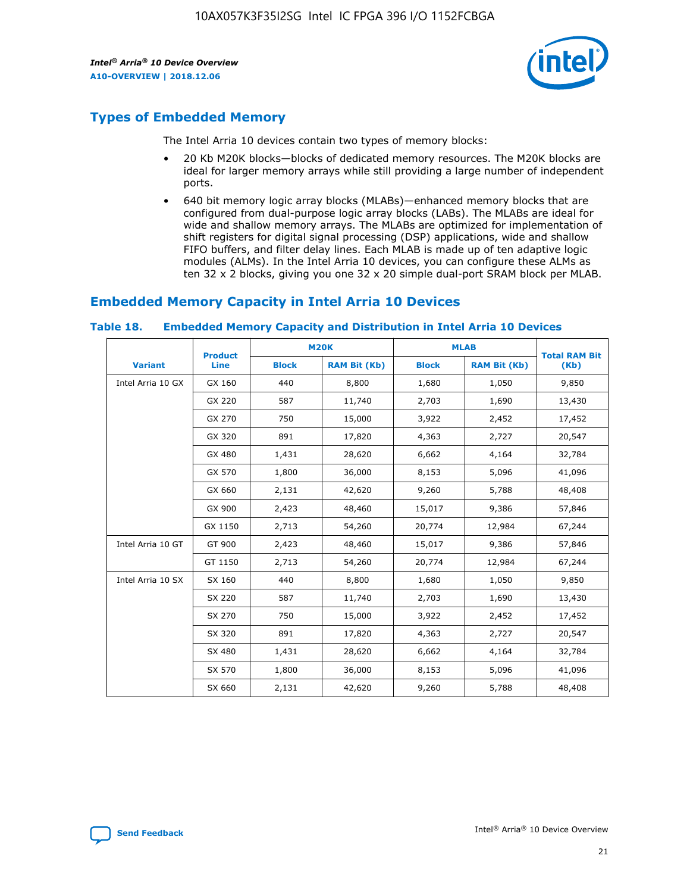## Types of Embedded Memory

The Intel Arria 10 devices contain two types of memory blocks:

- 20 Kb M20K blocks—blocks of dedicated memory resources. The M20K blocks are ideal for larger memory arrays while still providing a large number of independent ports.
- 640 bit memory logic array blocks (MLABs)—enhanced memory blocks that are configured from dual-purpose logic array blocks (LABs). The MLABs are ideal for wide and shallow memory arrays. The MLABs are optimized for implementation of shift registers for digital signal processing (DSP) applications, wide and shallow FIFO buffers, and filter delay lines. Each MLAB is made up of ten adaptive logic modules (ALMs). In the Intel Arria 10 devices, you can configure these ALMs as ten 32 x 2 blocks, giving you one 32 x 20 simple dual-port SRAM block per MLAB.

## Embedded Memory Capacity in Intel Arria 10 Devices

**Table 18. Embedded Memory Capacity and Distribution in Intel Arria 10 Devices**

| Variant | Product Line | M20K | | MLAB | | Total RAM Bit (Kb) |
|---|---|---|---|---|---|---|
| | | Block | RAM Bit (Kb) | Block | RAM Bit (Kb) | |
| Intel Arria 10 GX | GX 160 | 440 | 8,800 | 1,680 | 1,050 | 9,850 |
| | GX 220 | 587 | 11,740 | 2,703 | 1,690 | 13,430 |
| | GX 270 | 750 | 15,000 | 3,922 | 2,452 | 17,452 |
| | GX 320 | 891 | 17,820 | 4,363 | 2,727 | 20,547 |
| | GX 480 | 1,431 | 28,620 | 6,662 | 4,164 | 32,784 |
| | GX 570 | 1,800 | 36,000 | 8,153 | 5,096 | 41,096 |
| | GX 660 | 2,131 | 42,620 | 9,260 | 5,788 | 48,408 |
| | GX 900 | 2,423 | 48,460 | 15,017 | 9,386 | 57,846 |
| | GX 1150 | 2,713 | 54,260 | 20,774 | 12,984 | 67,244 |
| Intel Arria 10 GT | GT 900 | 2,423 | 48,460 | 15,017 | 9,386 | 57,846 |
| | GT 1150 | 2,713 | 54,260 | 20,774 | 12,984 | 67,244 |
| Intel Arria 10 SX | SX 160 | 440 | 8,800 | 1,680 | 1,050 | 9,850 |
| | SX 220 | 587 | 11,740 | 2,703 | 1,690 | 13,430 |
| | SX 270 | 750 | 15,000 | 3,922 | 2,452 | 17,452 |
| | SX 320 | 891 | 17,820 | 4,363 | 2,727 | 20,547 |
| | SX 480 | 1,431 | 28,620 | 6,662 | 4,164 | 32,784 |
| | SX 570 | 1,800 | 36,000 | 8,153 | 5,096 | 41,096 |
| | SX 660 | 2,131 | 42,620 | 9,260 | 5,788 | 48,408 |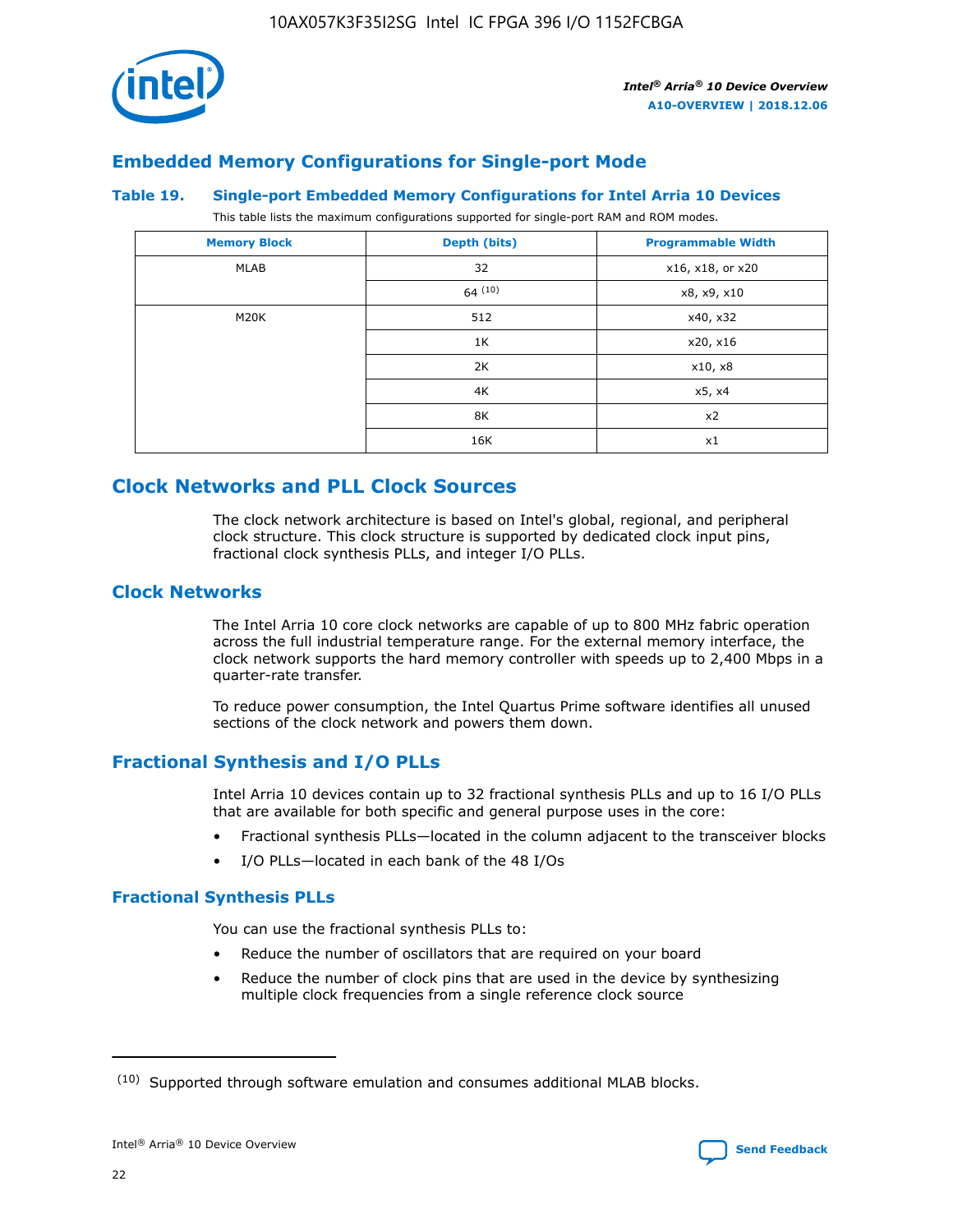## Embedded Memory Configurations for Single-port Mode

### Table 19. Single-port Embedded Memory Configurations for Intel Arria 10 Devices

This table lists the maximum configurations supported for single-port RAM and ROM modes.

| Memory Block | Depth (bits) | Programmable Width |
|---|---|---|
| MLAB | 32 | x16, x18, or x20 |
| | 64 [10] | x8, x9, x10 |
| M20K | 512 | x40, x32 |
| | 1K | x20, x16 |
| | 2K | x10, x8 |
| | 4K | x5, x4 |
| | 8K | x2 |
| | 16K | x1 |

# Clock Networks and PLL Clock Sources

The clock network architecture is based on Intel's global, regional, and peripheral clock structure. This clock structure is supported by dedicated clock input pins, fractional clock synthesis PLLs, and integer I/O PLLs.

## Clock Networks

The Intel Arria 10 core clock networks are capable of up to 800 MHz fabric operation across the full industrial temperature range. For the external memory interface, the clock network supports the hard memory controller with speeds up to 2,400 Mbps in a quarter-rate transfer.

To reduce power consumption, the Intel Quartus Prime software identifies all unused sections of the clock network and powers them down.

## Fractional Synthesis and I/O PLLs

Intel Arria 10 devices contain up to 32 fractional synthesis PLLs and up to 16 I/O PLLs that are available for both specific and general purpose uses in the core:

- Fractional synthesis PLLs—located in the column adjacent to the transceiver blocks
- I/O PLLs—located in each bank of the 48 I/Os

### Fractional Synthesis PLLs

You can use the fractional synthesis PLLs to:

- Reduce the number of oscillators that are required on your board
- Reduce the number of clock pins that are used in the device by synthesizing multiple clock frequencies from a single reference clock source

(10) Supported through software emulation and consumes additional MLAB blocks.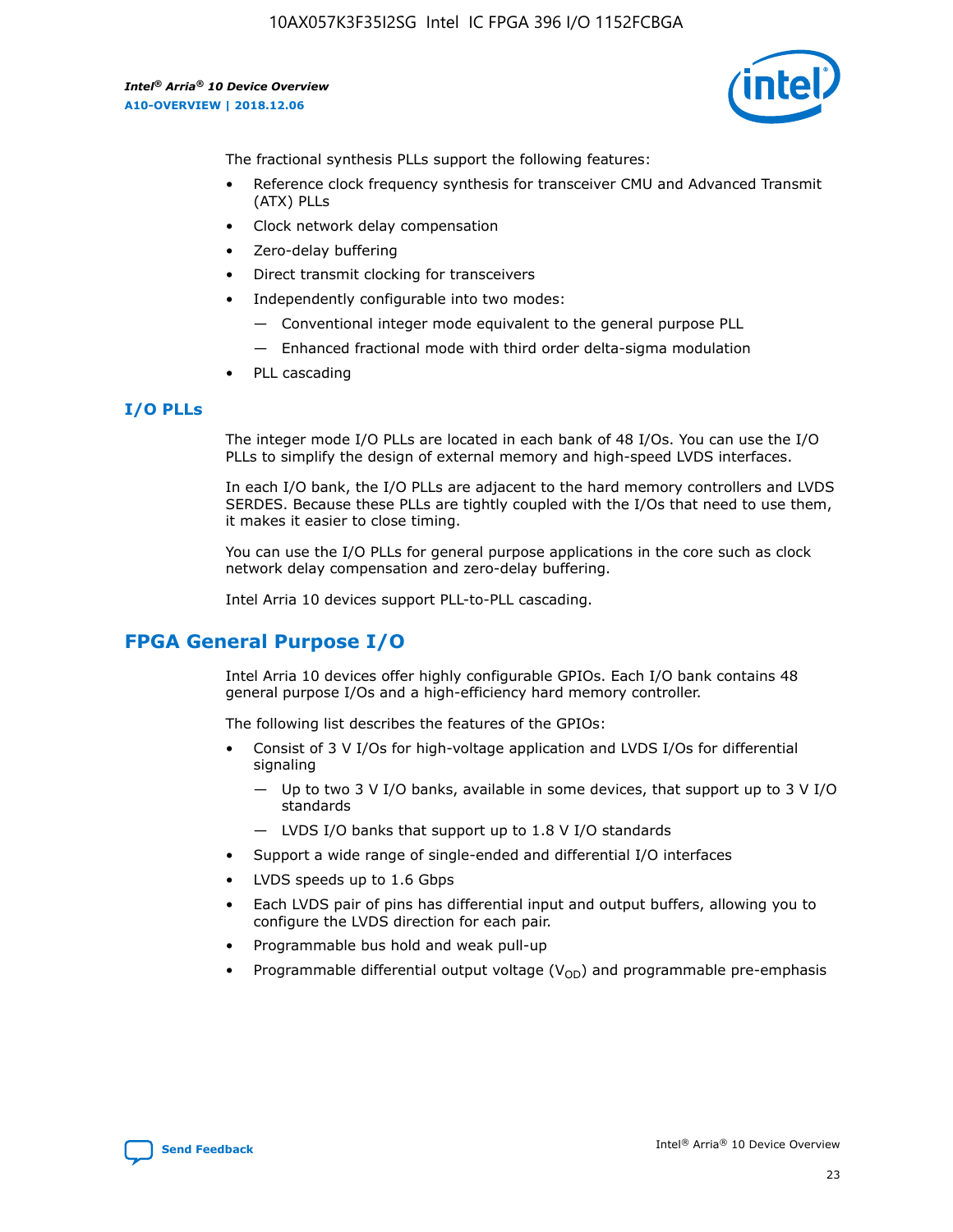The fractional synthesis PLLs support the following features:

- Reference clock frequency synthesis for transceiver CMU and Advanced Transmit (ATX) PLLs
- Clock network delay compensation
- Zero-delay buffering
- Direct transmit clocking for transceivers
- Independently configurable into two modes:
  - Conventional integer mode equivalent to the general purpose PLL
  - Enhanced fractional mode with third order delta-sigma modulation
- PLL cascading

### I/O PLLs

The integer mode I/O PLLs are located in each bank of 48 I/Os. You can use the I/O PLLs to simplify the design of external memory and high-speed LVDS interfaces.

In each I/O bank, the I/O PLLs are adjacent to the hard memory controllers and LVDS SERDES. Because these PLLs are tightly coupled with the I/Os that need to use them, it makes it easier to close timing.

You can use the I/O PLLs for general purpose applications in the core such as clock network delay compensation and zero-delay buffering.

Intel Arria 10 devices support PLL-to-PLL cascading.

## FPGA General Purpose I/O

Intel Arria 10 devices offer highly configurable GPIOs. Each I/O bank contains 48 general purpose I/Os and a high-efficiency hard memory controller.

The following list describes the features of the GPIOs:

- Consist of 3 V I/Os for high-voltage application and LVDS I/Os for differential signaling
  - Up to two 3 V I/O banks, available in some devices, that support up to 3 V I/O standards
  - LVDS I/O banks that support up to 1.8 V I/O standards
- Support a wide range of single-ended and differential I/O interfaces
- LVDS speeds up to 1.6 Gbps
- Each LVDS pair of pins has differential input and output buffers, allowing you to configure the LVDS direction for each pair.
- Programmable bus hold and weak pull-up
- Programmable differential output voltage ($V_{OD}$) and programmable pre-emphasis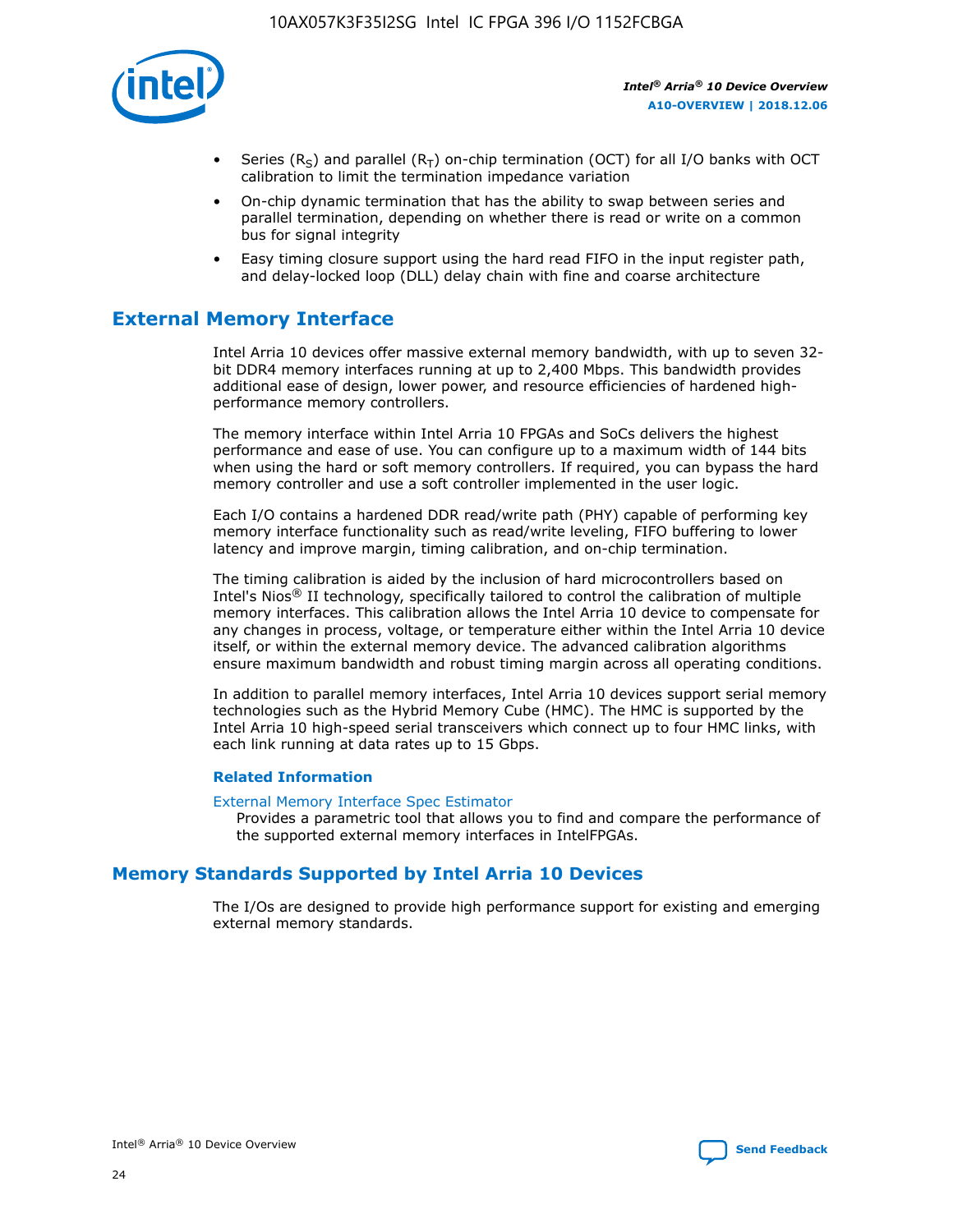- Series ($R_S$) and parallel ($R_T$) on-chip termination (OCT) for all I/O banks with OCT calibration to limit the termination impedance variation
- On-chip dynamic termination that has the ability to swap between series and parallel termination, depending on whether there is read or write on a common bus for signal integrity
- Easy timing closure support using the hard read FIFO in the input register path, and delay-locked loop (DLL) delay chain with fine and coarse architecture

## External Memory Interface

Intel Arria 10 devices offer massive external memory bandwidth, with up to seven 32-bit DDR4 memory interfaces running at up to 2,400 Mbps. This bandwidth provides additional ease of design, lower power, and resource efficiencies of hardened high-performance memory controllers.

The memory interface within Intel Arria 10 FPGAs and SoCs delivers the highest performance and ease of use. You can configure up to a maximum width of 144 bits when using the hard or soft memory controllers. If required, you can bypass the hard memory controller and use a soft controller implemented in the user logic.

Each I/O contains a hardened DDR read/write path (PHY) capable of performing key memory interface functionality such as read/write leveling, FIFO buffering to lower latency and improve margin, timing calibration, and on-chip termination.

The timing calibration is aided by the inclusion of hard microcontrollers based on Intel's Nios® II technology, specifically tailored to control the calibration of multiple memory interfaces. This calibration allows the Intel Arria 10 device to compensate for any changes in process, voltage, or temperature either within the Intel Arria 10 device itself, or within the external memory device. The advanced calibration algorithms ensure maximum bandwidth and robust timing margin across all operating conditions.

In addition to parallel memory interfaces, Intel Arria 10 devices support serial memory technologies such as the Hybrid Memory Cube (HMC). The HMC is supported by the Intel Arria 10 high-speed serial transceivers which connect up to four HMC links, with each link running at data rates up to 15 Gbps.

### Related Information

External Memory Interface Spec Estimator
Provides a parametric tool that allows you to find and compare the performance of the supported external memory interfaces in IntelFPGAs.

## Memory Standards Supported by Intel Arria 10 Devices

The I/Os are designed to provide high performance support for existing and emerging external memory standards.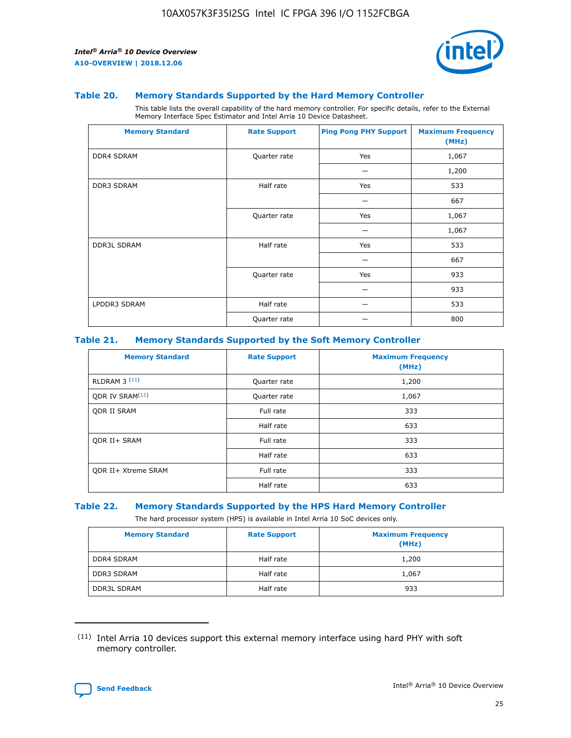### Table 20. Memory Standards Supported by the Hard Memory Controller

This table lists the overall capability of the hard memory controller. For specific details, refer to the External Memory Interface Spec Estimator and Intel Arria 10 Device Datasheet.

| Memory Standard | Rate Support | Ping Pong PHY Support | Maximum Frequency (MHz) |
|---|---|---|---|
| DDR4 SDRAM | Quarter rate | Yes | 1,067 |
| | | — | 1,200 |
| DDR3 SDRAM | Half rate | Yes | 533 |
| | | — | 667 |
| | Quarter rate | Yes | 1,067 |
| | | — | 1,067 |
| DDR3L SDRAM | Half rate | Yes | 533 |
| | | — | 667 |
| | Quarter rate | Yes | 933 |
| | | — | 933 |
| LPDDR3 SDRAM | Half rate | — | 533 |
| | Quarter rate | — | 800 |

### Table 21. Memory Standards Supported by the Soft Memory Controller

| Memory Standard | Rate Support | Maximum Frequency (MHz) |
|---|---|---|
| RLDRAM 3 [(11)] | Quarter rate | 1,200 |
| QDR IV SRAM[(11)] | Quarter rate | 1,067 |
| QDR II SRAM | Full rate | 333 |
| | Half rate | 633 |
| QDR II+ SRAM | Full rate | 333 |
| | Half rate | 633 |
| QDR II+ Xtreme SRAM | Full rate | 333 |
| | Half rate | 633 |

### Table 22. Memory Standards Supported by the HPS Hard Memory Controller

The hard processor system (HPS) is available in Intel Arria 10 SoC devices only.

| Memory Standard | Rate Support | Maximum Frequency (MHz) |
|---|---|---|
| DDR4 SDRAM | Half rate | 1,200 |
| DDR3 SDRAM | Half rate | 1,067 |
| DDR3L SDRAM | Half rate | 933 |

(11) Intel Arria 10 devices support this external memory interface using hard PHY with soft memory controller.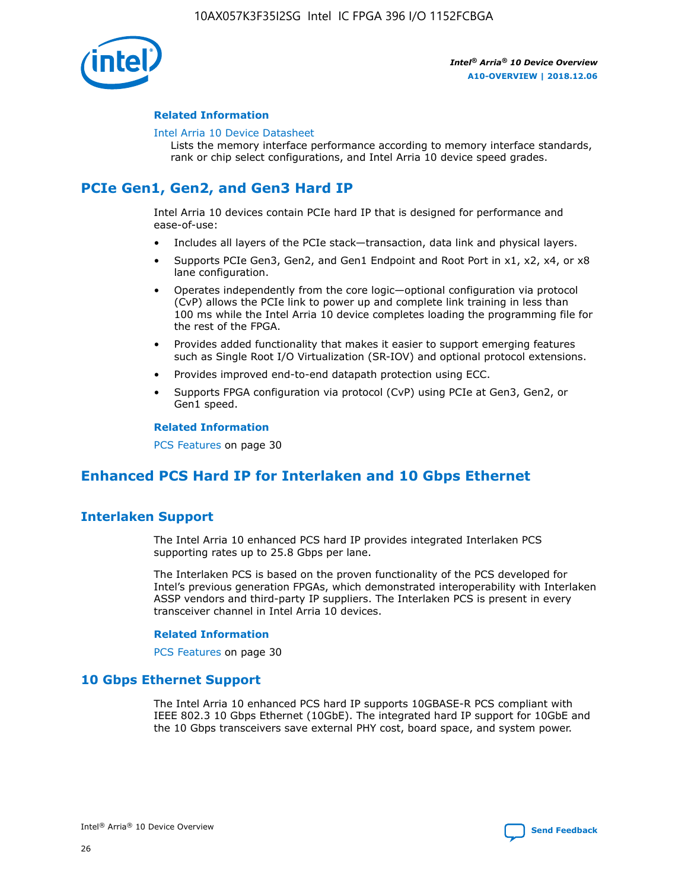### Related Information

Intel Arria 10 Device Datasheet
Lists the memory interface performance according to memory interface standards, rank or chip select configurations, and Intel Arria 10 device speed grades.

## PCIe Gen1, Gen2, and Gen3 Hard IP

Intel Arria 10 devices contain PCIe hard IP that is designed for performance and ease-of-use:

- Includes all layers of the PCIe stack—transaction, data link and physical layers.
- Supports PCIe Gen3, Gen2, and Gen1 Endpoint and Root Port in x1, x2, x4, or x8 lane configuration.
- Operates independently from the core logic—optional configuration via protocol (CvP) allows the PCIe link to power up and complete link training in less than 100 ms while the Intel Arria 10 device completes loading the programming file for the rest of the FPGA.
- Provides added functionality that makes it easier to support emerging features such as Single Root I/O Virtualization (SR-IOV) and optional protocol extensions.
- Provides improved end-to-end datapath protection using ECC.
- Supports FPGA configuration via protocol (CvP) using PCIe at Gen3, Gen2, or Gen1 speed.

### Related Information

PCS Features on page 30

## Enhanced PCS Hard IP for Interlaken and 10 Gbps Ethernet

### Interlaken Support

The Intel Arria 10 enhanced PCS hard IP provides integrated Interlaken PCS supporting rates up to 25.8 Gbps per lane.

The Interlaken PCS is based on the proven functionality of the PCS developed for Intel's previous generation FPGAs, which demonstrated interoperability with Interlaken ASSP vendors and third-party IP suppliers. The Interlaken PCS is present in every transceiver channel in Intel Arria 10 devices.

### Related Information

PCS Features on page 30

### 10 Gbps Ethernet Support

The Intel Arria 10 enhanced PCS hard IP supports 10GBASE-R PCS compliant with IEEE 802.3 10 Gbps Ethernet (10GbE). The integrated hard IP support for 10GbE and the 10 Gbps transceivers save external PHY cost, board space, and system power.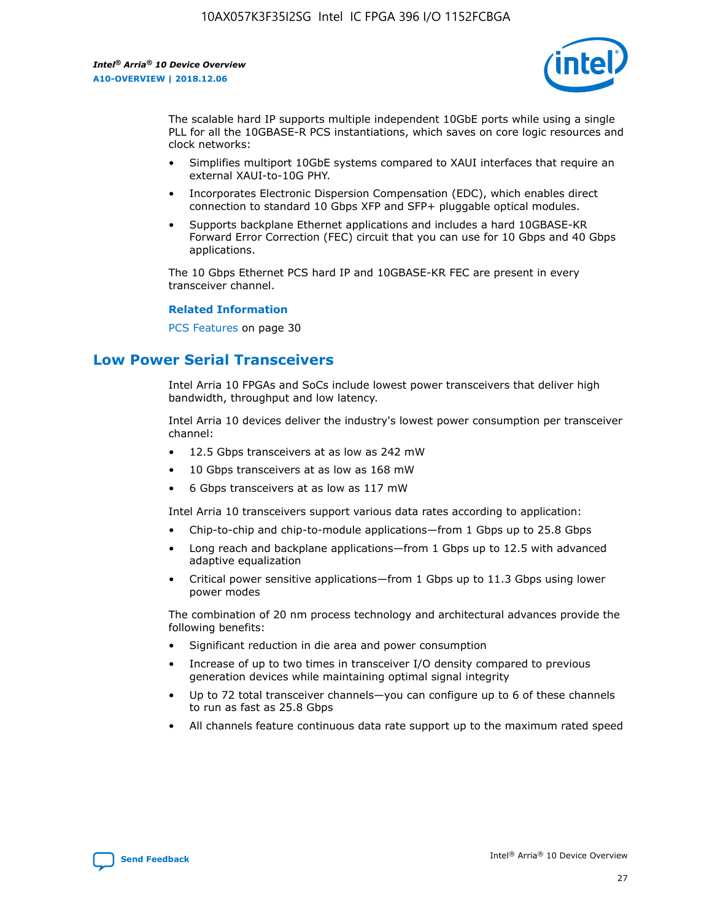The scalable hard IP supports multiple independent 10GbE ports while using a single PLL for all the 10GBASE-R PCS instantiations, which saves on core logic resources and clock networks:

- Simplifies multiport 10GbE systems compared to XAUI interfaces that require an external XAUI-to-10G PHY.
- Incorporates Electronic Dispersion Compensation (EDC), which enables direct connection to standard 10 Gbps XFP and SFP+ pluggable optical modules.
- Supports backplane Ethernet applications and includes a hard 10GBASE-KR Forward Error Correction (FEC) circuit that you can use for 10 Gbps and 40 Gbps applications.

The 10 Gbps Ethernet PCS hard IP and 10GBASE-KR FEC are present in every transceiver channel.

**Related Information**

PCS Features on page 30

## Low Power Serial Transceivers

Intel Arria 10 FPGAs and SoCs include lowest power transceivers that deliver high bandwidth, throughput and low latency.

Intel Arria 10 devices deliver the industry's lowest power consumption per transceiver channel:

- 12.5 Gbps transceivers at as low as 242 mW
- 10 Gbps transceivers at as low as 168 mW
- 6 Gbps transceivers at as low as 117 mW

Intel Arria 10 transceivers support various data rates according to application:

- Chip-to-chip and chip-to-module applications—from 1 Gbps up to 25.8 Gbps
- Long reach and backplane applications—from 1 Gbps up to 12.5 with advanced adaptive equalization
- Critical power sensitive applications—from 1 Gbps up to 11.3 Gbps using lower power modes

The combination of 20 nm process technology and architectural advances provide the following benefits:

- Significant reduction in die area and power consumption
- Increase of up to two times in transceiver I/O density compared to previous generation devices while maintaining optimal signal integrity
- Up to 72 total transceiver channels—you can configure up to 6 of these channels to run as fast as 25.8 Gbps
- All channels feature continuous data rate support up to the maximum rated speed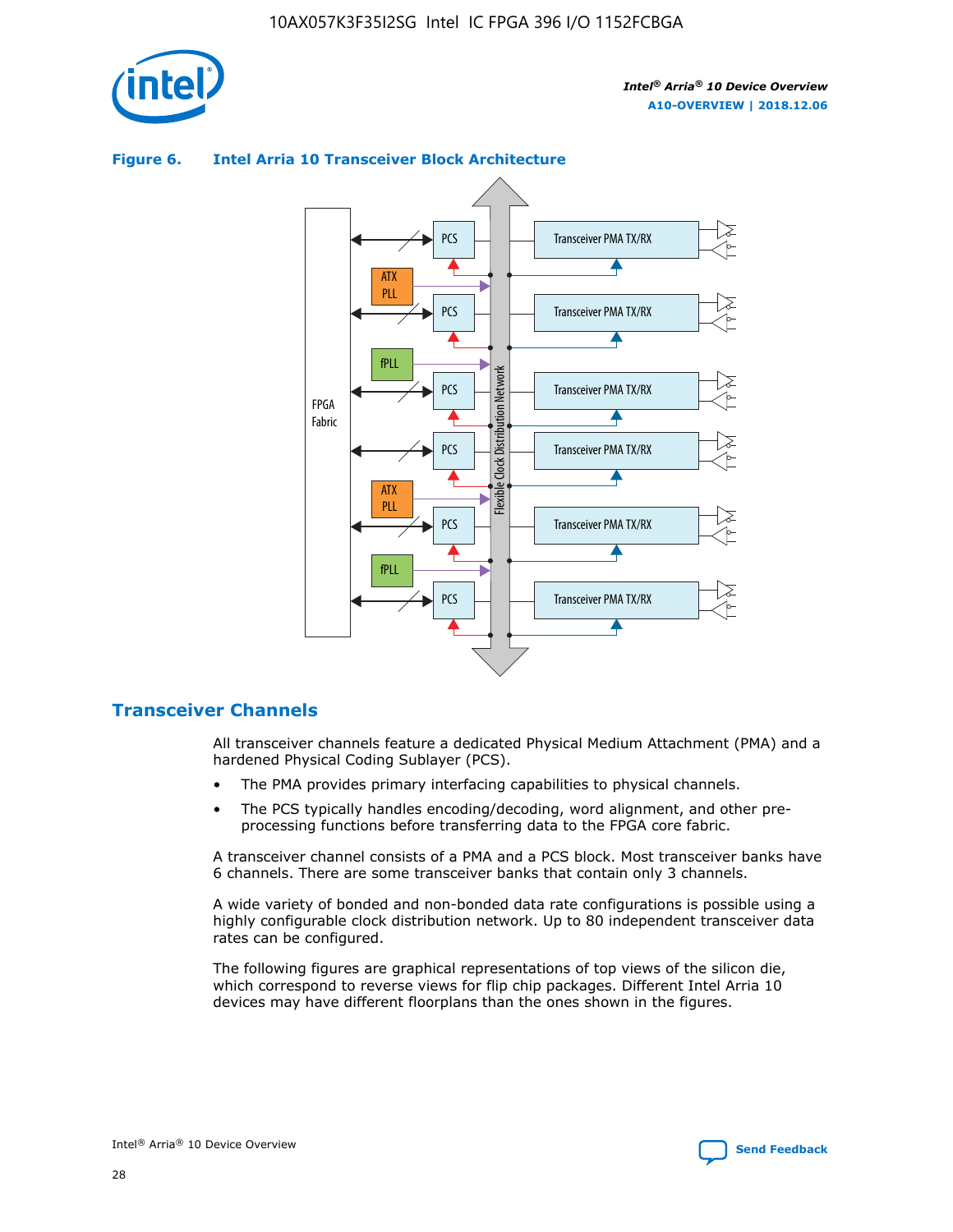**Figure 6. Intel Arria 10 Transceiver Block Architecture**

## Transceiver Channels

All transceiver channels feature a dedicated Physical Medium Attachment (PMA) and a hardened Physical Coding Sublayer (PCS).

- The PMA provides primary interfacing capabilities to physical channels.
- The PCS typically handles encoding/decoding, word alignment, and other pre-processing functions before transferring data to the FPGA core fabric.

A transceiver channel consists of a PMA and a PCS block. Most transceiver banks have 6 channels. There are some transceiver banks that contain only 3 channels.

A wide variety of bonded and non-bonded data rate configurations is possible using a highly configurable clock distribution network. Up to 80 independent transceiver data rates can be configured.

The following figures are graphical representations of top views of the silicon die, which correspond to reverse views for flip chip packages. Different Intel Arria 10 devices may have different floorplans than the ones shown in the figures.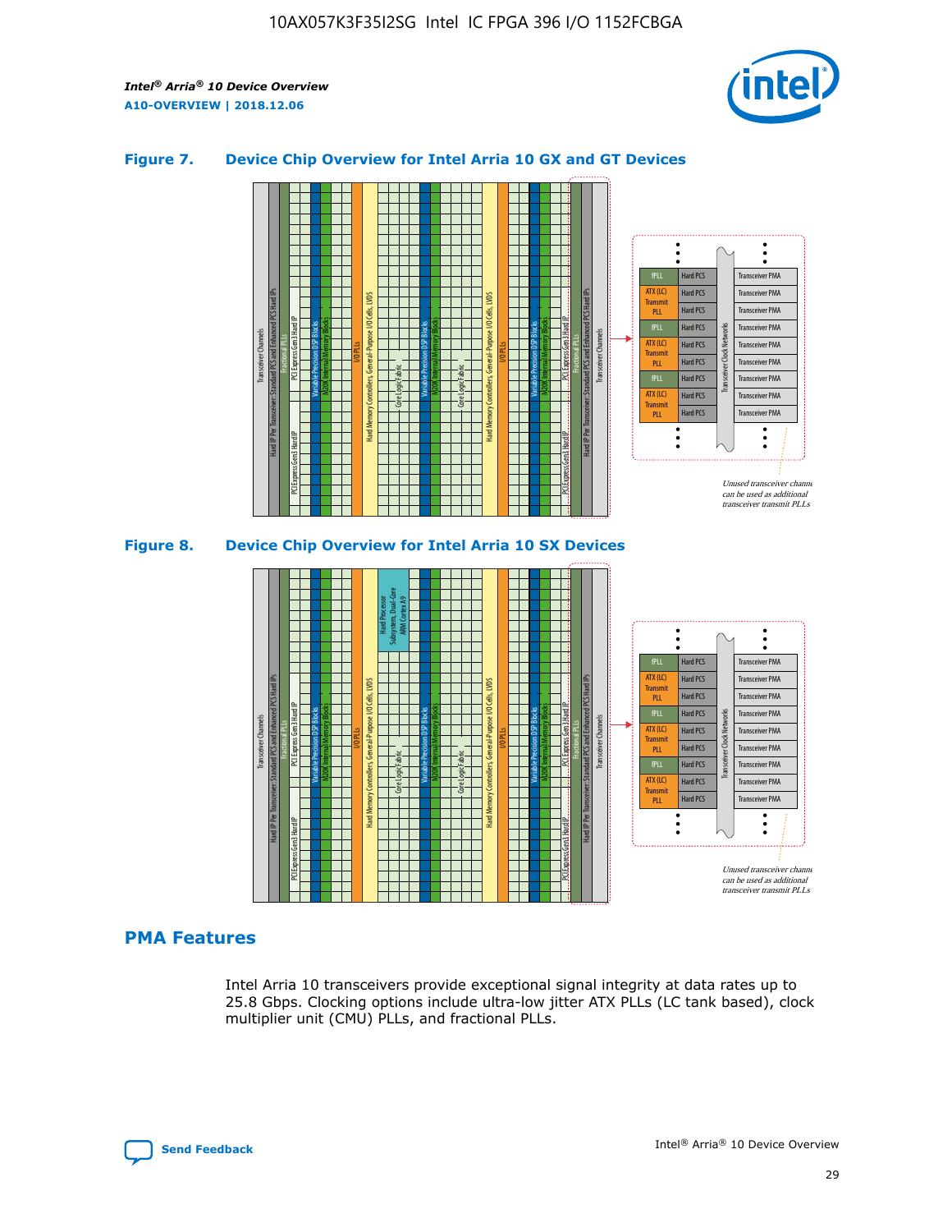## Figure 7. Device Chip Overview for Intel Arria 10 GX and GT Devices

## Figure 8. Device Chip Overview for Intel Arria 10 SX Devices

## PMA Features

Intel Arria 10 transceivers provide exceptional signal integrity at data rates up to 25.8 Gbps. Clocking options include ultra-low jitter ATX PLLs (LC tank based), clock multiplier unit (CMU) PLLs, and fractional PLLs.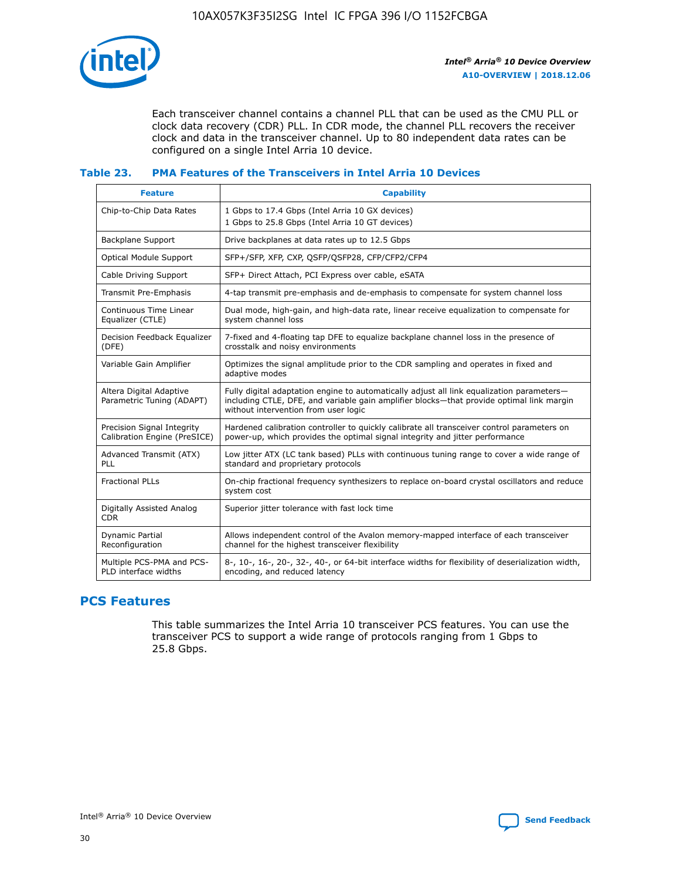Each transceiver channel contains a channel PLL that can be used as the CMU PLL or clock data recovery (CDR) PLL. In CDR mode, the channel PLL recovers the receiver clock and data in the transceiver channel. Up to 80 independent data rates can be configured on a single Intel Arria 10 device.

### Table 23. PMA Features of the Transceivers in Intel Arria 10 Devices

| Feature | Capability |
| --- | --- |
| Chip-to-Chip Data Rates | 1 Gbps to 17.4 Gbps (Intel Arria 10 GX devices)<br>1 Gbps to 25.8 Gbps (Intel Arria 10 GT devices) |
| Backplane Support | Drive backplanes at data rates up to 12.5 Gbps |
| Optical Module Support | SFP+/SFP, XFP, CXP, QSFP/QSFP28, CFP/CFP2/CFP4 |
| Cable Driving Support | SFP+ Direct Attach, PCI Express over cable, eSATA |
| Transmit Pre-Emphasis | 4-tap transmit pre-emphasis and de-emphasis to compensate for system channel loss |
| Continuous Time Linear Equalizer (CTLE) | Dual mode, high-gain, and high-data rate, linear receive equalization to compensate for system channel loss |
| Decision Feedback Equalizer (DFE) | 7-fixed and 4-floating tap DFE to equalize backplane channel loss in the presence of crosstalk and noisy environments |
| Variable Gain Amplifier | Optimizes the signal amplitude prior to the CDR sampling and operates in fixed and adaptive modes |
| Altera Digital Adaptive Parametric Tuning (ADAPT) | Fully digital adaptation engine to automatically adjust all link equalization parameters—including CTLE, DFE, and variable gain amplifier blocks—that provide optimal link margin without intervention from user logic |
| Precision Signal Integrity Calibration Engine (PreSICE) | Hardened calibration controller to quickly calibrate all transceiver control parameters on power-up, which provides the optimal signal integrity and jitter performance |
| Advanced Transmit (ATX) PLL | Low jitter ATX (LC tank based) PLLs with continuous tuning range to cover a wide range of standard and proprietary protocols |
| Fractional PLLs | On-chip fractional frequency synthesizers to replace on-board crystal oscillators and reduce system cost |
| Digitally Assisted Analog CDR | Superior jitter tolerance with fast lock time |
| Dynamic Partial Reconfiguration | Allows independent control of the Avalon memory-mapped interface of each transceiver channel for the highest transceiver flexibility |
| Multiple PCS-PMA and PCS-PLD interface widths | 8-, 10-, 16-, 20-, 32-, 40-, or 64-bit interface widths for flexibility of deserialization width, encoding, and reduced latency |

## PCS Features

This table summarizes the Intel Arria 10 transceiver PCS features. You can use the transceiver PCS to support a wide range of protocols ranging from 1 Gbps to 25.8 Gbps.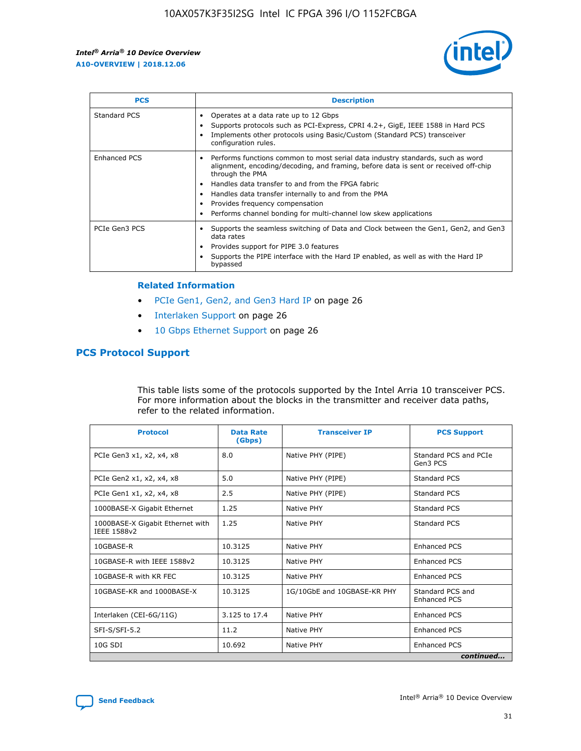| PCS | Description |
| --- | --- |
| Standard PCS | • Operates at a data rate up to 12 Gbps<br>• Supports protocols such as PCI-Express, CPRI 4.2+, GigE, IEEE 1588 in Hard PCS<br>• Implements other protocols using Basic/Custom (Standard PCS) transceiver configuration rules. |
| Enhanced PCS | • Performs functions common to most serial data industry standards, such as word alignment, encoding/decoding, and framing, before data is sent or received off-chip through the PMA<br>• Handles data transfer to and from the FPGA fabric<br>• Handles data transfer internally to and from the PMA<br>• Provides frequency compensation<br>• Performs channel bonding for multi-channel low skew applications |
| PCIe Gen3 PCS | • Supports the seamless switching of Data and Clock between the Gen1, Gen2, and Gen3 data rates<br>• Provides support for PIPE 3.0 features<br>• Supports the PIPE interface with the Hard IP enabled, as well as with the Hard IP bypassed |

### Related Information

- PCIe Gen1, Gen2, and Gen3 Hard IP on page 26
- Interlaken Support on page 26
- 10 Gbps Ethernet Support on page 26

## PCS Protocol Support

This table lists some of the protocols supported by the Intel Arria 10 transceiver PCS. For more information about the blocks in the transmitter and receiver data paths, refer to the related information.

| Protocol | Data Rate (Gbps) | Transceiver IP | PCS Support |
| --- | --- | --- | --- |
| PCIe Gen3 x1, x2, x4, x8 | 8.0 | Native PHY (PIPE) | Standard PCS and PCIe Gen3 PCS |
| PCIe Gen2 x1, x2, x4, x8 | 5.0 | Native PHY (PIPE) | Standard PCS |
| PCIe Gen1 x1, x2, x4, x8 | 2.5 | Native PHY (PIPE) | Standard PCS |
| 1000BASE-X Gigabit Ethernet | 1.25 | Native PHY | Standard PCS |
| 1000BASE-X Gigabit Ethernet with IEEE 1588v2 | 1.25 | Native PHY | Standard PCS |
| 10GBASE-R | 10.3125 | Native PHY | Enhanced PCS |
| 10GBASE-R with IEEE 1588v2 | 10.3125 | Native PHY | Enhanced PCS |
| 10GBASE-R with KR FEC | 10.3125 | Native PHY | Enhanced PCS |
| 10GBASE-KR and 1000BASE-X | 10.3125 | 1G/10GbE and 10GBASE-KR PHY | Standard PCS and Enhanced PCS |
| Interlaken (CEI-6G/11G) | 3.125 to 17.4 | Native PHY | Enhanced PCS |
| SFI-S/SFI-5.2 | 11.2 | Native PHY | Enhanced PCS |
| 10G SDI | 10.692 | Native PHY | Enhanced PCS |

*continued...*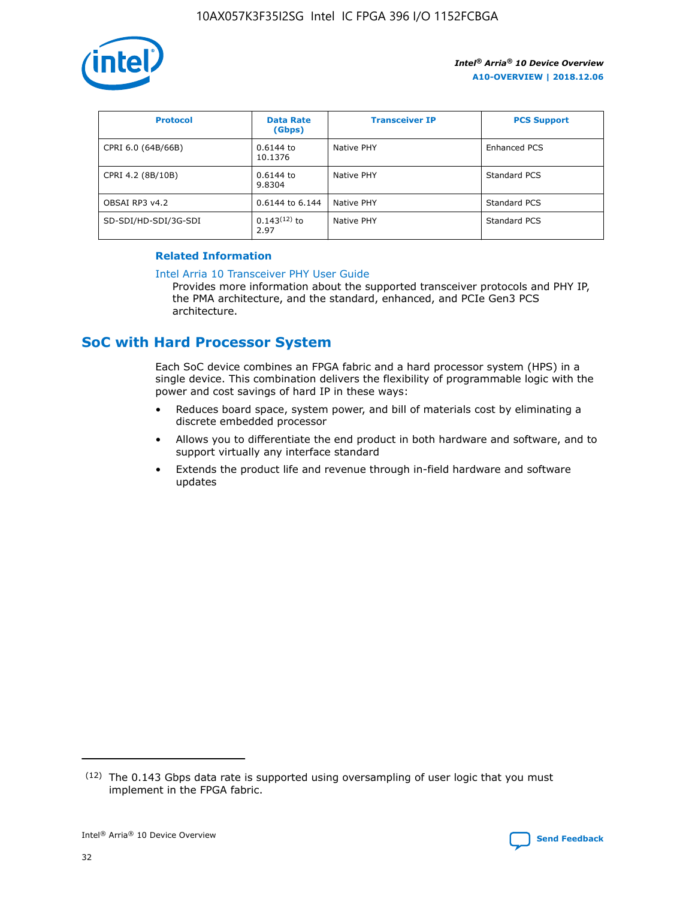| Protocol | Data Rate (Gbps) | Transceiver IP | PCS Support |
| --- | --- | --- | --- |
| CPRI 6.0 (64B/66B) | 0.6144 to 10.1376 | Native PHY | Enhanced PCS |
| CPRI 4.2 (8B/10B) | 0.6144 to 9.8304 | Native PHY | Standard PCS |
| OBSAI RP3 v4.2 | 0.6144 to 6.144 | Native PHY | Standard PCS |
| SD-SDI/HD-SDI/3G-SDI | 0.143[12] to 2.97 | Native PHY | Standard PCS |

### Related Information

Intel Arria 10 Transceiver PHY User Guide
Provides more information about the supported transceiver protocols and PHY IP, the PMA architecture, and the standard, enhanced, and PCIe Gen3 PCS architecture.

## SoC with Hard Processor System

Each SoC device combines an FPGA fabric and a hard processor system (HPS) in a single device. This combination delivers the flexibility of programmable logic with the power and cost savings of hard IP in these ways:

- Reduces board space, system power, and bill of materials cost by eliminating a discrete embedded processor
- Allows you to differentiate the end product in both hardware and software, and to support virtually any interface standard
- Extends the product life and revenue through in-field hardware and software updates

[12] The 0.143 Gbps data rate is supported using oversampling of user logic that you must implement in the FPGA fabric.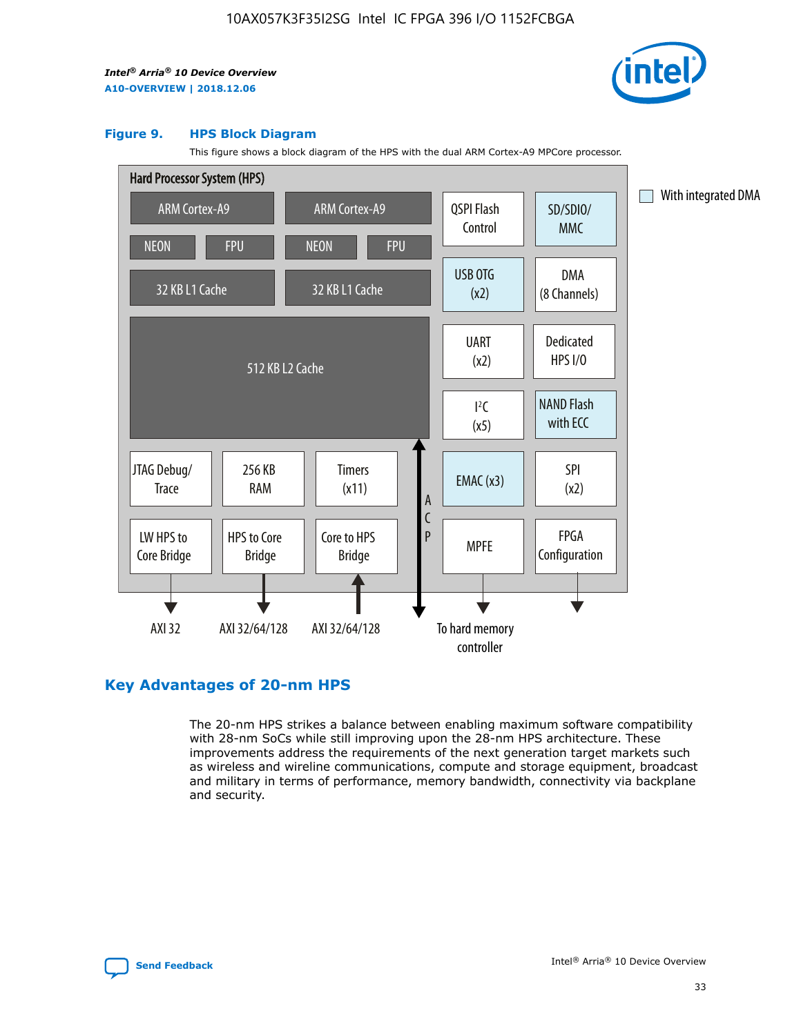**Figure 9. HPS Block Diagram**

This figure shows a block diagram of the HPS with the dual ARM Cortex-A9 MPCore processor.

Hard Processor System (HPS)

ARM Cortex-A9 | ARM Cortex-A9 | QSPI Flash Control | SD/SDIO/ MMC

NEON | FPU | NEON | FPU

32 KB L1 Cache | 32 KB L1 Cache | USB OTG (x2) | DMA (8 Channels)

512 KB L2 Cache | UART (x2) | Dedicated HPS I/O | I²C (x5) | NAND Flash with ECC

JTAG Debug/ Trace | 256 KB RAM | Timers (x11) | ACP | EMAC (x3) | SPI (x2)

LW HPS to Core Bridge | HPS to Core Bridge | Core to HPS Bridge | MPFE | FPGA Configuration

AXI 32 | AXI 32/64/128 | AXI 32/64/128 | To hard memory controller

With integrated DMA

## Key Advantages of 20-nm HPS

The 20-nm HPS strikes a balance between enabling maximum software compatibility with 28-nm SoCs while still improving upon the 28-nm HPS architecture. These improvements address the requirements of the next generation target markets such as wireless and wireline communications, compute and storage equipment, broadcast and military in terms of performance, memory bandwidth, connectivity via backplane and security.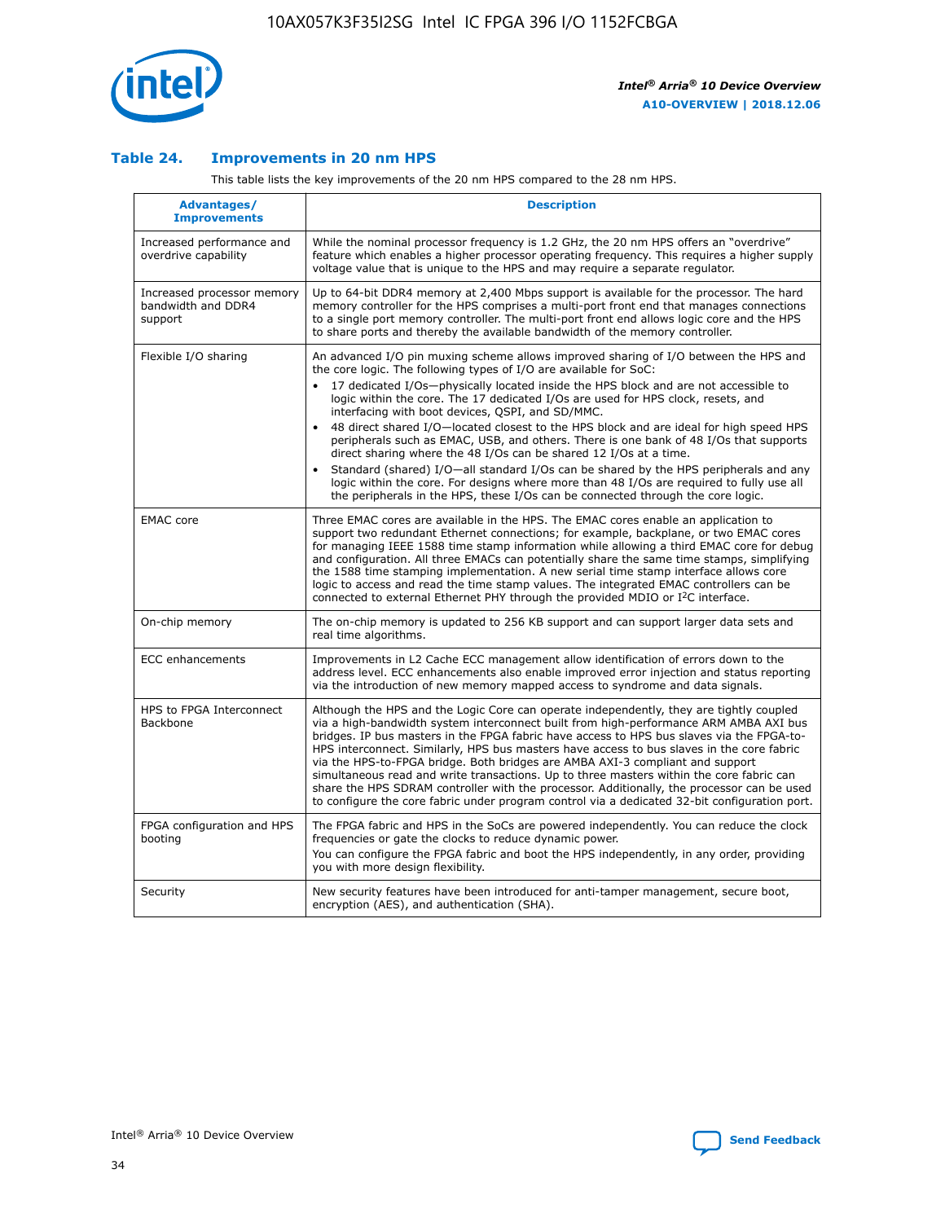### Table 24. Improvements in 20 nm HPS

This table lists the key improvements of the 20 nm HPS compared to the 28 nm HPS.

| Advantages/ Improvements | Description |
|---|---|
| Increased performance and overdrive capability | While the nominal processor frequency is 1.2 GHz, the 20 nm HPS offers an "overdrive" feature which enables a higher processor operating frequency. This requires a higher supply voltage value that is unique to the HPS and may require a separate regulator. |
| Increased processor memory bandwidth and DDR4 support | Up to 64-bit DDR4 memory at 2,400 Mbps support is available for the processor. The hard memory controller for the HPS comprises a multi-port front end that manages connections to a single port memory controller. The multi-port front end allows logic core and the HPS to share ports and thereby the available bandwidth of the memory controller. |
| Flexible I/O sharing | An advanced I/O pin muxing scheme allows improved sharing of I/O between the HPS and the core logic. The following types of I/O are available for SoC:<br>• 17 dedicated I/Os—physically located inside the HPS block and are not accessible to logic within the core. The 17 dedicated I/Os are used for HPS clock, resets, and interfacing with boot devices, QSPI, and SD/MMC.<br>• 48 direct shared I/O—located closest to the HPS block and are ideal for high speed HPS peripherals such as EMAC, USB, and others. There is one bank of 48 I/Os that supports direct sharing where the 48 I/Os can be shared 12 I/Os at a time.<br>• Standard (shared) I/O—all standard I/Os can be shared by the HPS peripherals and any logic within the core. For designs where more than 48 I/Os are required to fully use all the peripherals in the HPS, these I/Os can be connected through the core logic. |
| EMAC core | Three EMAC cores are available in the HPS. The EMAC cores enable an application to support two redundant Ethernet connections; for example, backplane, or two EMAC cores for managing IEEE 1588 time stamp information while allowing a third EMAC core for debug and configuration. All three EMACs can potentially share the same time stamps, simplifying the 1588 time stamping implementation. A new serial time stamp interface allows core logic to access and read the time stamp values. The integrated EMAC controllers can be connected to external Ethernet PHY through the provided MDIO or I²C interface. |
| On-chip memory | The on-chip memory is updated to 256 KB support and can support larger data sets and real time algorithms. |
| ECC enhancements | Improvements in L2 Cache ECC management allow identification of errors down to the address level. ECC enhancements also enable improved error injection and status reporting via the introduction of new memory mapped access to syndrome and data signals. |
| HPS to FPGA Interconnect Backbone | Although the HPS and the Logic Core can operate independently, they are tightly coupled via a high-bandwidth system interconnect built from high-performance ARM AMBA AXI bus bridges. IP bus masters in the FPGA fabric have access to HPS bus slaves via the FPGA-to-HPS interconnect. Similarly, HPS bus masters have access to bus slaves in the core fabric via the HPS-to-FPGA bridge. Both bridges are AMBA AXI-3 compliant and support simultaneous read and write transactions. Up to three masters within the core fabric can share the HPS SDRAM controller with the processor. Additionally, the processor can be used to configure the core fabric under program control via a dedicated 32-bit configuration port. |
| FPGA configuration and HPS booting | The FPGA fabric and HPS in the SoCs are powered independently. You can reduce the clock frequencies or gate the clocks to reduce dynamic power.<br>You can configure the FPGA fabric and boot the HPS independently, in any order, providing you with more design flexibility. |
| Security | New security features have been introduced for anti-tamper management, secure boot, encryption (AES), and authentication (SHA). |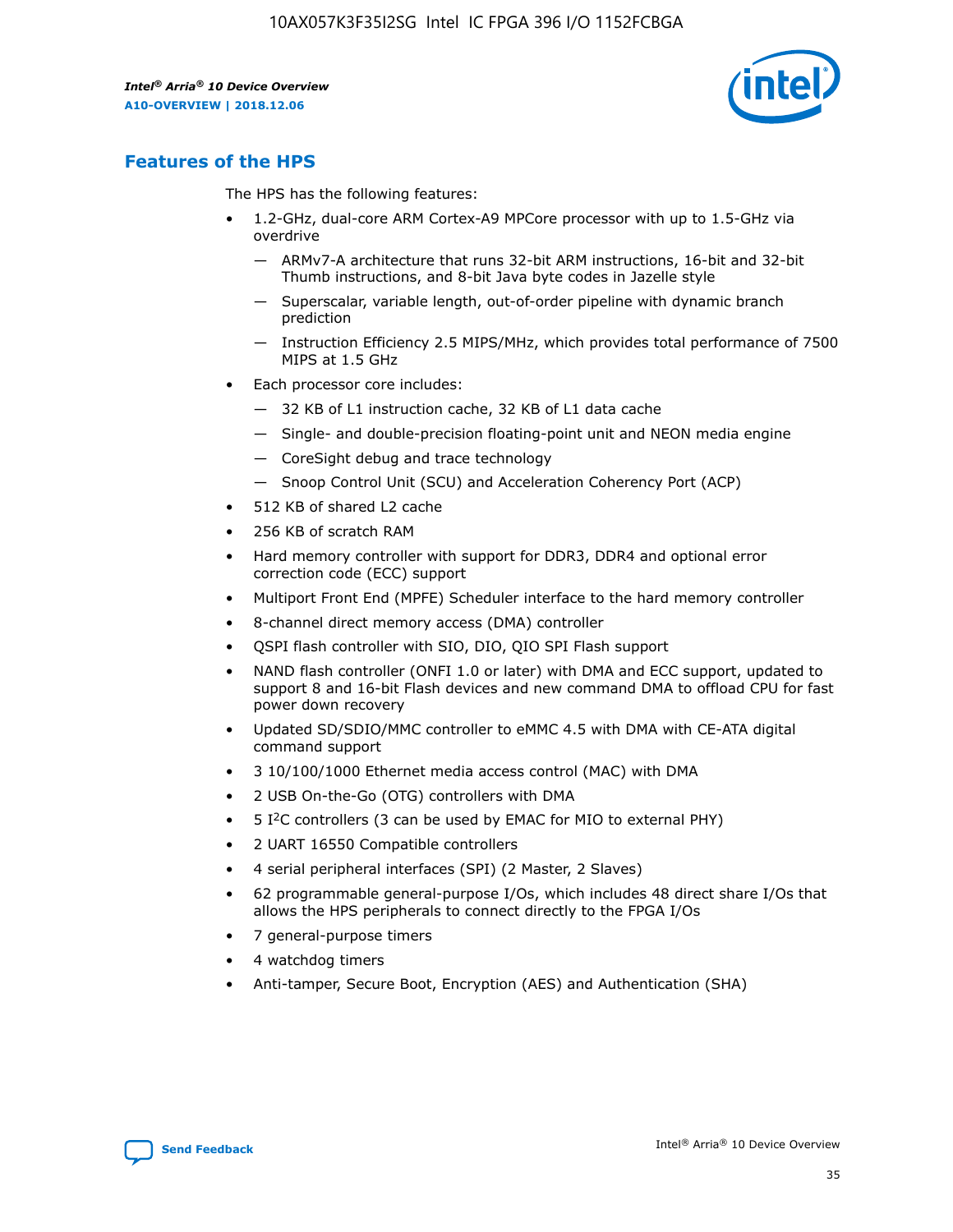## Features of the HPS

The HPS has the following features:

- 1.2-GHz, dual-core ARM Cortex-A9 MPCore processor with up to 1.5-GHz via overdrive
  - — ARMv7-A architecture that runs 32-bit ARM instructions, 16-bit and 32-bit Thumb instructions, and 8-bit Java byte codes in Jazelle style
  - — Superscalar, variable length, out-of-order pipeline with dynamic branch prediction
  - — Instruction Efficiency 2.5 MIPS/MHz, which provides total performance of 7500 MIPS at 1.5 GHz
- Each processor core includes:
  - — 32 KB of L1 instruction cache, 32 KB of L1 data cache
  - — Single- and double-precision floating-point unit and NEON media engine
  - — CoreSight debug and trace technology
  - — Snoop Control Unit (SCU) and Acceleration Coherency Port (ACP)
- 512 KB of shared L2 cache
- 256 KB of scratch RAM
- Hard memory controller with support for DDR3, DDR4 and optional error correction code (ECC) support
- Multiport Front End (MPFE) Scheduler interface to the hard memory controller
- 8-channel direct memory access (DMA) controller
- QSPI flash controller with SIO, DIO, QIO SPI Flash support
- NAND flash controller (ONFI 1.0 or later) with DMA and ECC support, updated to support 8 and 16-bit Flash devices and new command DMA to offload CPU for fast power down recovery
- Updated SD/SDIO/MMC controller to eMMC 4.5 with DMA with CE-ATA digital command support
- 3 10/100/1000 Ethernet media access control (MAC) with DMA
- 2 USB On-the-Go (OTG) controllers with DMA
- 5 I$^2$C controllers (3 can be used by EMAC for MIO to external PHY)
- 2 UART 16550 Compatible controllers
- 4 serial peripheral interfaces (SPI) (2 Master, 2 Slaves)
- 62 programmable general-purpose I/Os, which includes 48 direct share I/Os that allows the HPS peripherals to connect directly to the FPGA I/Os
- 7 general-purpose timers
- 4 watchdog timers
- Anti-tamper, Secure Boot, Encryption (AES) and Authentication (SHA)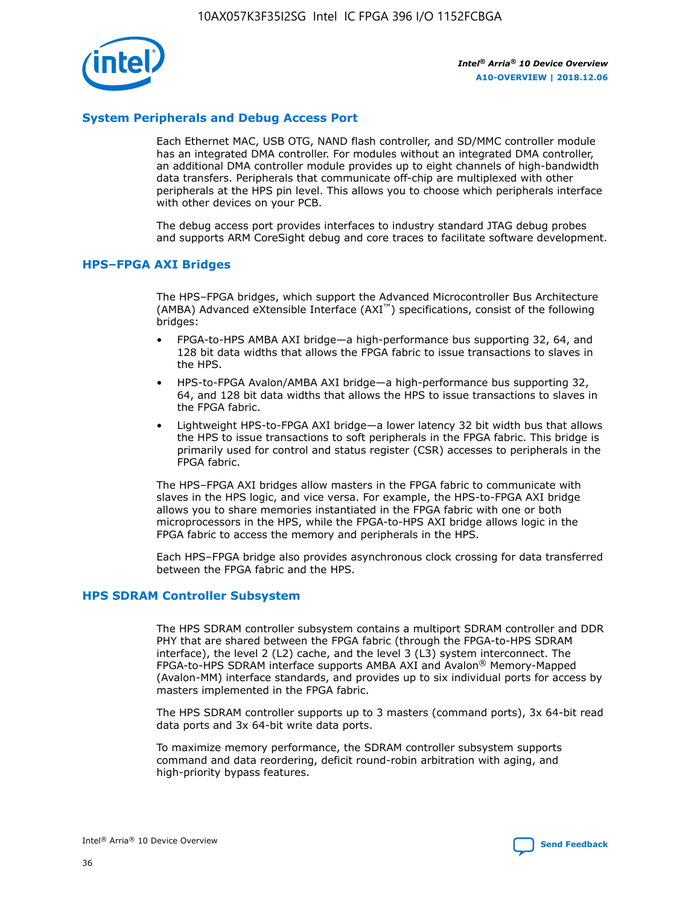## System Peripherals and Debug Access Port

Each Ethernet MAC, USB OTG, NAND flash controller, and SD/MMC controller module has an integrated DMA controller. For modules without an integrated DMA controller, an additional DMA controller module provides up to eight channels of high-bandwidth data transfers. Peripherals that communicate off-chip are multiplexed with other peripherals at the HPS pin level. This allows you to choose which peripherals interface with other devices on your PCB.

The debug access port provides interfaces to industry standard JTAG debug probes and supports ARM CoreSight debug and core traces to facilitate software development.

## HPS–FPGA AXI Bridges

The HPS–FPGA bridges, which support the Advanced Microcontroller Bus Architecture (AMBA) Advanced eXtensible Interface (AXI™) specifications, consist of the following bridges:

- FPGA-to-HPS AMBA AXI bridge—a high-performance bus supporting 32, 64, and 128 bit data widths that allows the FPGA fabric to issue transactions to slaves in the HPS.
- HPS-to-FPGA Avalon/AMBA AXI bridge—a high-performance bus supporting 32, 64, and 128 bit data widths that allows the HPS to issue transactions to slaves in the FPGA fabric.
- Lightweight HPS-to-FPGA AXI bridge—a lower latency 32 bit width bus that allows the HPS to issue transactions to soft peripherals in the FPGA fabric. This bridge is primarily used for control and status register (CSR) accesses to peripherals in the FPGA fabric.

The HPS–FPGA AXI bridges allow masters in the FPGA fabric to communicate with slaves in the HPS logic, and vice versa. For example, the HPS-to-FPGA AXI bridge allows you to share memories instantiated in the FPGA fabric with one or both microprocessors in the HPS, while the FPGA-to-HPS AXI bridge allows logic in the FPGA fabric to access the memory and peripherals in the HPS.

Each HPS–FPGA bridge also provides asynchronous clock crossing for data transferred between the FPGA fabric and the HPS.

## HPS SDRAM Controller Subsystem

The HPS SDRAM controller subsystem contains a multiport SDRAM controller and DDR PHY that are shared between the FPGA fabric (through the FPGA-to-HPS SDRAM interface), the level 2 (L2) cache, and the level 3 (L3) system interconnect. The FPGA-to-HPS SDRAM interface supports AMBA AXI and Avalon® Memory-Mapped (Avalon-MM) interface standards, and provides up to six individual ports for access by masters implemented in the FPGA fabric.

The HPS SDRAM controller supports up to 3 masters (command ports), 3x 64-bit read data ports and 3x 64-bit write data ports.

To maximize memory performance, the SDRAM controller subsystem supports command and data reordering, deficit round-robin arbitration with aging, and high-priority bypass features.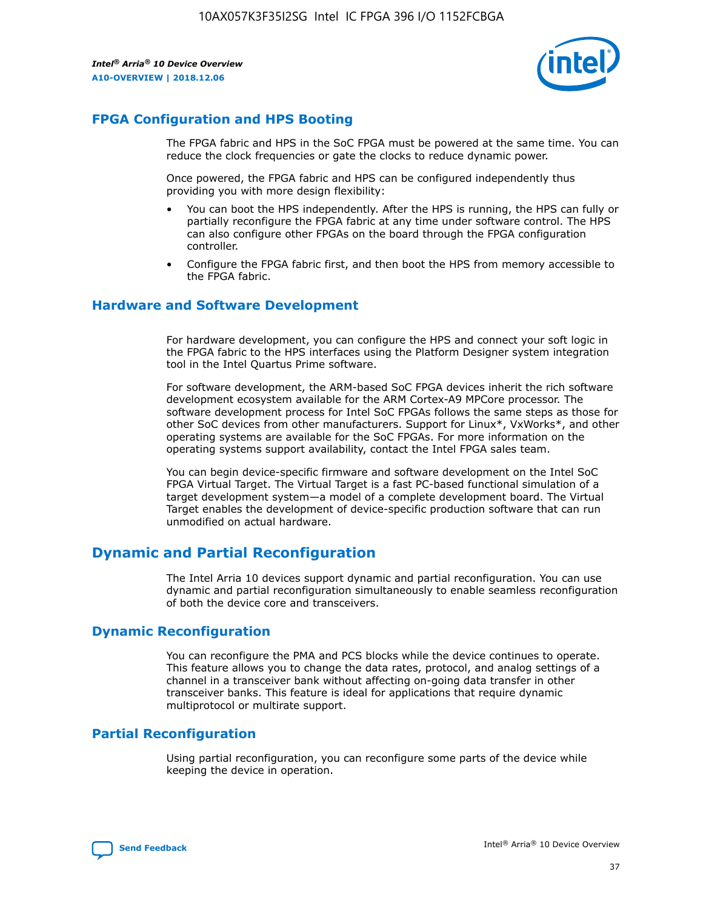## FPGA Configuration and HPS Booting

The FPGA fabric and HPS in the SoC FPGA must be powered at the same time. You can reduce the clock frequencies or gate the clocks to reduce dynamic power.

Once powered, the FPGA fabric and HPS can be configured independently thus providing you with more design flexibility:

- You can boot the HPS independently. After the HPS is running, the HPS can fully or partially reconfigure the FPGA fabric at any time under software control. The HPS can also configure other FPGAs on the board through the FPGA configuration controller.
- Configure the FPGA fabric first, and then boot the HPS from memory accessible to the FPGA fabric.

## Hardware and Software Development

For hardware development, you can configure the HPS and connect your soft logic in the FPGA fabric to the HPS interfaces using the Platform Designer system integration tool in the Intel Quartus Prime software.

For software development, the ARM-based SoC FPGA devices inherit the rich software development ecosystem available for the ARM Cortex-A9 MPCore processor. The software development process for Intel SoC FPGAs follows the same steps as those for other SoC devices from other manufacturers. Support for Linux*, VxWorks*, and other operating systems are available for the SoC FPGAs. For more information on the operating systems support availability, contact the Intel FPGA sales team.

You can begin device-specific firmware and software development on the Intel SoC FPGA Virtual Target. The Virtual Target is a fast PC-based functional simulation of a target development system—a model of a complete development board. The Virtual Target enables the development of device-specific production software that can run unmodified on actual hardware.

# Dynamic and Partial Reconfiguration

The Intel Arria 10 devices support dynamic and partial reconfiguration. You can use dynamic and partial reconfiguration simultaneously to enable seamless reconfiguration of both the device core and transceivers.

## Dynamic Reconfiguration

You can reconfigure the PMA and PCS blocks while the device continues to operate. This feature allows you to change the data rates, protocol, and analog settings of a channel in a transceiver bank without affecting on-going data transfer in other transceiver banks. This feature is ideal for applications that require dynamic multiprotocol or multirate support.

## Partial Reconfiguration

Using partial reconfiguration, you can reconfigure some parts of the device while keeping the device in operation.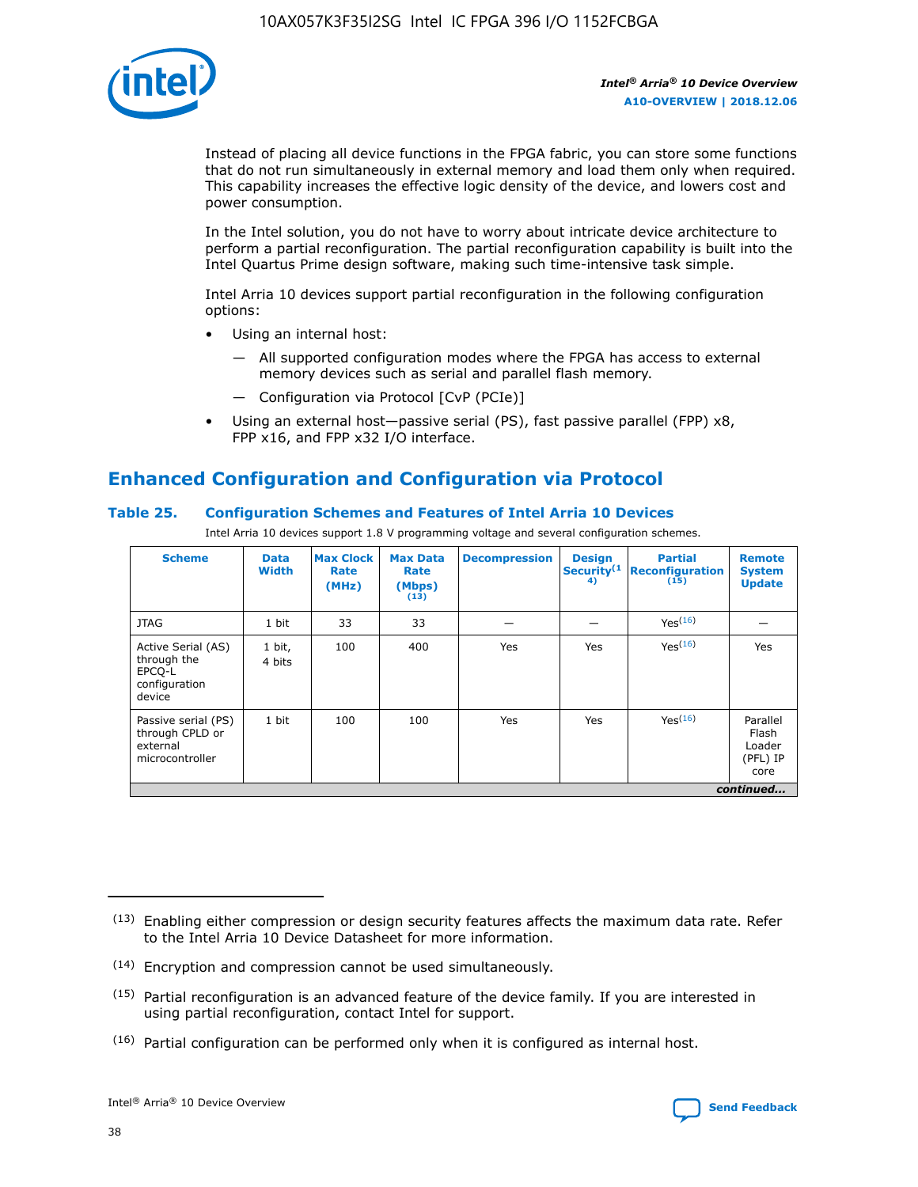Instead of placing all device functions in the FPGA fabric, you can store some functions that do not run simultaneously in external memory and load them only when required. This capability increases the effective logic density of the device, and lowers cost and power consumption.

In the Intel solution, you do not have to worry about intricate device architecture to perform a partial reconfiguration. The partial reconfiguration capability is built into the Intel Quartus Prime design software, making such time-intensive task simple.

Intel Arria 10 devices support partial reconfiguration in the following configuration options:

- Using an internal host:
  - All supported configuration modes where the FPGA has access to external memory devices such as serial and parallel flash memory.
  - Configuration via Protocol [CvP (PCIe)]
- Using an external host—passive serial (PS), fast passive parallel (FPP) x8, FPP x16, and FPP x32 I/O interface.

## Enhanced Configuration and Configuration via Protocol

### Table 25. Configuration Schemes and Features of Intel Arria 10 Devices

Intel Arria 10 devices support 1.8 V programming voltage and several configuration schemes.

| Scheme | Data Width | Max Clock Rate (MHz) | Max Data Rate (Mbps) (13) | Decompression | Design Security(14) | Partial Reconfiguration (15) | Remote System Update |
|---|---|---|---|---|---|---|---|
| JTAG | 1 bit | 33 | 33 | — | — | Yes(16) | — |
| Active Serial (AS) through the EPCQ-L configuration device | 1 bit, 4 bits | 100 | 400 | Yes | Yes | Yes(16) | Yes |
| Passive serial (PS) through CPLD or external microcontroller | 1 bit | 100 | 100 | Yes | Yes | Yes(16) | Parallel Flash Loader (PFL) IP core |

*continued...*

(13) Enabling either compression or design security features affects the maximum data rate. Refer to the Intel Arria 10 Device Datasheet for more information.

(14) Encryption and compression cannot be used simultaneously.

(15) Partial reconfiguration is an advanced feature of the device family. If you are interested in using partial reconfiguration, contact Intel for support.

(16) Partial configuration can be performed only when it is configured as internal host.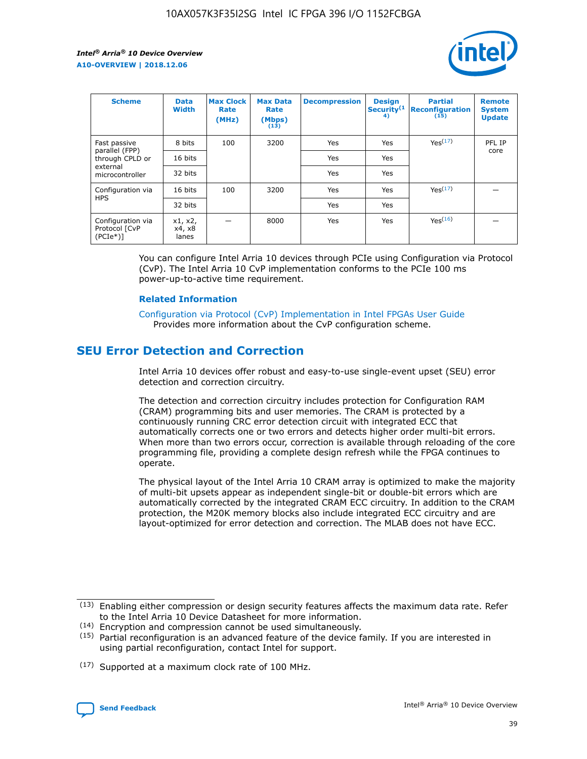| Scheme | Data Width | Max Clock Rate (MHz) | Max Data Rate (Mbps) (13) | Decompression | Design Security(14) | Partial Reconfiguration (15) | Remote System Update |
| --- | --- | --- | --- | --- | --- | --- | --- |
| Fast passive parallel (FPP) through CPLD or external microcontroller | 8 bits | 100 | 3200 | Yes | Yes | Yes(17) | PFL IP core |
| | 16 bits | | | Yes | Yes | | |
| | 32 bits | | | Yes | Yes | | |
| Configuration via HPS | 16 bits | 100 | 3200 | Yes | Yes | Yes(17) | — |
| | 32 bits | | | Yes | Yes | | |
| Configuration via Protocol [CvP (PCIe*)] | x1, x2, x4, x8 lanes | — | 8000 | Yes | Yes | Yes(16) | — |

You can configure Intel Arria 10 devices through PCIe using Configuration via Protocol (CvP). The Intel Arria 10 CvP implementation conforms to the PCIe 100 ms power-up-to-active time requirement.

### Related Information

Configuration via Protocol (CvP) Implementation in Intel FPGAs User Guide
Provides more information about the CvP configuration scheme.

## SEU Error Detection and Correction

Intel Arria 10 devices offer robust and easy-to-use single-event upset (SEU) error detection and correction circuitry.

The detection and correction circuitry includes protection for Configuration RAM (CRAM) programming bits and user memories. The CRAM is protected by a continuously running CRC error detection circuit with integrated ECC that automatically corrects one or two errors and detects higher order multi-bit errors. When more than two errors occur, correction is available through reloading of the core programming file, providing a complete design refresh while the FPGA continues to operate.

The physical layout of the Intel Arria 10 CRAM array is optimized to make the majority of multi-bit upsets appear as independent single-bit or double-bit errors which are automatically corrected by the integrated CRAM ECC circuitry. In addition to the CRAM protection, the M20K memory blocks also include integrated ECC circuitry and are layout-optimized for error detection and correction. The MLAB does not have ECC.

(13) Enabling either compression or design security features affects the maximum data rate. Refer to the Intel Arria 10 Device Datasheet for more information.

(14) Encryption and compression cannot be used simultaneously.

(15) Partial reconfiguration is an advanced feature of the device family. If you are interested in using partial reconfiguration, contact Intel for support.

(17) Supported at a maximum clock rate of 100 MHz.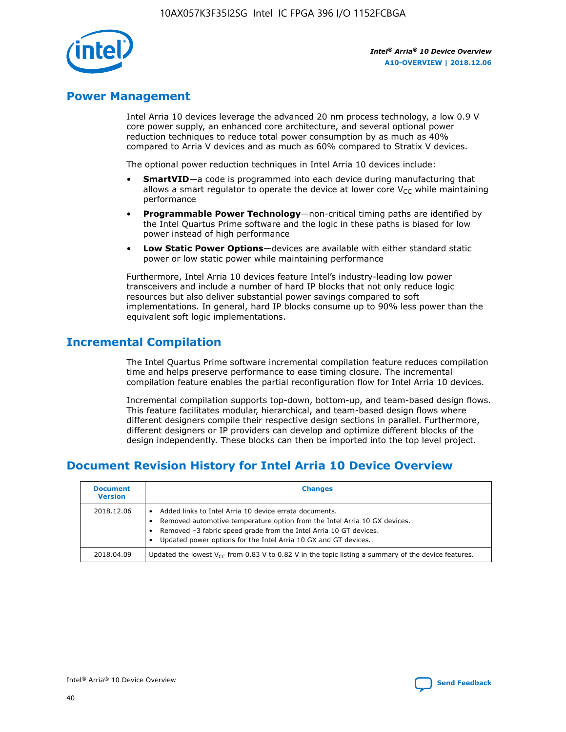## Power Management

Intel Arria 10 devices leverage the advanced 20 nm process technology, a low 0.9 V core power supply, an enhanced core architecture, and several optional power reduction techniques to reduce total power consumption by as much as 40% compared to Arria V devices and as much as 60% compared to Stratix V devices.

The optional power reduction techniques in Intel Arria 10 devices include:

- **SmartVID**—a code is programmed into each device during manufacturing that allows a smart regulator to operate the device at lower core $V_{CC}$ while maintaining performance
- **Programmable Power Technology**—non-critical timing paths are identified by the Intel Quartus Prime software and the logic in these paths is biased for low power instead of high performance
- **Low Static Power Options**—devices are available with either standard static power or low static power while maintaining performance

Furthermore, Intel Arria 10 devices feature Intel's industry-leading low power transceivers and include a number of hard IP blocks that not only reduce logic resources but also deliver substantial power savings compared to soft implementations. In general, hard IP blocks consume up to 90% less power than the equivalent soft logic implementations.

## Incremental Compilation

The Intel Quartus Prime software incremental compilation feature reduces compilation time and helps preserve performance to ease timing closure. The incremental compilation feature enables the partial reconfiguration flow for Intel Arria 10 devices.

Incremental compilation supports top-down, bottom-up, and team-based design flows. This feature facilitates modular, hierarchical, and team-based design flows where different designers compile their respective design sections in parallel. Furthermore, different designers or IP providers can develop and optimize different blocks of the design independently. These blocks can then be imported into the top level project.

## Document Revision History for Intel Arria 10 Device Overview

| Document Version | Changes |
|---|---|
| 2018.12.06 | • Added links to Intel Arria 10 device errata documents.<br>• Removed automotive temperature option from the Intel Arria 10 GX devices.<br>• Removed –3 fabric speed grade from the Intel Arria 10 GT devices.<br>• Updated power options for the Intel Arria 10 GX and GT devices. |
| 2018.04.09 | Updated the lowest $V_{CC}$ from 0.83 V to 0.82 V in the topic listing a summary of the device features. |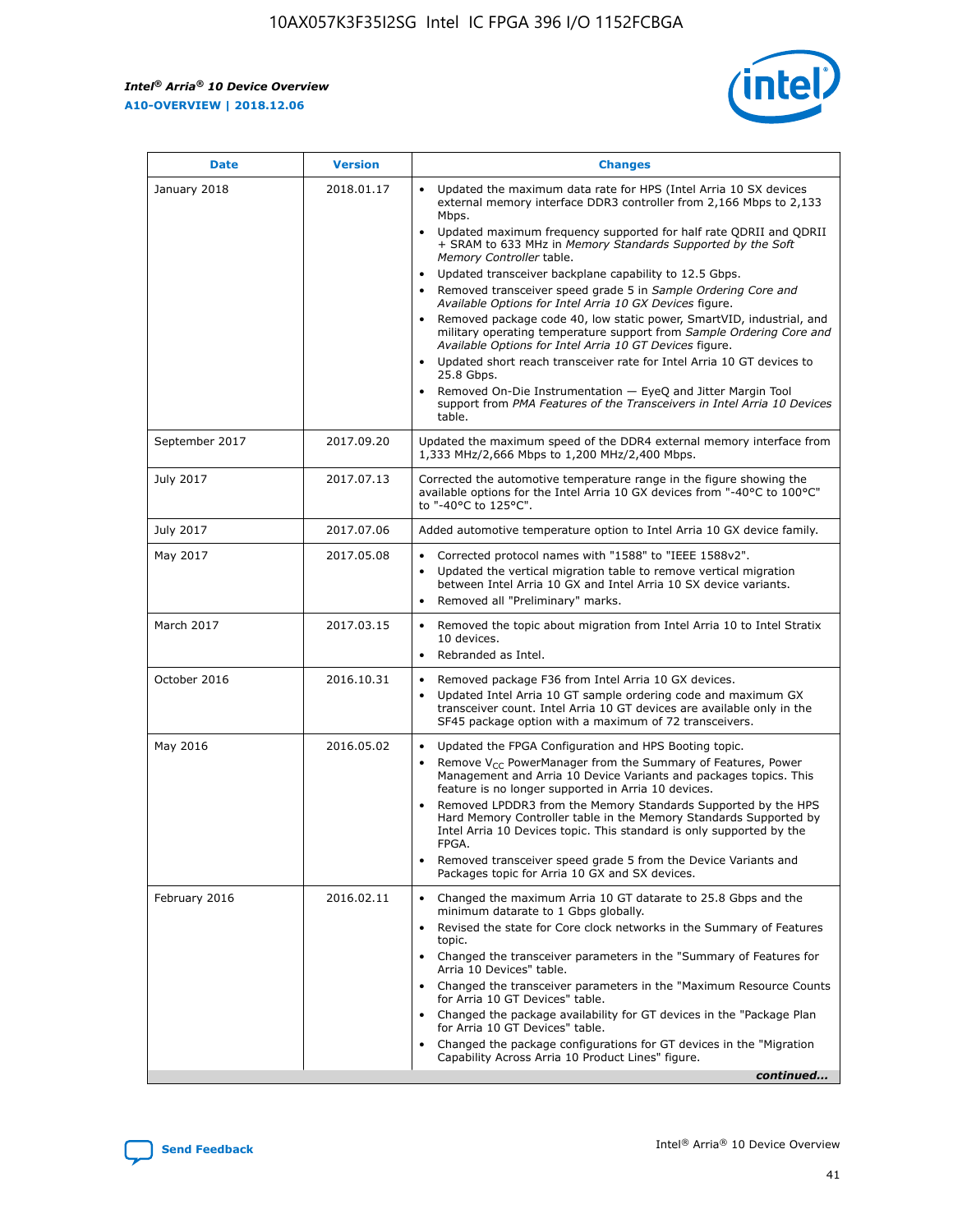| Date | Version | Changes |
| --- | --- | --- |
| January 2018 | 2018.01.17 | • Updated the maximum data rate for HPS (Intel Arria 10 SX devices external memory interface DDR3 controller from 2,166 Mbps to 2,133 Mbps.<br>• Updated maximum frequency supported for half rate QDRII and QDRII + SRAM to 633 MHz in *Memory Standards Supported by the Soft Memory Controller* table.<br>• Updated transceiver backplane capability to 12.5 Gbps.<br>• Removed transceiver speed grade 5 in *Sample Ordering Core and Available Options for Intel Arria 10 GX Devices* figure.<br>• Removed package code 40, low static power, SmartVID, industrial, and military operating temperature support from *Sample Ordering Core and Available Options for Intel Arria 10 GT Devices* figure.<br>• Updated short reach transceiver rate for Intel Arria 10 GT devices to 25.8 Gbps.<br>• Removed On-Die Instrumentation — EyeQ and Jitter Margin Tool support from *PMA Features of the Transceivers in Intel Arria 10 Devices* table. |
| September 2017 | 2017.09.20 | Updated the maximum speed of the DDR4 external memory interface from 1,333 MHz/2,666 Mbps to 1,200 MHz/2,400 Mbps. |
| July 2017 | 2017.07.13 | Corrected the automotive temperature range in the figure showing the available options for the Intel Arria 10 GX devices from "-40°C to 100°C" to "-40°C to 125°C". |
| July 2017 | 2017.07.06 | Added automotive temperature option to Intel Arria 10 GX device family. |
| May 2017 | 2017.05.08 | • Corrected protocol names with "1588" to "IEEE 1588v2".<br>• Updated the vertical migration table to remove vertical migration between Intel Arria 10 GX and Intel Arria 10 SX device variants.<br>• Removed all "Preliminary" marks. |
| March 2017 | 2017.03.15 | • Removed the topic about migration from Intel Arria 10 to Intel Stratix 10 devices.<br>• Rebranded as Intel. |
| October 2016 | 2016.10.31 | • Removed package F36 from Intel Arria 10 GX devices.<br>• Updated Intel Arria 10 GT sample ordering code and maximum GX transceiver count. Intel Arria 10 GT devices are available only in the SF45 package option with a maximum of 72 transceivers. |
| May 2016 | 2016.05.02 | • Updated the FPGA Configuration and HPS Booting topic.<br>• Remove $V_{CC}$ PowerManager from the Summary of Features, Power Management and Arria 10 Device Variants and packages topics. This feature is no longer supported in Arria 10 devices.<br>• Removed LPDDR3 from the Memory Standards Supported by the HPS Hard Memory Controller table in the Memory Standards Supported by Intel Arria 10 Devices topic. This standard is only supported by the FPGA.<br>• Removed transceiver speed grade 5 from the Device Variants and Packages topic for Arria 10 GX and SX devices. |
| February 2016 | 2016.02.11 | • Changed the maximum Arria 10 GT datarate to 25.8 Gbps and the minimum datarate to 1 Gbps globally.<br>• Revised the state for Core clock networks in the Summary of Features topic.<br>• Changed the transceiver parameters in the "Summary of Features for Arria 10 Devices" table.<br>• Changed the transceiver parameters in the "Maximum Resource Counts for Arria 10 GT Devices" table.<br>• Changed the package availability for GT devices in the "Package Plan for Arria 10 GT Devices" table.<br>• Changed the package configurations for GT devices in the "Migration Capability Across Arria 10 Product Lines" figure. |

*continued...*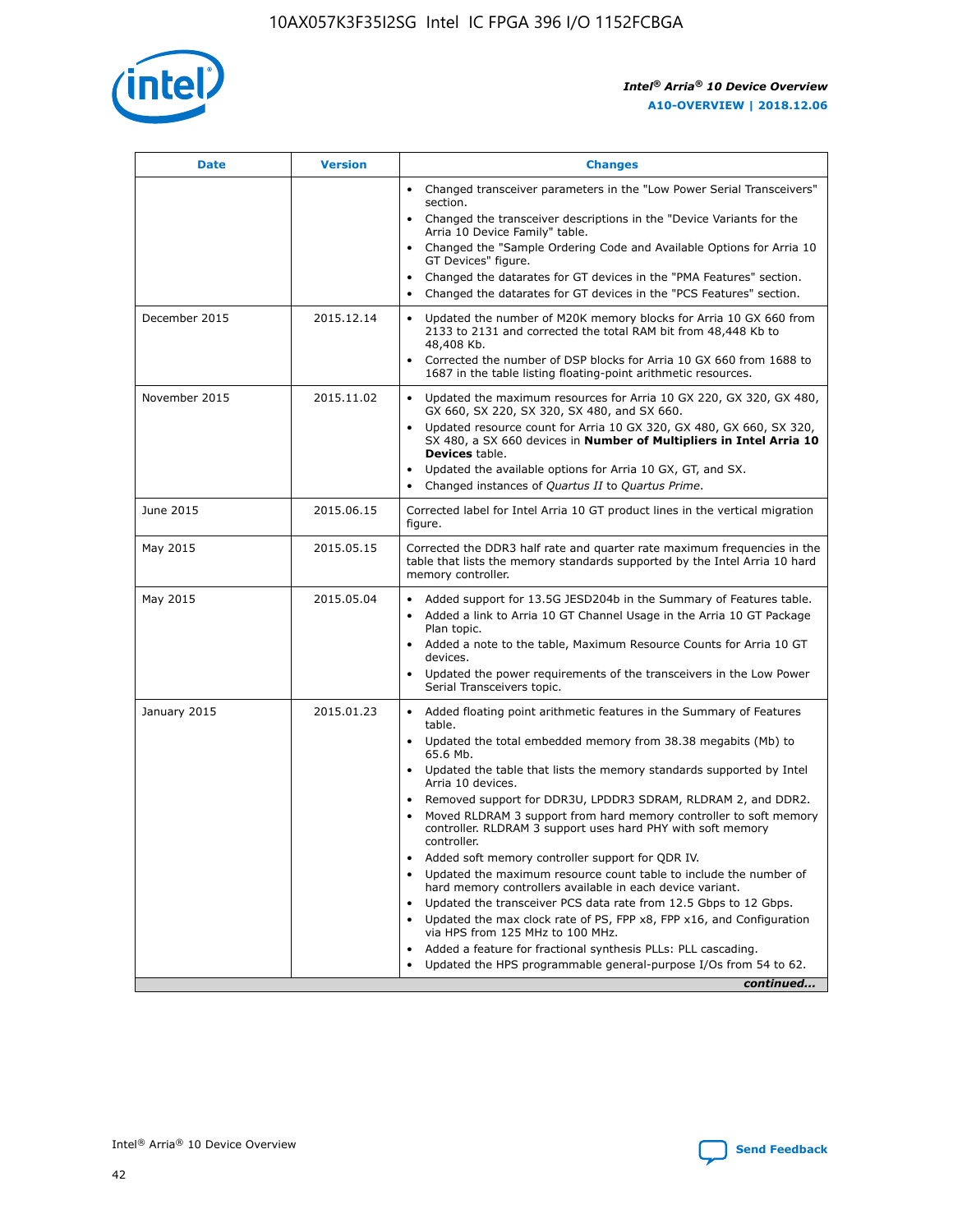| Date | Version | Changes |
| --- | --- | --- |
| | | • Changed transceiver parameters in the "Low Power Serial Transceivers" section.<br>• Changed the transceiver descriptions in the "Device Variants for the Arria 10 Device Family" table.<br>• Changed the "Sample Ordering Code and Available Options for Arria 10 GT Devices" figure.<br>• Changed the datarates for GT devices in the "PMA Features" section.<br>• Changed the datarates for GT devices in the "PCS Features" section. |
| December 2015 | 2015.12.14 | • Updated the number of M20K memory blocks for Arria 10 GX 660 from 2133 to 2131 and corrected the total RAM bit from 48,448 Kb to 48,408 Kb.<br>• Corrected the number of DSP blocks for Arria 10 GX 660 from 1688 to 1687 in the table listing floating-point arithmetic resources. |
| November 2015 | 2015.11.02 | • Updated the maximum resources for Arria 10 GX 220, GX 320, GX 480, GX 660, SX 220, SX 320, SX 480, and SX 660.<br>• Updated resource count for Arria 10 GX 320, GX 480, GX 660, SX 320, SX 480, a SX 660 devices in **Number of Multipliers in Intel Arria 10 Devices** table.<br>• Updated the available options for Arria 10 GX, GT, and SX.<br>• Changed instances of *Quartus II* to *Quartus Prime*. |
| June 2015 | 2015.06.15 | Corrected label for Intel Arria 10 GT product lines in the vertical migration figure. |
| May 2015 | 2015.05.15 | Corrected the DDR3 half rate and quarter rate maximum frequencies in the table that lists the memory standards supported by the Intel Arria 10 hard memory controller. |
| May 2015 | 2015.05.04 | • Added support for 13.5G JESD204b in the Summary of Features table.<br>• Added a link to Arria 10 GT Channel Usage in the Arria 10 GT Package Plan topic.<br>• Added a note to the table, Maximum Resource Counts for Arria 10 GT devices.<br>• Updated the power requirements of the transceivers in the Low Power Serial Transceivers topic. |
| January 2015 | 2015.01.23 | • Added floating point arithmetic features in the Summary of Features table.<br>• Updated the total embedded memory from 38.38 megabits (Mb) to 65.6 Mb.<br>• Updated the table that lists the memory standards supported by Intel Arria 10 devices.<br>• Removed support for DDR3U, LPDDR3 SDRAM, RLDRAM 2, and DDR2.<br>• Moved RLDRAM 3 support from hard memory controller to soft memory controller. RLDRAM 3 support uses hard PHY with soft memory controller.<br>• Added soft memory controller support for QDR IV.<br>• Updated the maximum resource count table to include the number of hard memory controllers available in each device variant.<br>• Updated the transceiver PCS data rate from 12.5 Gbps to 12 Gbps.<br>• Updated the max clock rate of PS, FPP x8, FPP x16, and Configuration via HPS from 125 MHz to 100 MHz.<br>• Added a feature for fractional synthesis PLLs: PLL cascading.<br>• Updated the HPS programmable general-purpose I/Os from 54 to 62. |

*continued...*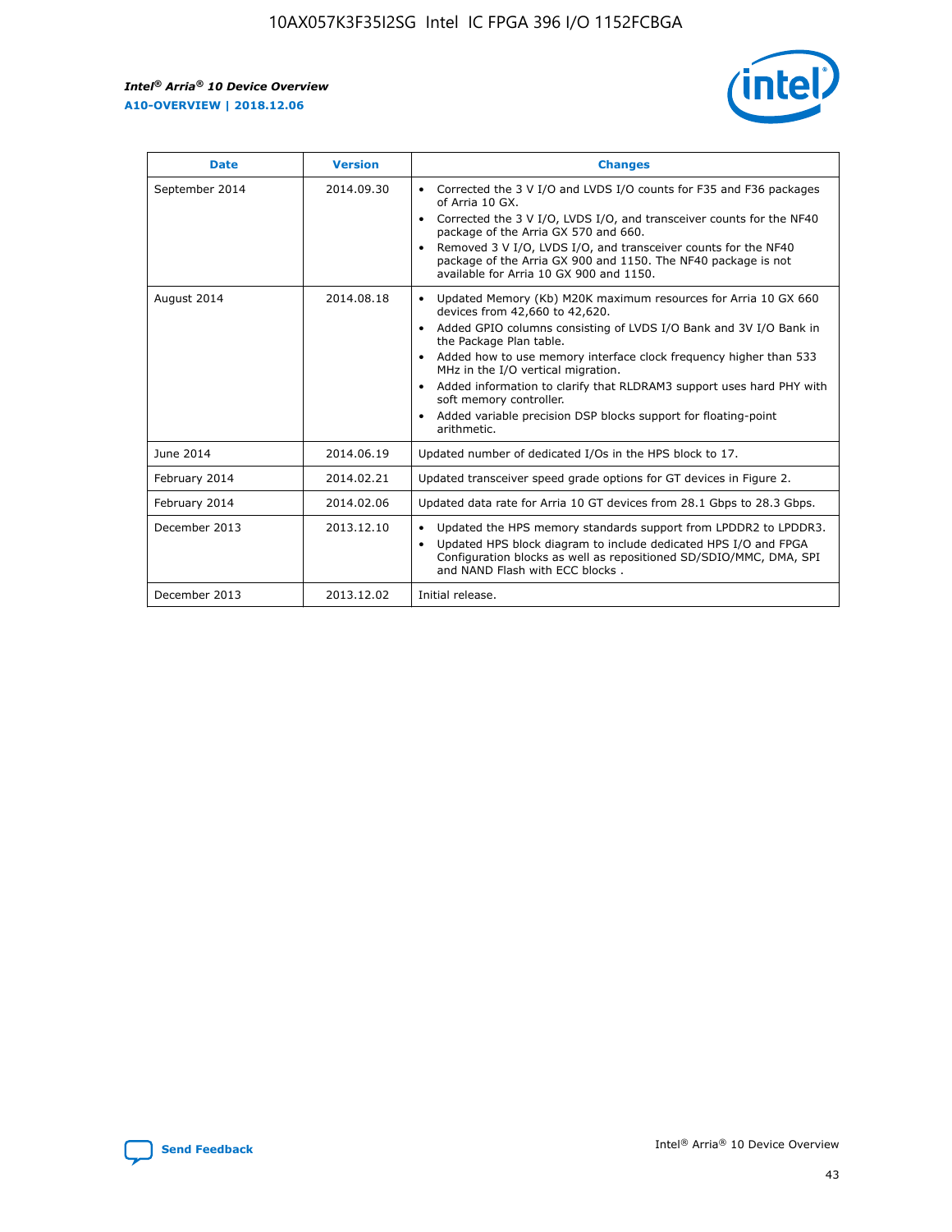| Date | Version | Changes |
| --- | --- | --- |
| September 2014 | 2014.09.30 | • Corrected the 3 V I/O and LVDS I/O counts for F35 and F36 packages of Arria 10 GX.<br>• Corrected the 3 V I/O, LVDS I/O, and transceiver counts for the NF40 package of the Arria GX 570 and 660.<br>• Removed 3 V I/O, LVDS I/O, and transceiver counts for the NF40 package of the Arria GX 900 and 1150. The NF40 package is not available for Arria 10 GX 900 and 1150. |
| August 2014 | 2014.08.18 | • Updated Memory (Kb) M20K maximum resources for Arria 10 GX 660 devices from 42,660 to 42,620.<br>• Added GPIO columns consisting of LVDS I/O Bank and 3V I/O Bank in the Package Plan table.<br>• Added how to use memory interface clock frequency higher than 533 MHz in the I/O vertical migration.<br>• Added information to clarify that RLDRAM3 support uses hard PHY with soft memory controller.<br>• Added variable precision DSP blocks support for floating-point arithmetic. |
| June 2014 | 2014.06.19 | Updated number of dedicated I/Os in the HPS block to 17. |
| February 2014 | 2014.02.21 | Updated transceiver speed grade options for GT devices in Figure 2. |
| February 2014 | 2014.02.06 | Updated data rate for Arria 10 GT devices from 28.1 Gbps to 28.3 Gbps. |
| December 2013 | 2013.12.10 | • Updated the HPS memory standards support from LPDDR2 to LPDDR3.<br>• Updated HPS block diagram to include dedicated HPS I/O and FPGA Configuration blocks as well as repositioned SD/SDIO/MMC, DMA, SPI and NAND Flash with ECC blocks . |
| December 2013 | 2013.12.02 | Initial release. |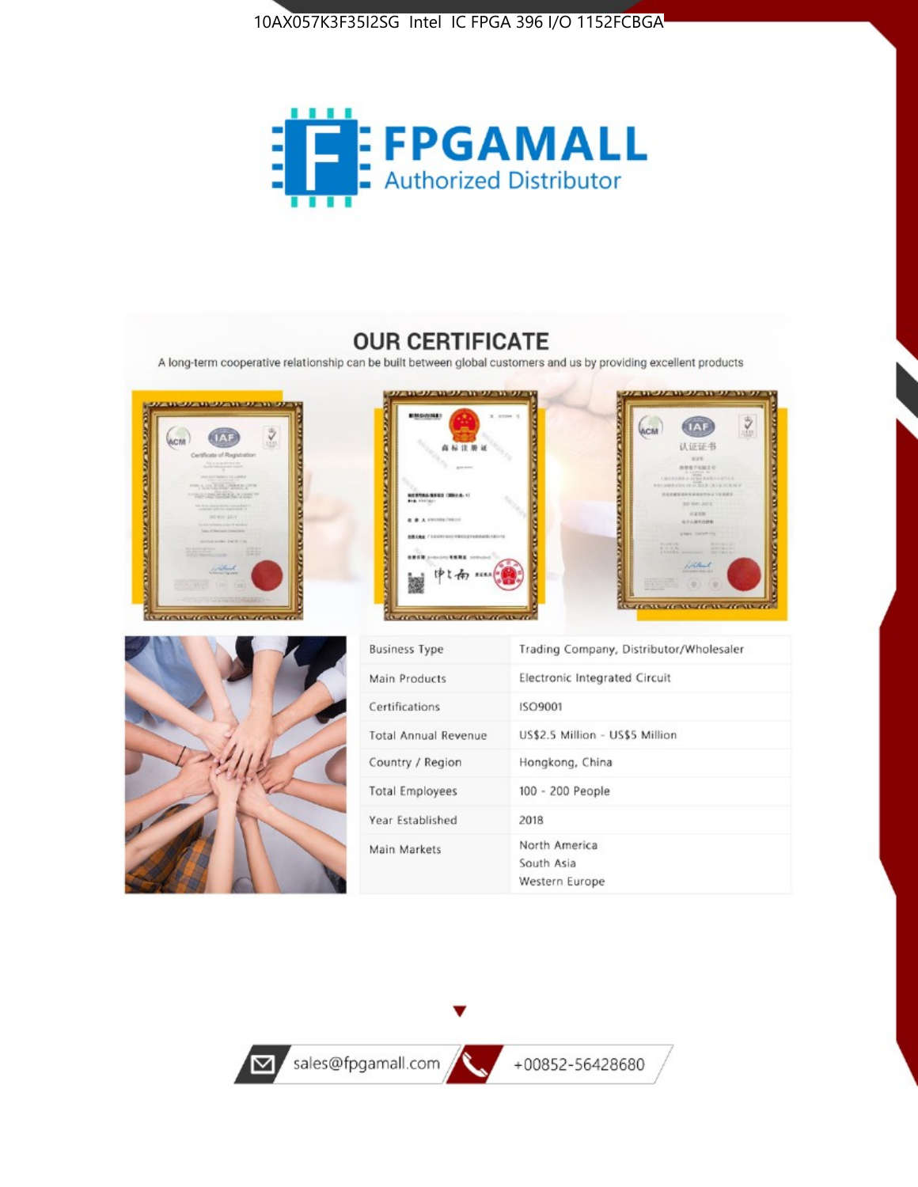FPGAMALL
Authorized Distributor

## OUR CERTIFICATE

A long-term cooperative relationship can be built between global customers and us by providing excellent products

| | |
|---|---|
| Business Type | Trading Company, Distributor/Wholesaler |
| Main Products | Electronic Integrated Circuit |
| Certifications | ISO9001 |
| Total Annual Revenue | US$2.5 Million - US$5 Million |
| Country / Region | Hongkong, China |
| Total Employees | 100 - 200 People |
| Year Established | 2018 |
| Main Markets | North America<br>South Asia<br>Western Europe |

sales@fpgamall.com

+00852-56428680